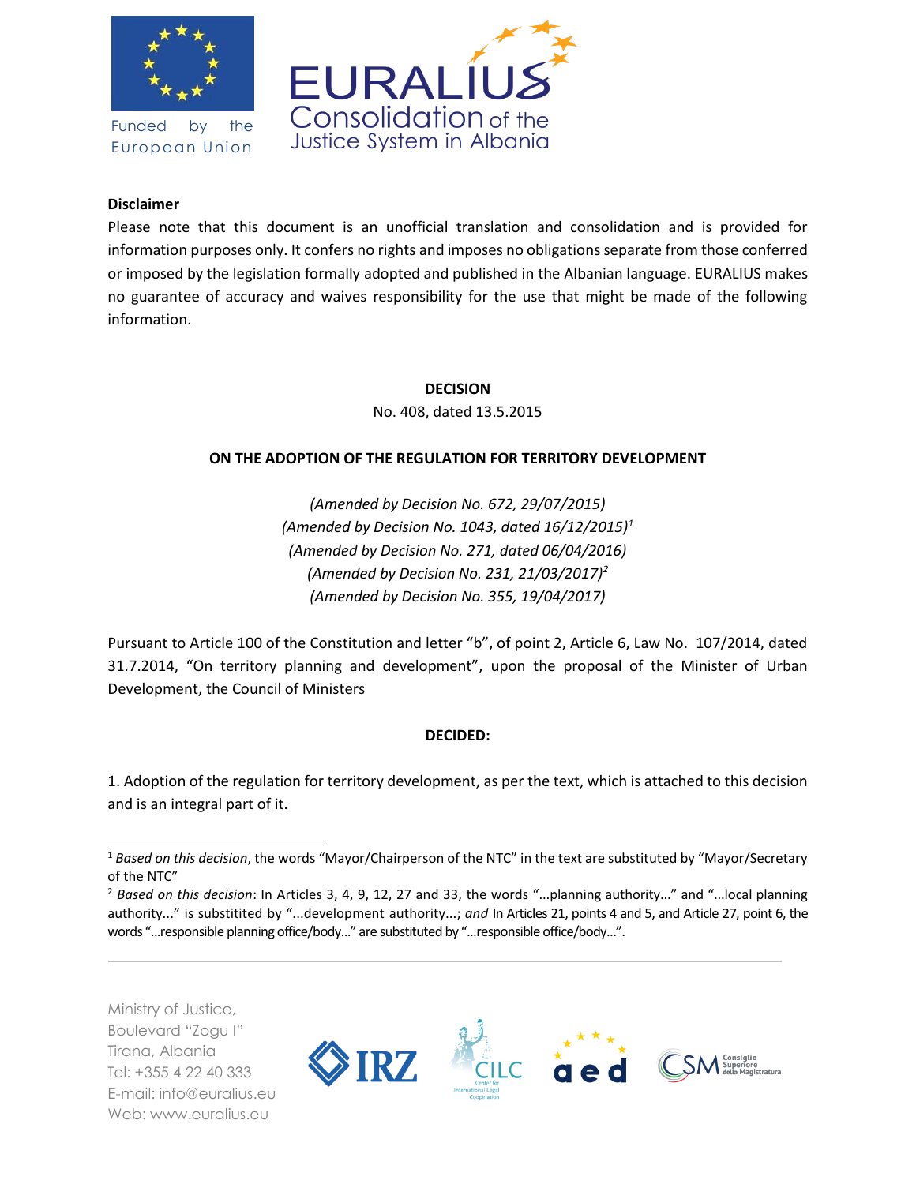**Disclaimer**

Please note that this document is an unofficial translation and consolidation and is provided for information purposes only. It confers no rights and imposes no obligations separate from those conferred or imposed by the legislation formally adopted and published in the Albanian language. EURALIUS makes no guarantee of accuracy and waives responsibility for the use that might be made of the following information.

**DECISION**

No. 408, dated 13.5.2015

**ON THE ADOPTION OF THE REGULATION FOR TERRITORY DEVELOPMENT**

*(Amended by Decision No. 672, 29/07/2015)*
*(Amended by Decision No. 1043, dated 16/12/2015)*[1]
*(Amended by Decision No. 271, dated 06/04/2016)*
*(Amended by Decision No. 231, 21/03/2017)*[2]
*(Amended by Decision No. 355, 19/04/2017)*

Pursuant to Article 100 of the Constitution and letter "b", of point 2, Article 6, Law No. 107/2014, dated 31.7.2014, "On territory planning and development", upon the proposal of the Minister of Urban Development, the Council of Ministers

**DECIDED:**

1. Adoption of the regulation for territory development, as per the text, which is attached to this decision and is an integral part of it.

---

[1] *Based on this decision*, the words "Mayor/Chairperson of the NTC" in the text are substituted by "Mayor/Secretary of the NTC"

[2] *Based on this decision*: In Articles 3, 4, 9, 12, 27 and 33, the words "...planning authority..." and "...local planning authority..." is substituted by "...development authority...; *and* In Articles 21, points 4 and 5, and Article 27, point 6, the words "...responsible planning office/body..." are substituted by "...responsible office/body...".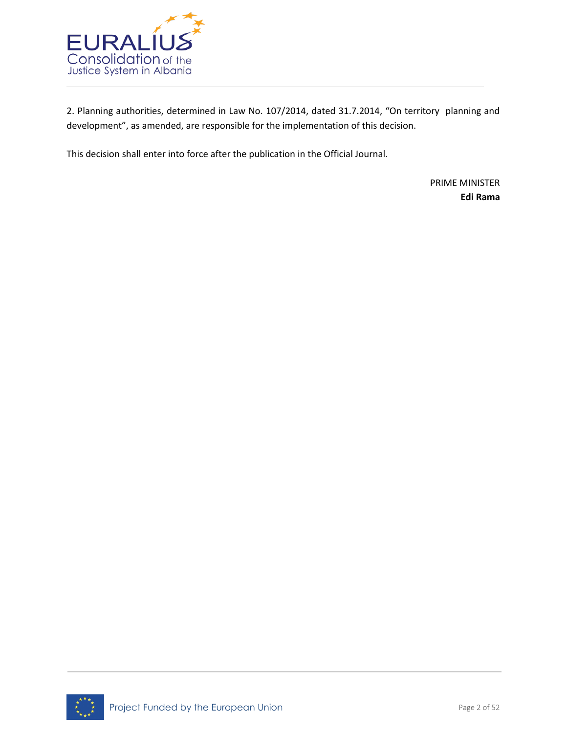2. Planning authorities, determined in Law No. 107/2014, dated 31.7.2014, “On territory planning and development”, as amended, are responsible for the implementation of this decision.

This decision shall enter into force after the publication in the Official Journal.

PRIME MINISTER
**Edi Rama**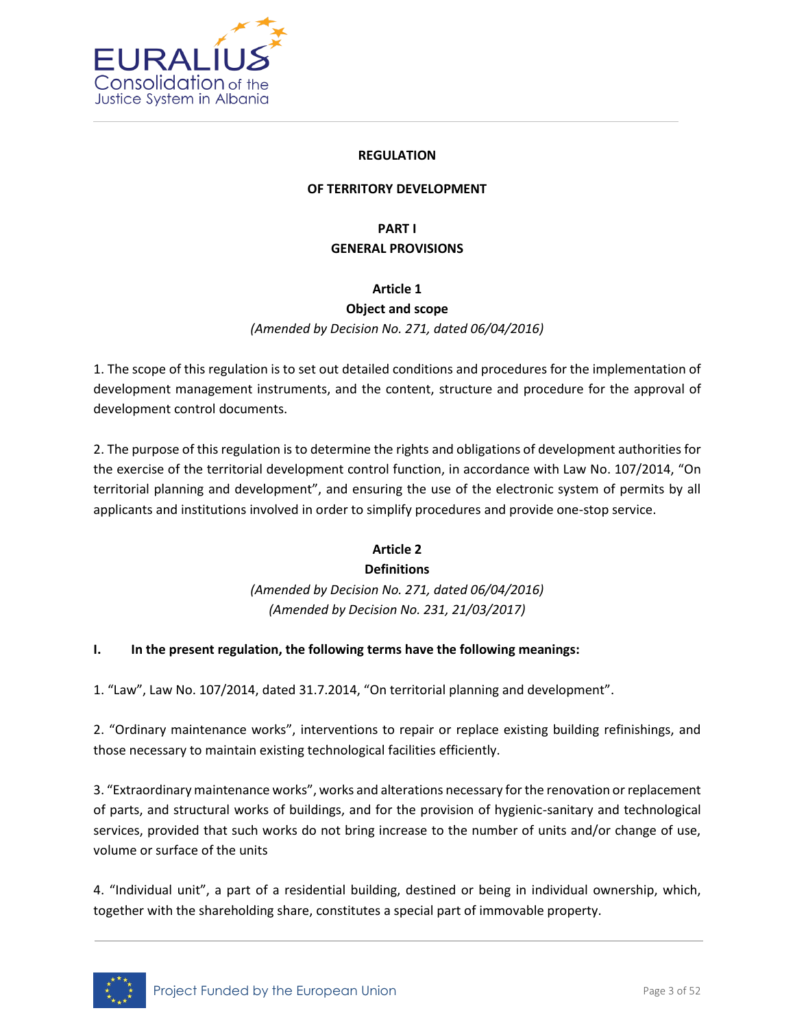# REGULATION

# OF TERRITORY DEVELOPMENT

## PART I
## GENERAL PROVISIONS

### Article 1
### Object and scope

*(Amended by Decision No. 271, dated 06/04/2016)*

1. The scope of this regulation is to set out detailed conditions and procedures for the implementation of development management instruments, and the content, structure and procedure for the approval of development control documents.

2. The purpose of this regulation is to determine the rights and obligations of development authorities for the exercise of the territorial development control function, in accordance with Law No. 107/2014, "On territorial planning and development", and ensuring the use of the electronic system of permits by all applicants and institutions involved in order to simplify procedures and provide one-stop service.

### Article 2
### Definitions

*(Amended by Decision No. 271, dated 06/04/2016)*
*(Amended by Decision No. 231, 21/03/2017)*

**I. In the present regulation, the following terms have the following meanings:**

1. "Law", Law No. 107/2014, dated 31.7.2014, "On territorial planning and development".

2. "Ordinary maintenance works", interventions to repair or replace existing building refinishings, and those necessary to maintain existing technological facilities efficiently.

3. "Extraordinary maintenance works", works and alterations necessary for the renovation or replacement of parts, and structural works of buildings, and for the provision of hygienic-sanitary and technological services, provided that such works do not bring increase to the number of units and/or change of use, volume or surface of the units

4. "Individual unit", a part of a residential building, destined or being in individual ownership, which, together with the shareholding share, constitutes a special part of immovable property.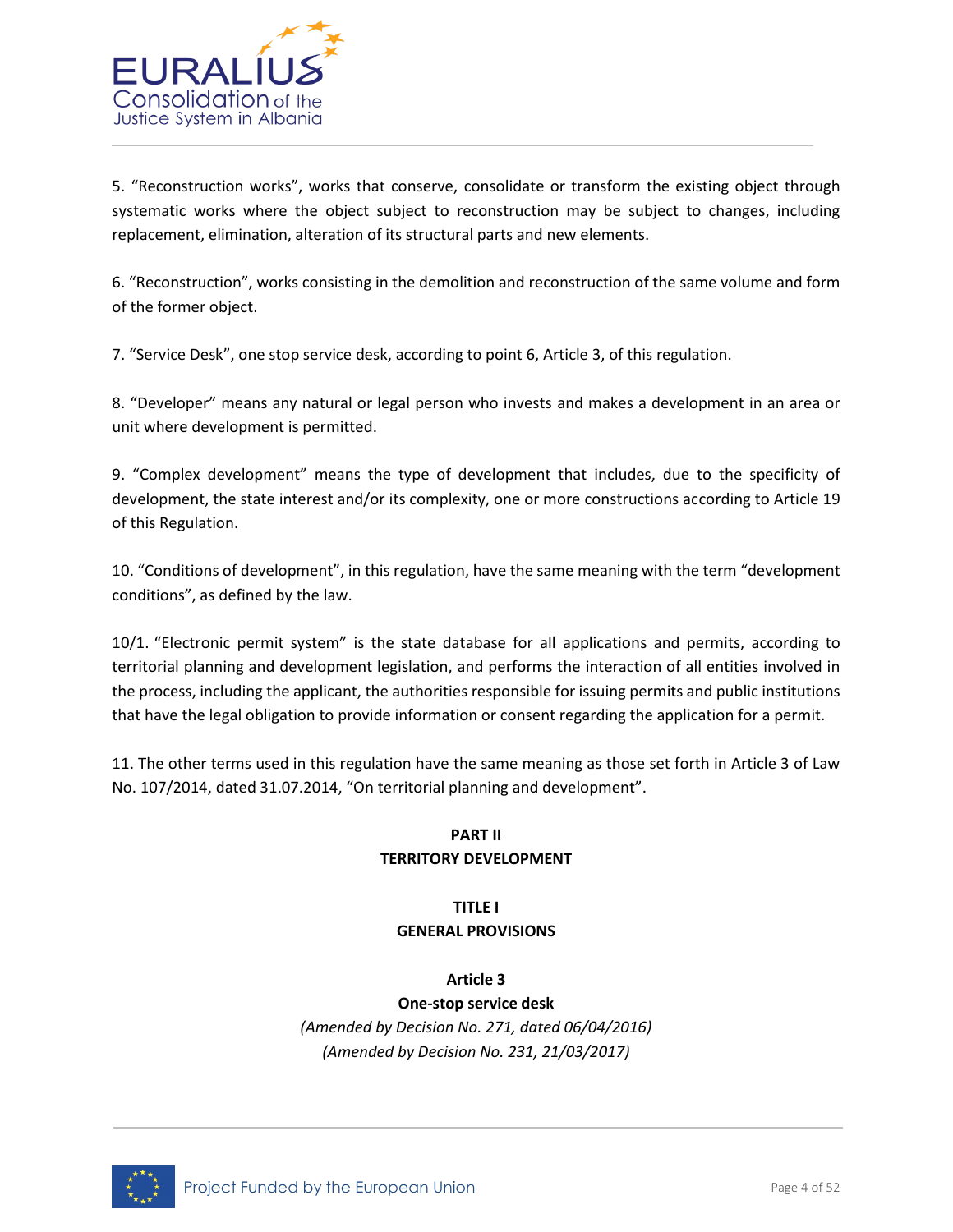5. "Reconstruction works", works that conserve, consolidate or transform the existing object through systematic works where the object subject to reconstruction may be subject to changes, including replacement, elimination, alteration of its structural parts and new elements.

6. "Reconstruction", works consisting in the demolition and reconstruction of the same volume and form of the former object.

7. "Service Desk", one stop service desk, according to point 6, Article 3, of this regulation.

8. "Developer" means any natural or legal person who invests and makes a development in an area or unit where development is permitted.

9. "Complex development" means the type of development that includes, due to the specificity of development, the state interest and/or its complexity, one or more constructions according to Article 19 of this Regulation.

10. "Conditions of development", in this regulation, have the same meaning with the term "development conditions", as defined by the law.

10/1. "Electronic permit system" is the state database for all applications and permits, according to territorial planning and development legislation, and performs the interaction of all entities involved in the process, including the applicant, the authorities responsible for issuing permits and public institutions that have the legal obligation to provide information or consent regarding the application for a permit.

11. The other terms used in this regulation have the same meaning as those set forth in Article 3 of Law No. 107/2014, dated 31.07.2014, "On territorial planning and development".

## PART II
## TERRITORY DEVELOPMENT

### TITLE I
### GENERAL PROVISIONS

#### Article 3
#### One-stop service desk

*(Amended by Decision No. 271, dated 06/04/2016)*
*(Amended by Decision No. 231, 21/03/2017)*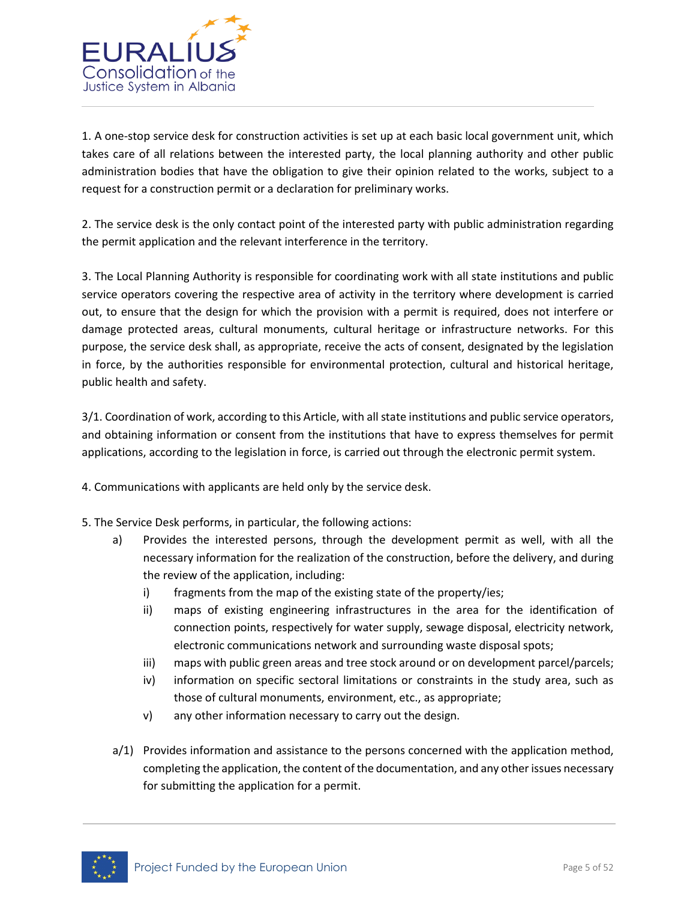1. A one-stop service desk for construction activities is set up at each basic local government unit, which takes care of all relations between the interested party, the local planning authority and other public administration bodies that have the obligation to give their opinion related to the works, subject to a request for a construction permit or a declaration for preliminary works.

2. The service desk is the only contact point of the interested party with public administration regarding the permit application and the relevant interference in the territory.

3. The Local Planning Authority is responsible for coordinating work with all state institutions and public service operators covering the respective area of activity in the territory where development is carried out, to ensure that the design for which the provision with a permit is required, does not interfere or damage protected areas, cultural monuments, cultural heritage or infrastructure networks. For this purpose, the service desk shall, as appropriate, receive the acts of consent, designated by the legislation in force, by the authorities responsible for environmental protection, cultural and historical heritage, public health and safety.

3/1. Coordination of work, according to this Article, with all state institutions and public service operators, and obtaining information or consent from the institutions that have to express themselves for permit applications, according to the legislation in force, is carried out through the electronic permit system.

4. Communications with applicants are held only by the service desk.

5. The Service Desk performs, in particular, the following actions:

- a) Provides the interested persons, through the development permit as well, with all the necessary information for the realization of the construction, before the delivery, and during the review of the application, including:
    - i) fragments from the map of the existing state of the property/ies;
    - ii) maps of existing engineering infrastructures in the area for the identification of connection points, respectively for water supply, sewage disposal, electricity network, electronic communications network and surrounding waste disposal spots;
    - iii) maps with public green areas and tree stock around or on development parcel/parcels;
    - iv) information on specific sectoral limitations or constraints in the study area, such as those of cultural monuments, environment, etc., as appropriate;
    - v) any other information necessary to carry out the design.
- a/1) Provides information and assistance to the persons concerned with the application method, completing the application, the content of the documentation, and any other issues necessary for submitting the application for a permit.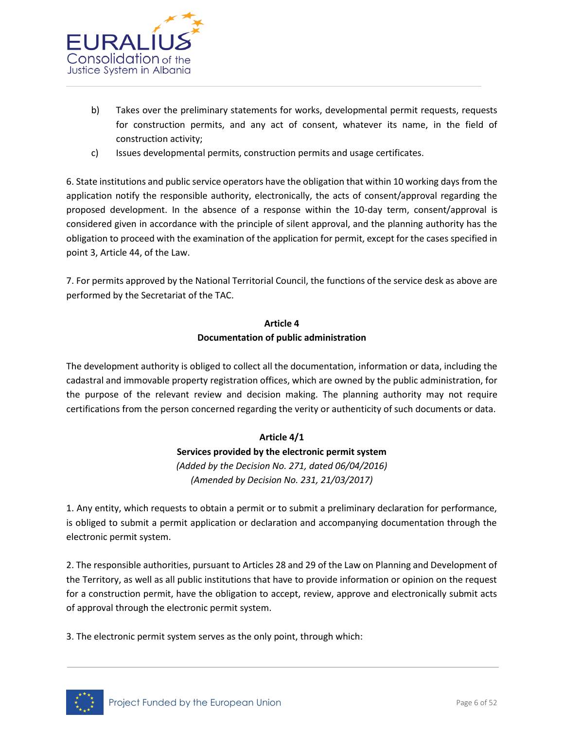b) Takes over the preliminary statements for works, developmental permit requests, requests for construction permits, and any act of consent, whatever its name, in the field of construction activity;

c) Issues developmental permits, construction permits and usage certificates.

6. State institutions and public service operators have the obligation that within 10 working days from the application notify the responsible authority, electronically, the acts of consent/approval regarding the proposed development. In the absence of a response within the 10-day term, consent/approval is considered given in accordance with the principle of silent approval, and the planning authority has the obligation to proceed with the examination of the application for permit, except for the cases specified in point 3, Article 44, of the Law.

7. For permits approved by the National Territorial Council, the functions of the service desk as above are performed by the Secretariat of the TAC.

**Article 4**
**Documentation of public administration**

The development authority is obliged to collect all the documentation, information or data, including the cadastral and immovable property registration offices, which are owned by the public administration, for the purpose of the relevant review and decision making. The planning authority may not require certifications from the person concerned regarding the verity or authenticity of such documents or data.

**Article 4/1**
**Services provided by the electronic permit system**
*(Added by the Decision No. 271, dated 06/04/2016)*
*(Amended by Decision No. 231, 21/03/2017)*

1. Any entity, which requests to obtain a permit or to submit a preliminary declaration for performance, is obliged to submit a permit application or declaration and accompanying documentation through the electronic permit system.

2. The responsible authorities, pursuant to Articles 28 and 29 of the Law on Planning and Development of the Territory, as well as all public institutions that have to provide information or opinion on the request for a construction permit, have the obligation to accept, review, approve and electronically submit acts of approval through the electronic permit system.

3. The electronic permit system serves as the only point, through which: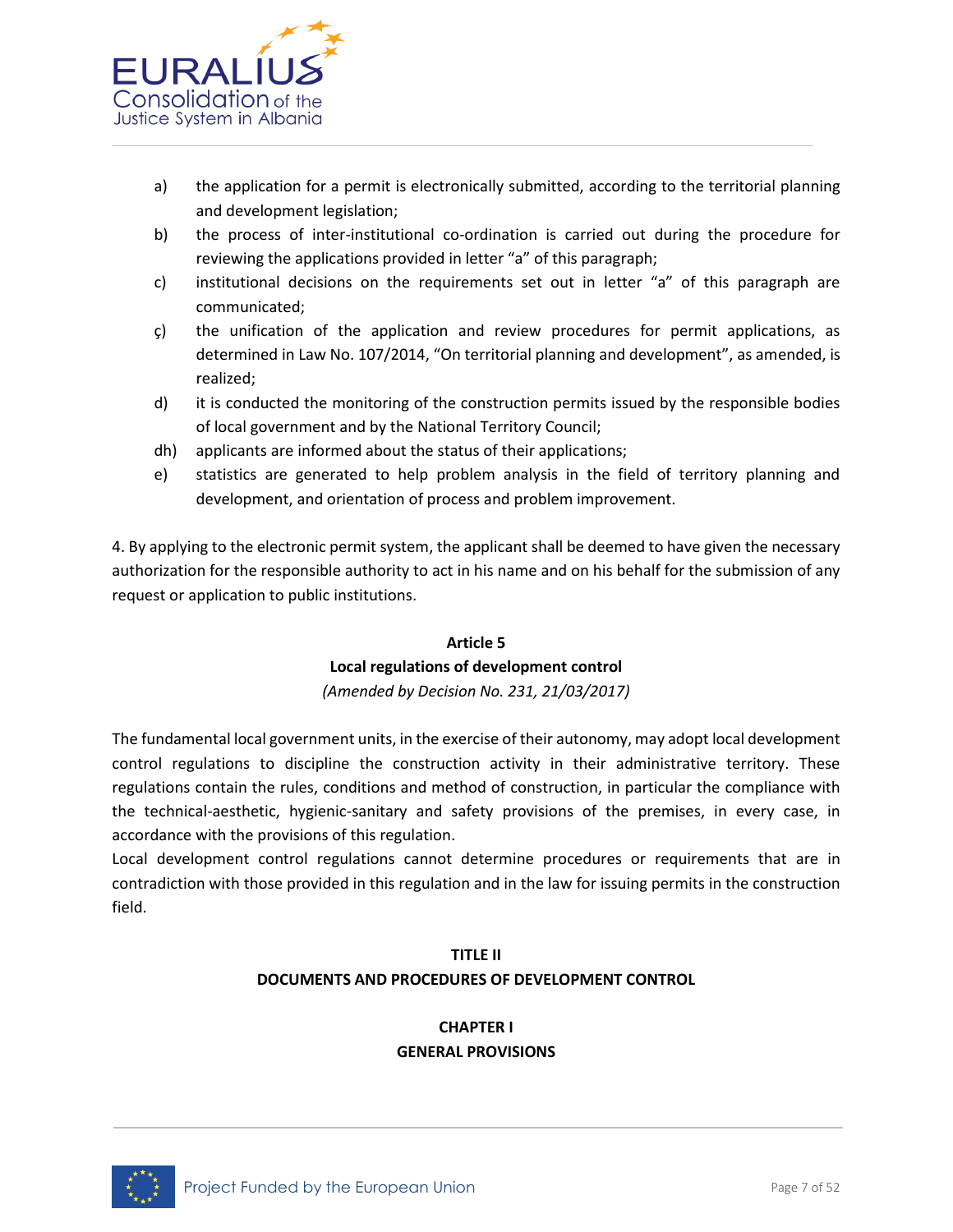a) the application for a permit is electronically submitted, according to the territorial planning and development legislation;
b) the process of inter-institutional co-ordination is carried out during the procedure for reviewing the applications provided in letter "a" of this paragraph;
c) institutional decisions on the requirements set out in letter "a" of this paragraph are communicated;
ç) the unification of the application and review procedures for permit applications, as determined in Law No. 107/2014, "On territorial planning and development", as amended, is realized;
d) it is conducted the monitoring of the construction permits issued by the responsible bodies of local government and by the National Territory Council;
dh) applicants are informed about the status of their applications;
e) statistics are generated to help problem analysis in the field of territory planning and development, and orientation of process and problem improvement.

4. By applying to the electronic permit system, the applicant shall be deemed to have given the necessary authorization for the responsible authority to act in his name and on his behalf for the submission of any request or application to public institutions.

**Article 5**
**Local regulations of development control**
*(Amended by Decision No. 231, 21/03/2017)*

The fundamental local government units, in the exercise of their autonomy, may adopt local development control regulations to discipline the construction activity in their administrative territory. These regulations contain the rules, conditions and method of construction, in particular the compliance with the technical-aesthetic, hygienic-sanitary and safety provisions of the premises, in every case, in accordance with the provisions of this regulation.
Local development control regulations cannot determine procedures or requirements that are in contradiction with those provided in this regulation and in the law for issuing permits in the construction field.

## TITLE II
## DOCUMENTS AND PROCEDURES OF DEVELOPMENT CONTROL

### CHAPTER I
### GENERAL PROVISIONS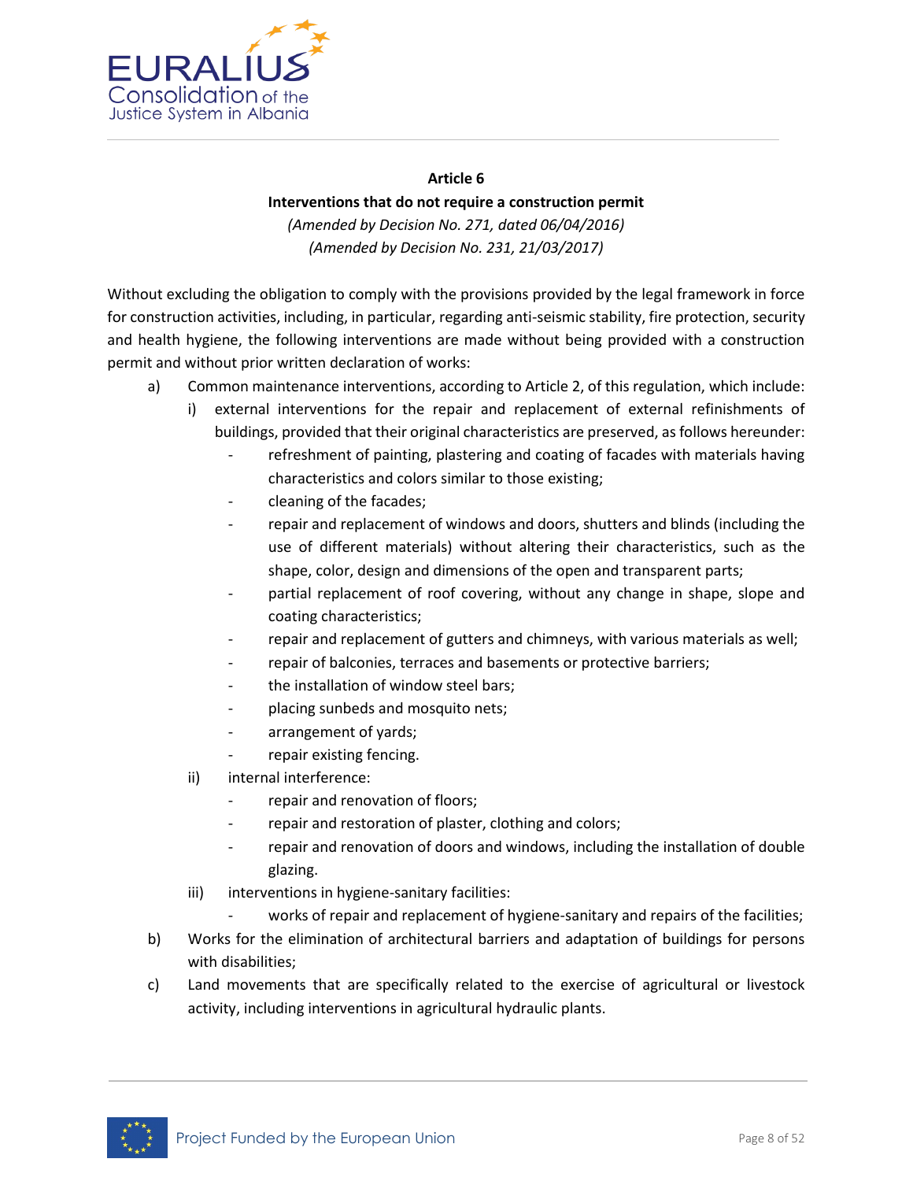**Article 6**

**Interventions that do not require a construction permit**

*(Amended by Decision No. 271, dated 06/04/2016)*

*(Amended by Decision No. 231, 21/03/2017)*

Without excluding the obligation to comply with the provisions provided by the legal framework in force for construction activities, including, in particular, regarding anti-seismic stability, fire protection, security and health hygiene, the following interventions are made without being provided with a construction permit and without prior written declaration of works:

a) Common maintenance interventions, according to Article 2, of this regulation, which include:
   i) external interventions for the repair and replacement of external refinishments of buildings, provided that their original characteristics are preserved, as follows hereunder:
      - refreshment of painting, plastering and coating of facades with materials having characteristics and colors similar to those existing;
      - cleaning of the facades;
      - repair and replacement of windows and doors, shutters and blinds (including the use of different materials) without altering their characteristics, such as the shape, color, design and dimensions of the open and transparent parts;
      - partial replacement of roof covering, without any change in shape, slope and coating characteristics;
      - repair and replacement of gutters and chimneys, with various materials as well;
      - repair of balconies, terraces and basements or protective barriers;
      - the installation of window steel bars;
      - placing sunbeds and mosquito nets;
      - arrangement of yards;
      - repair existing fencing.
   ii) internal interference:
      - repair and renovation of floors;
      - repair and restoration of plaster, clothing and colors;
      - repair and renovation of doors and windows, including the installation of double glazing.
   iii) interventions in hygiene-sanitary facilities:
      - works of repair and replacement of hygiene-sanitary and repairs of the facilities;

b) Works for the elimination of architectural barriers and adaptation of buildings for persons with disabilities;

c) Land movements that are specifically related to the exercise of agricultural or livestock activity, including interventions in agricultural hydraulic plants.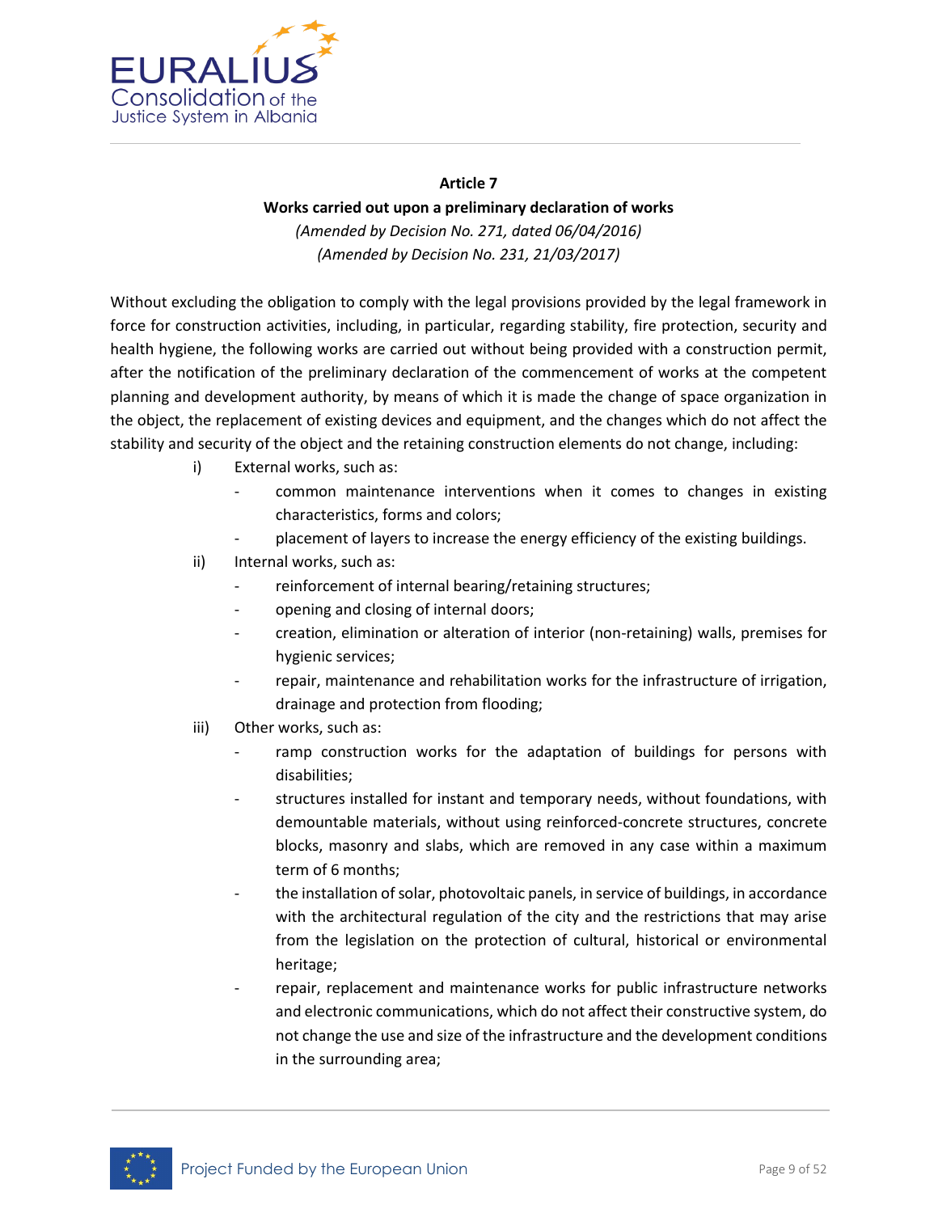## Article 7

### Works carried out upon a preliminary declaration of works

*(Amended by Decision No. 271, dated 06/04/2016)*
*(Amended by Decision No. 231, 21/03/2017)*

Without excluding the obligation to comply with the legal provisions provided by the legal framework in force for construction activities, including, in particular, regarding stability, fire protection, security and health hygiene, the following works are carried out without being provided with a construction permit, after the notification of the preliminary declaration of the commencement of works at the competent planning and development authority, by means of which it is made the change of space organization in the object, the replacement of existing devices and equipment, and the changes which do not affect the stability and security of the object and the retaining construction elements do not change, including:

i) External works, such as:
   - common maintenance interventions when it comes to changes in existing characteristics, forms and colors;
   - placement of layers to increase the energy efficiency of the existing buildings.

ii) Internal works, such as:
   - reinforcement of internal bearing/retaining structures;
   - opening and closing of internal doors;
   - creation, elimination or alteration of interior (non-retaining) walls, premises for hygienic services;
   - repair, maintenance and rehabilitation works for the infrastructure of irrigation, drainage and protection from flooding;

iii) Other works, such as:
   - ramp construction works for the adaptation of buildings for persons with disabilities;
   - structures installed for instant and temporary needs, without foundations, with demountable materials, without using reinforced-concrete structures, concrete blocks, masonry and slabs, which are removed in any case within a maximum term of 6 months;
   - the installation of solar, photovoltaic panels, in service of buildings, in accordance with the architectural regulation of the city and the restrictions that may arise from the legislation on the protection of cultural, historical or environmental heritage;
   - repair, replacement and maintenance works for public infrastructure networks and electronic communications, which do not affect their constructive system, do not change the use and size of the infrastructure and the development conditions in the surrounding area;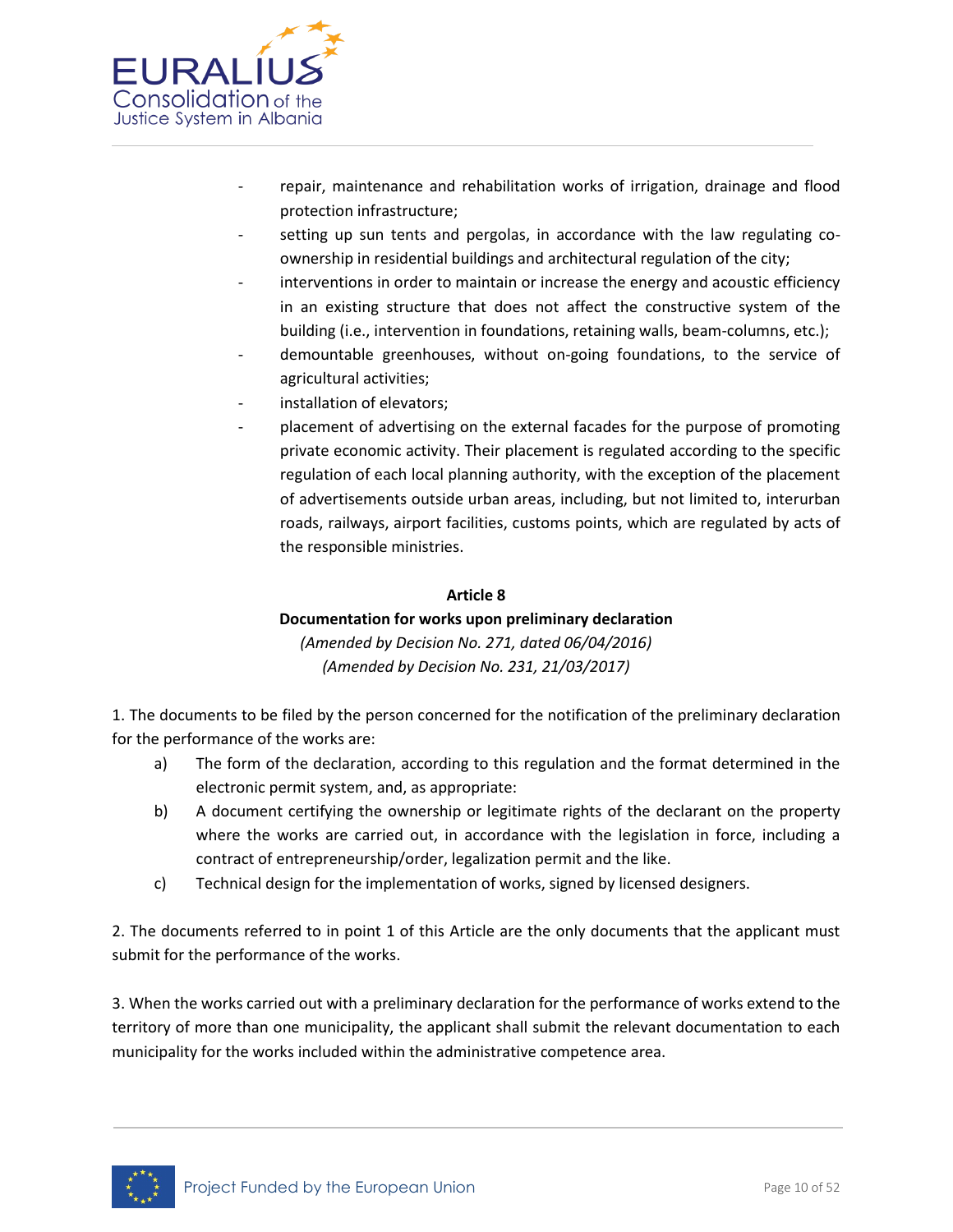- repair, maintenance and rehabilitation works of irrigation, drainage and flood protection infrastructure;
- setting up sun tents and pergolas, in accordance with the law regulating co-ownership in residential buildings and architectural regulation of the city;
- interventions in order to maintain or increase the energy and acoustic efficiency in an existing structure that does not affect the constructive system of the building (i.e., intervention in foundations, retaining walls, beam-columns, etc.);
- demountable greenhouses, without on-going foundations, to the service of agricultural activities;
- installation of elevators;
- placement of advertising on the external facades for the purpose of promoting private economic activity. Their placement is regulated according to the specific regulation of each local planning authority, with the exception of the placement of advertisements outside urban areas, including, but not limited to, interurban roads, railways, airport facilities, customs points, which are regulated by acts of the responsible ministries.

**Article 8**

**Documentation for works upon preliminary declaration**

*(Amended by Decision No. 271, dated 06/04/2016)*

*(Amended by Decision No. 231, 21/03/2017)*

1. The documents to be filed by the person concerned for the notification of the preliminary declaration for the performance of the works are:
   a) The form of the declaration, according to this regulation and the format determined in the electronic permit system, and, as appropriate:
   b) A document certifying the ownership or legitimate rights of the declarant on the property where the works are carried out, in accordance with the legislation in force, including a contract of entrepreneurship/order, legalization permit and the like.
   c) Technical design for the implementation of works, signed by licensed designers.

2. The documents referred to in point 1 of this Article are the only documents that the applicant must submit for the performance of the works.

3. When the works carried out with a preliminary declaration for the performance of works extend to the territory of more than one municipality, the applicant shall submit the relevant documentation to each municipality for the works included within the administrative competence area.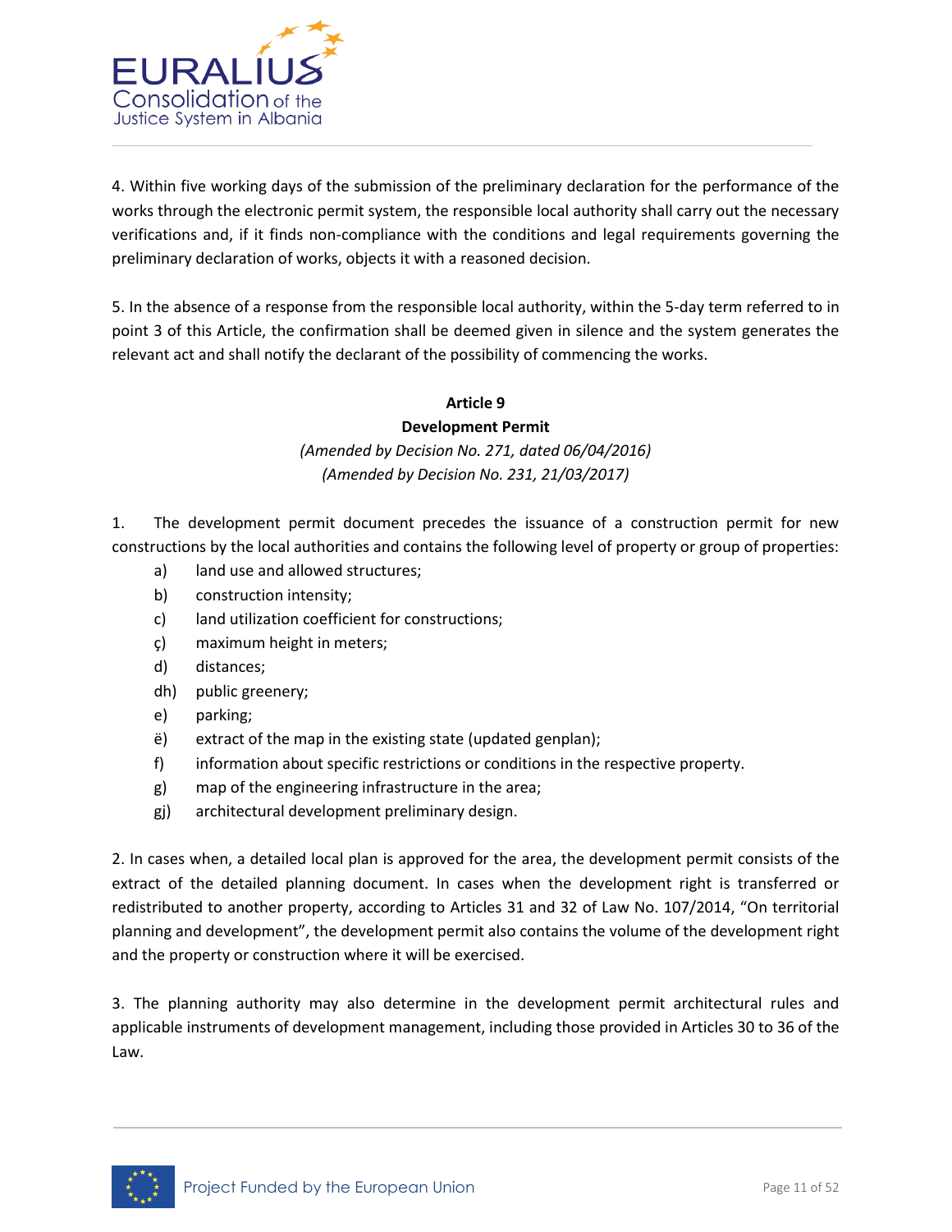4. Within five working days of the submission of the preliminary declaration for the performance of the works through the electronic permit system, the responsible local authority shall carry out the necessary verifications and, if it finds non-compliance with the conditions and legal requirements governing the preliminary declaration of works, objects it with a reasoned decision.

5. In the absence of a response from the responsible local authority, within the 5-day term referred to in point 3 of this Article, the confirmation shall be deemed given in silence and the system generates the relevant act and shall notify the declarant of the possibility of commencing the works.

**Article 9**

**Development Permit**

*(Amended by Decision No. 271, dated 06/04/2016)*
*(Amended by Decision No. 231, 21/03/2017)*

1. The development permit document precedes the issuance of a construction permit for new constructions by the local authorities and contains the following level of property or group of properties:

a) land use and allowed structures;
b) construction intensity;
c) land utilization coefficient for constructions;
ç) maximum height in meters;
d) distances;
dh) public greenery;
e) parking;
ë) extract of the map in the existing state (updated genplan);
f) information about specific restrictions or conditions in the respective property.
g) map of the engineering infrastructure in the area;
gj) architectural development preliminary design.

2. In cases when, a detailed local plan is approved for the area, the development permit consists of the extract of the detailed planning document. In cases when the development right is transferred or redistributed to another property, according to Articles 31 and 32 of Law No. 107/2014, "On territorial planning and development", the development permit also contains the volume of the development right and the property or construction where it will be exercised.

3. The planning authority may also determine in the development permit architectural rules and applicable instruments of development management, including those provided in Articles 30 to 36 of the Law.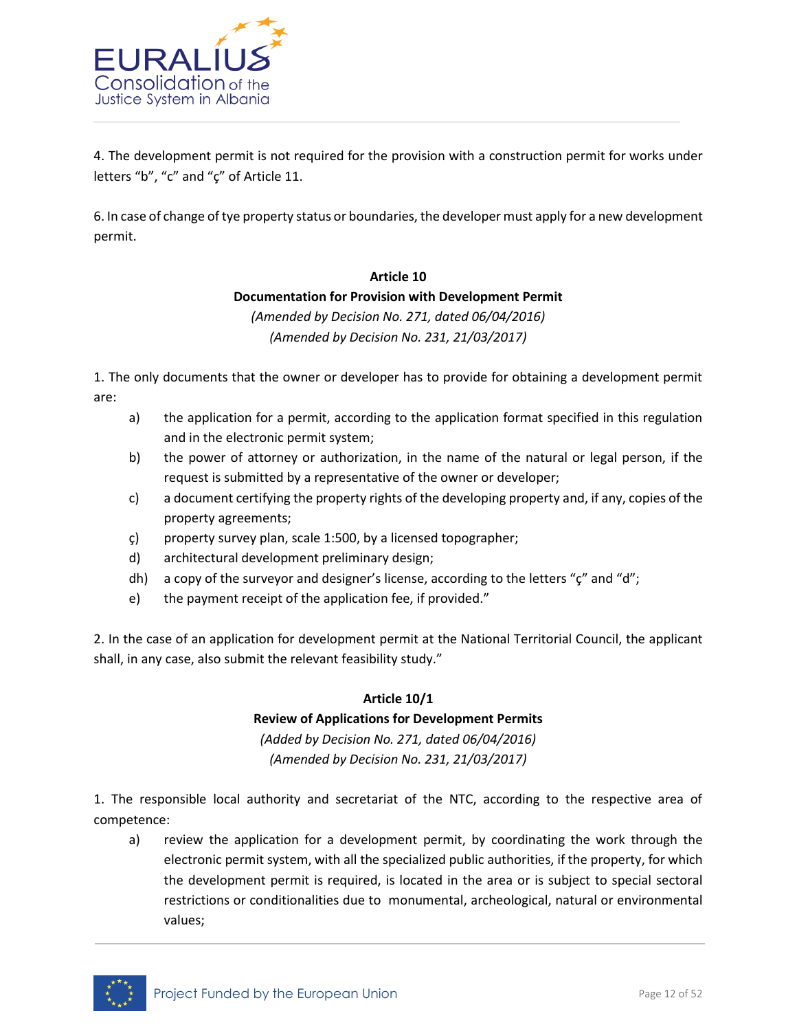4. The development permit is not required for the provision with a construction permit for works under letters “b”, “c” and “ç” of Article 11.

6. In case of change of tye property status or boundaries, the developer must apply for a new development permit.

**Article 10**
**Documentation for Provision with Development Permit**
*(Amended by Decision No. 271, dated 06/04/2016)*
*(Amended by Decision No. 231, 21/03/2017)*

1. The only documents that the owner or developer has to provide for obtaining a development permit are:

a) the application for a permit, according to the application format specified in this regulation and in the electronic permit system;
b) the power of attorney or authorization, in the name of the natural or legal person, if the request is submitted by a representative of the owner or developer;
c) a document certifying the property rights of the developing property and, if any, copies of the property agreements;
ç) property survey plan, scale 1:500, by a licensed topographer;
d) architectural development preliminary design;
dh) a copy of the surveyor and designer’s license, according to the letters “ç” and “d”;
e) the payment receipt of the application fee, if provided.”

2. In the case of an application for development permit at the National Territorial Council, the applicant shall, in any case, also submit the relevant feasibility study.”

**Article 10/1**
**Review of Applications for Development Permits**
*(Added by Decision No. 271, dated 06/04/2016)*
*(Amended by Decision No. 231, 21/03/2017)*

1. The responsible local authority and secretariat of the NTC, according to the respective area of competence:

a) review the application for a development permit, by coordinating the work through the electronic permit system, with all the specialized public authorities, if the property, for which the development permit is required, is located in the area or is subject to special sectoral restrictions or conditionalities due to monumental, archeological, natural or environmental values;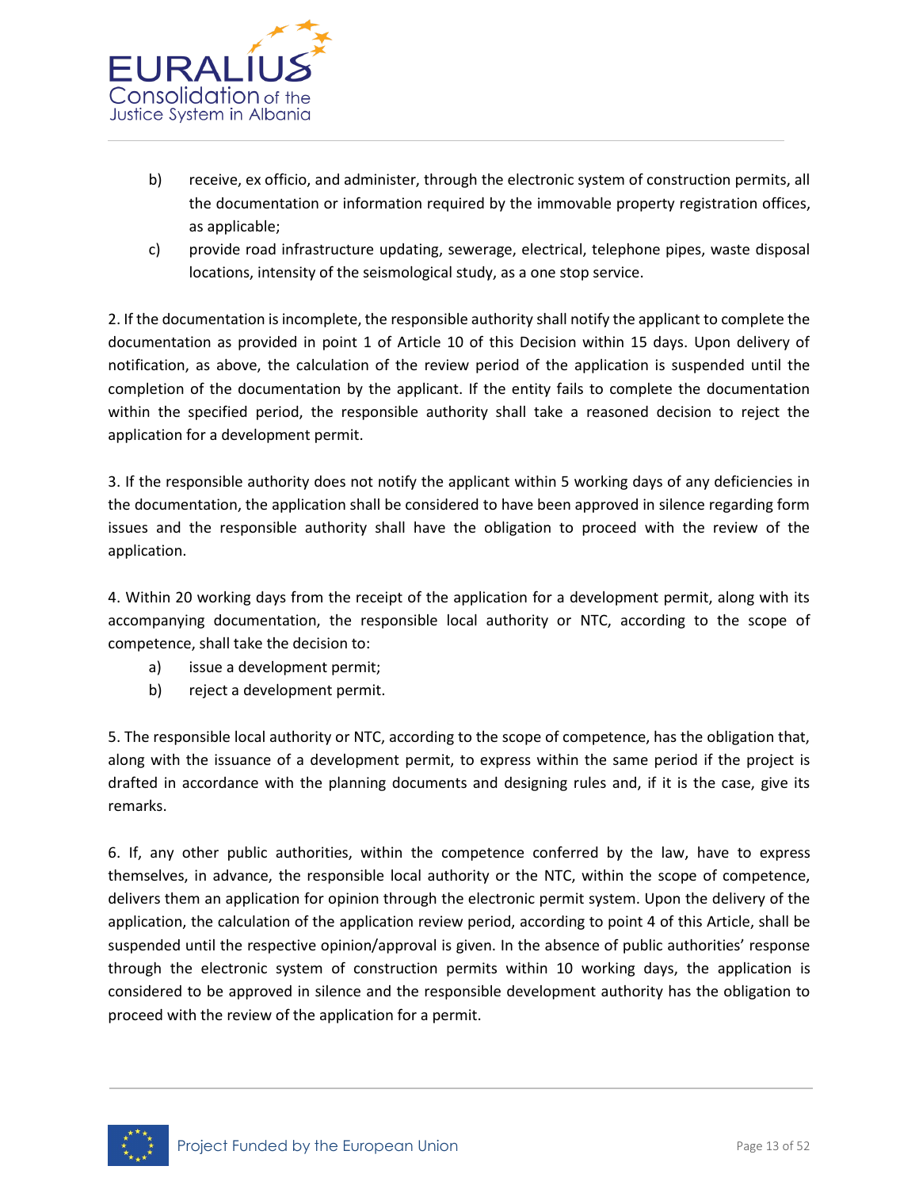b) receive, ex officio, and administer, through the electronic system of construction permits, all the documentation or information required by the immovable property registration offices, as applicable;

c) provide road infrastructure updating, sewerage, electrical, telephone pipes, waste disposal locations, intensity of the seismological study, as a one stop service.

2. If the documentation is incomplete, the responsible authority shall notify the applicant to complete the documentation as provided in point 1 of Article 10 of this Decision within 15 days. Upon delivery of notification, as above, the calculation of the review period of the application is suspended until the completion of the documentation by the applicant. If the entity fails to complete the documentation within the specified period, the responsible authority shall take a reasoned decision to reject the application for a development permit.

3. If the responsible authority does not notify the applicant within 5 working days of any deficiencies in the documentation, the application shall be considered to have been approved in silence regarding form issues and the responsible authority shall have the obligation to proceed with the review of the application.

4. Within 20 working days from the receipt of the application for a development permit, along with its accompanying documentation, the responsible local authority or NTC, according to the scope of competence, shall take the decision to:

a) issue a development permit;

b) reject a development permit.

5. The responsible local authority or NTC, according to the scope of competence, has the obligation that, along with the issuance of a development permit, to express within the same period if the project is drafted in accordance with the planning documents and designing rules and, if it is the case, give its remarks.

6. If, any other public authorities, within the competence conferred by the law, have to express themselves, in advance, the responsible local authority or the NTC, within the scope of competence, delivers them an application for opinion through the electronic permit system. Upon the delivery of the application, the calculation of the application review period, according to point 4 of this Article, shall be suspended until the respective opinion/approval is given. In the absence of public authorities' response through the electronic system of construction permits within 10 working days, the application is considered to be approved in silence and the responsible development authority has the obligation to proceed with the review of the application for a permit.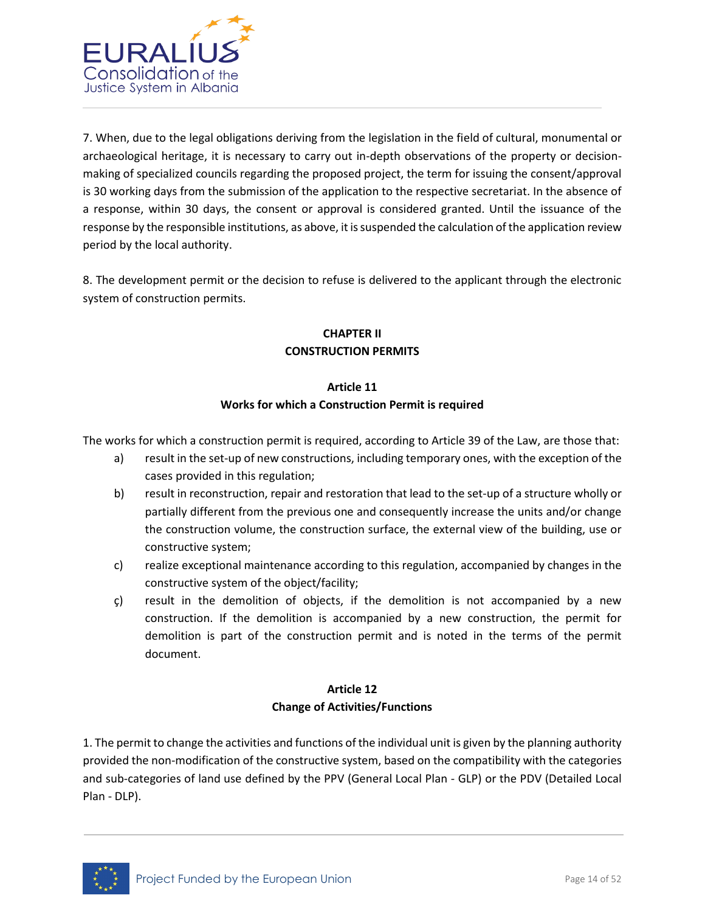7. When, due to the legal obligations deriving from the legislation in the field of cultural, monumental or archaeological heritage, it is necessary to carry out in-depth observations of the property or decision-making of specialized councils regarding the proposed project, the term for issuing the consent/approval is 30 working days from the submission of the application to the respective secretariat. In the absence of a response, within 30 days, the consent or approval is considered granted. Until the issuance of the response by the responsible institutions, as above, it is suspended the calculation of the application review period by the local authority.

8. The development permit or the decision to refuse is delivered to the applicant through the electronic system of construction permits.

## CHAPTER II
## CONSTRUCTION PERMITS

### Article 11
### Works for which a Construction Permit is required

The works for which a construction permit is required, according to Article 39 of the Law, are those that:

a) result in the set-up of new constructions, including temporary ones, with the exception of the cases provided in this regulation;

b) result in reconstruction, repair and restoration that lead to the set-up of a structure wholly or partially different from the previous one and consequently increase the units and/or change the construction volume, the construction surface, the external view of the building, use or constructive system;

c) realize exceptional maintenance according to this regulation, accompanied by changes in the constructive system of the object/facility;

ç) result in the demolition of objects, if the demolition is not accompanied by a new construction. If the demolition is accompanied by a new construction, the permit for demolition is part of the construction permit and is noted in the terms of the permit document.

### Article 12
### Change of Activities/Functions

1. The permit to change the activities and functions of the individual unit is given by the planning authority provided the non-modification of the constructive system, based on the compatibility with the categories and sub-categories of land use defined by the PPV (General Local Plan - GLP) or the PDV (Detailed Local Plan - DLP).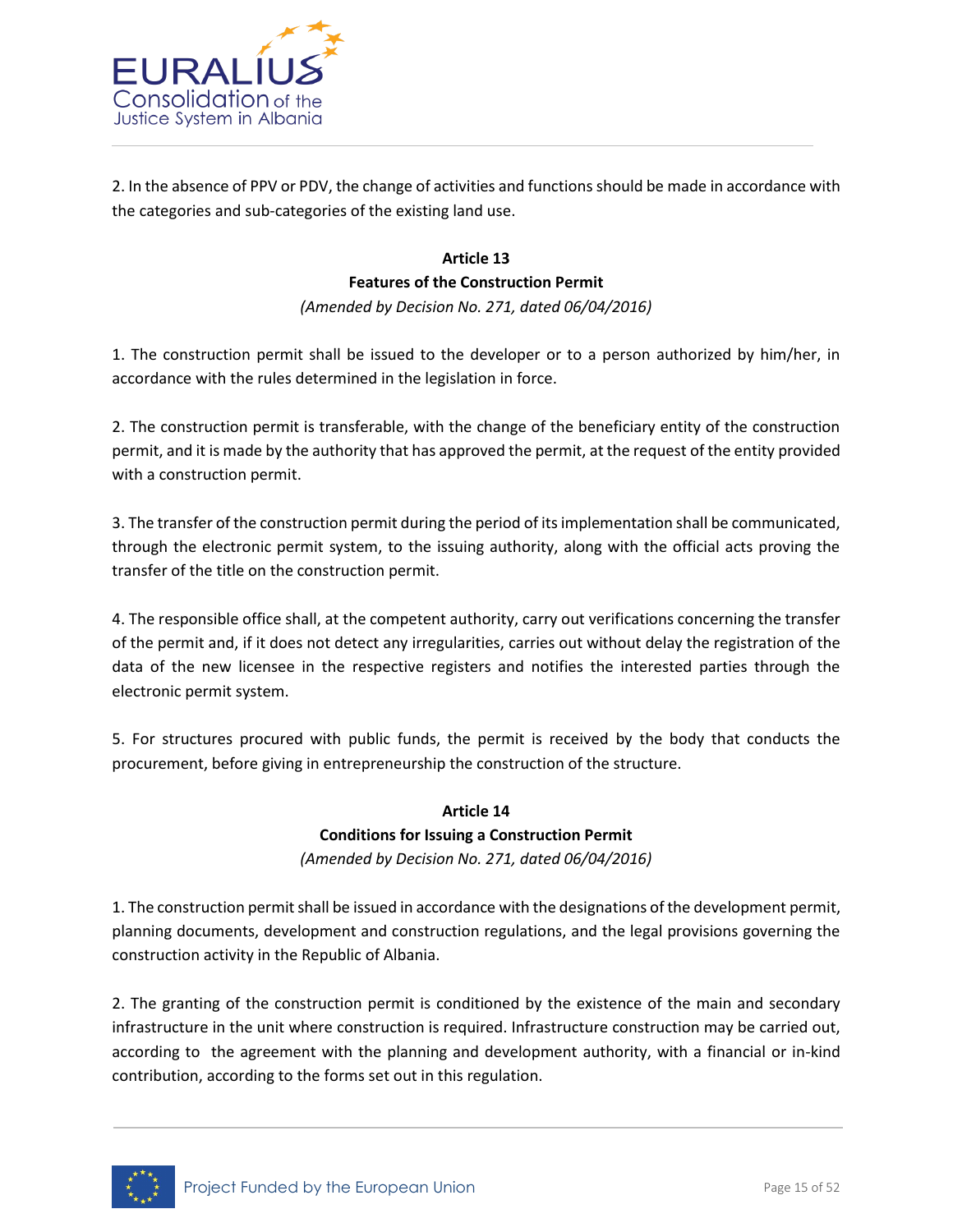2. In the absence of PPV or PDV, the change of activities and functions should be made in accordance with the categories and sub-categories of the existing land use.

**Article 13**
**Features of the Construction Permit**
*(Amended by Decision No. 271, dated 06/04/2016)*

1. The construction permit shall be issued to the developer or to a person authorized by him/her, in accordance with the rules determined in the legislation in force.

2. The construction permit is transferable, with the change of the beneficiary entity of the construction permit, and it is made by the authority that has approved the permit, at the request of the entity provided with a construction permit.

3. The transfer of the construction permit during the period of its implementation shall be communicated, through the electronic permit system, to the issuing authority, along with the official acts proving the transfer of the title on the construction permit.

4. The responsible office shall, at the competent authority, carry out verifications concerning the transfer of the permit and, if it does not detect any irregularities, carries out without delay the registration of the data of the new licensee in the respective registers and notifies the interested parties through the electronic permit system.

5. For structures procured with public funds, the permit is received by the body that conducts the procurement, before giving in entrepreneurship the construction of the structure.

**Article 14**
**Conditions for Issuing a Construction Permit**
*(Amended by Decision No. 271, dated 06/04/2016)*

1. The construction permit shall be issued in accordance with the designations of the development permit, planning documents, development and construction regulations, and the legal provisions governing the construction activity in the Republic of Albania.

2. The granting of the construction permit is conditioned by the existence of the main and secondary infrastructure in the unit where construction is required. Infrastructure construction may be carried out, according to the agreement with the planning and development authority, with a financial or in-kind contribution, according to the forms set out in this regulation.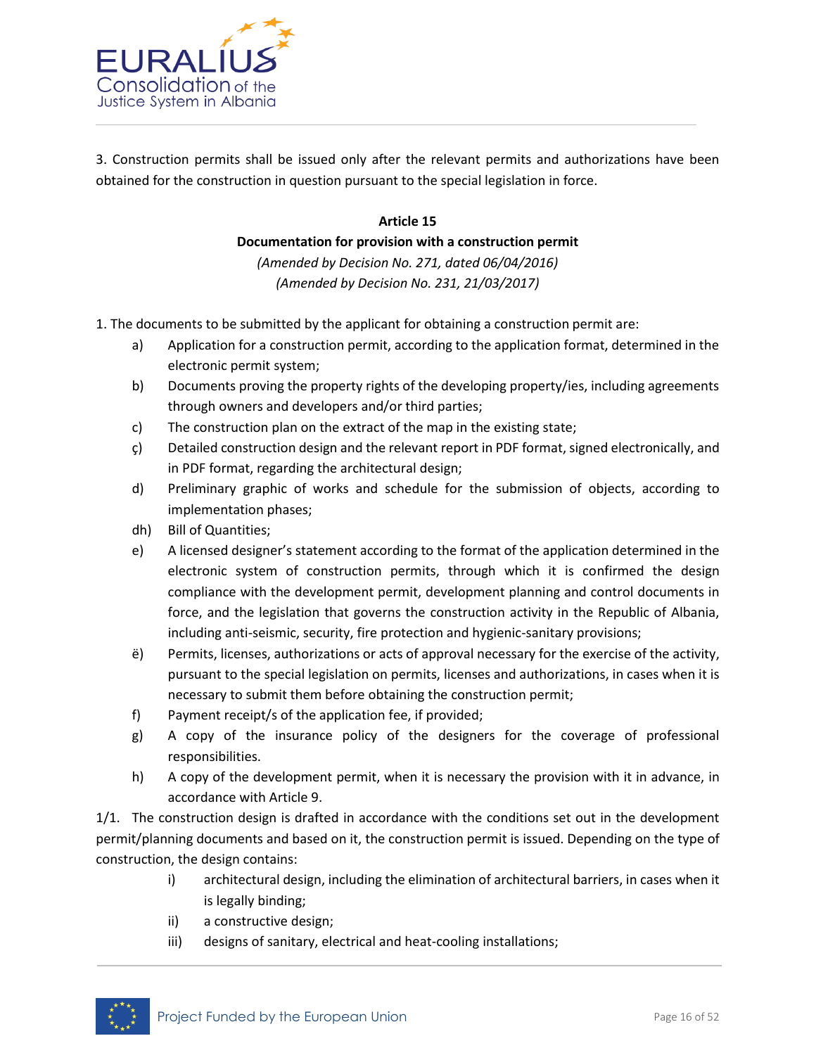3. Construction permits shall be issued only after the relevant permits and authorizations have been obtained for the construction in question pursuant to the special legislation in force.

**Article 15**

**Documentation for provision with a construction permit**

*(Amended by Decision No. 271, dated 06/04/2016)*

*(Amended by Decision No. 231, 21/03/2017)*

1. The documents to be submitted by the applicant for obtaining a construction permit are:

a) Application for a construction permit, according to the application format, determined in the electronic permit system;

b) Documents proving the property rights of the developing property/ies, including agreements through owners and developers and/or third parties;

c) The construction plan on the extract of the map in the existing state;

ç) Detailed construction design and the relevant report in PDF format, signed electronically, and in PDF format, regarding the architectural design;

d) Preliminary graphic of works and schedule for the submission of objects, according to implementation phases;

dh) Bill of Quantities;

e) A licensed designer's statement according to the format of the application determined in the electronic system of construction permits, through which it is confirmed the design compliance with the development permit, development planning and control documents in force, and the legislation that governs the construction activity in the Republic of Albania, including anti-seismic, security, fire protection and hygienic-sanitary provisions;

ë) Permits, licenses, authorizations or acts of approval necessary for the exercise of the activity, pursuant to the special legislation on permits, licenses and authorizations, in cases when it is necessary to submit them before obtaining the construction permit;

f) Payment receipt/s of the application fee, if provided;

g) A copy of the insurance policy of the designers for the coverage of professional responsibilities.

h) A copy of the development permit, when it is necessary the provision with it in advance, in accordance with Article 9.

1/1. The construction design is drafted in accordance with the conditions set out in the development permit/planning documents and based on it, the construction permit is issued. Depending on the type of construction, the design contains:

i) architectural design, including the elimination of architectural barriers, in cases when it is legally binding;

ii) a constructive design;

iii) designs of sanitary, electrical and heat-cooling installations;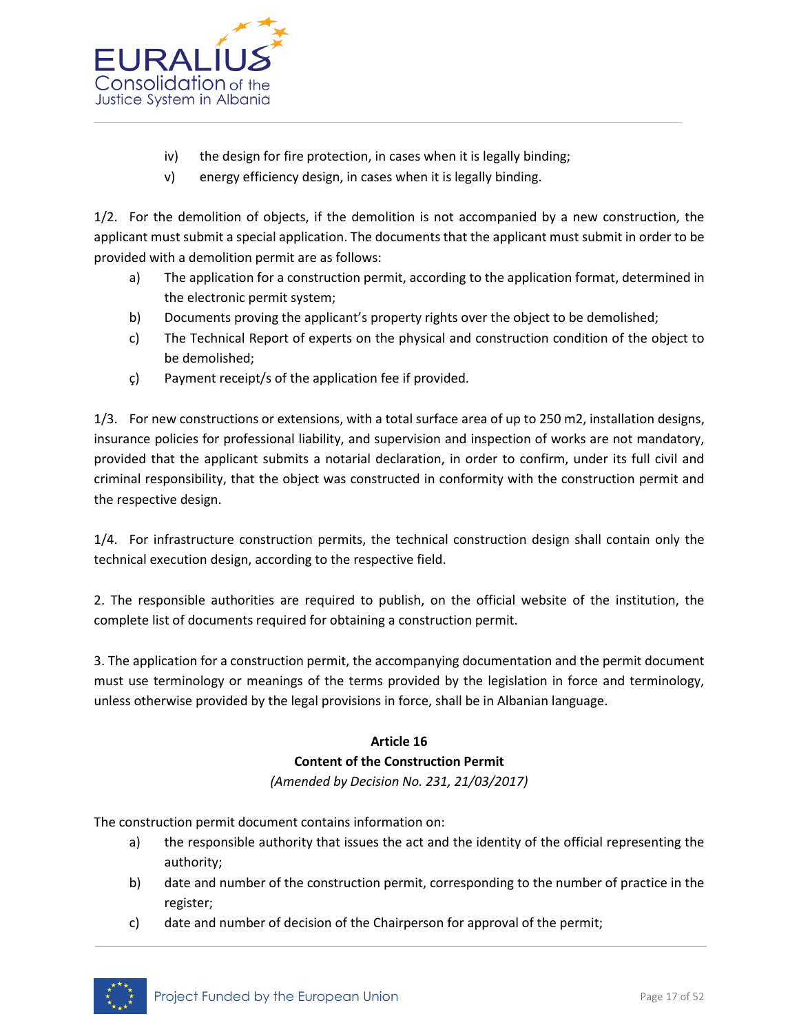iv) the design for fire protection, in cases when it is legally binding;
v) energy efficiency design, in cases when it is legally binding.

1/2. For the demolition of objects, if the demolition is not accompanied by a new construction, the applicant must submit a special application. The documents that the applicant must submit in order to be provided with a demolition permit are as follows:

a) The application for a construction permit, according to the application format, determined in the electronic permit system;
b) Documents proving the applicant's property rights over the object to be demolished;
c) The Technical Report of experts on the physical and construction condition of the object to be demolished;
ç) Payment receipt/s of the application fee if provided.

1/3. For new constructions or extensions, with a total surface area of up to 250 m2, installation designs, insurance policies for professional liability, and supervision and inspection of works are not mandatory, provided that the applicant submits a notarial declaration, in order to confirm, under its full civil and criminal responsibility, that the object was constructed in conformity with the construction permit and the respective design.

1/4. For infrastructure construction permits, the technical construction design shall contain only the technical execution design, according to the respective field.

2. The responsible authorities are required to publish, on the official website of the institution, the complete list of documents required for obtaining a construction permit.

3. The application for a construction permit, the accompanying documentation and the permit document must use terminology or meanings of the terms provided by the legislation in force and terminology, unless otherwise provided by the legal provisions in force, shall be in Albanian language.

### Article 16
### Content of the Construction Permit

*(Amended by Decision No. 231, 21/03/2017)*

The construction permit document contains information on:

a) the responsible authority that issues the act and the identity of the official representing the authority;
b) date and number of the construction permit, corresponding to the number of practice in the register;
c) date and number of decision of the Chairperson for approval of the permit;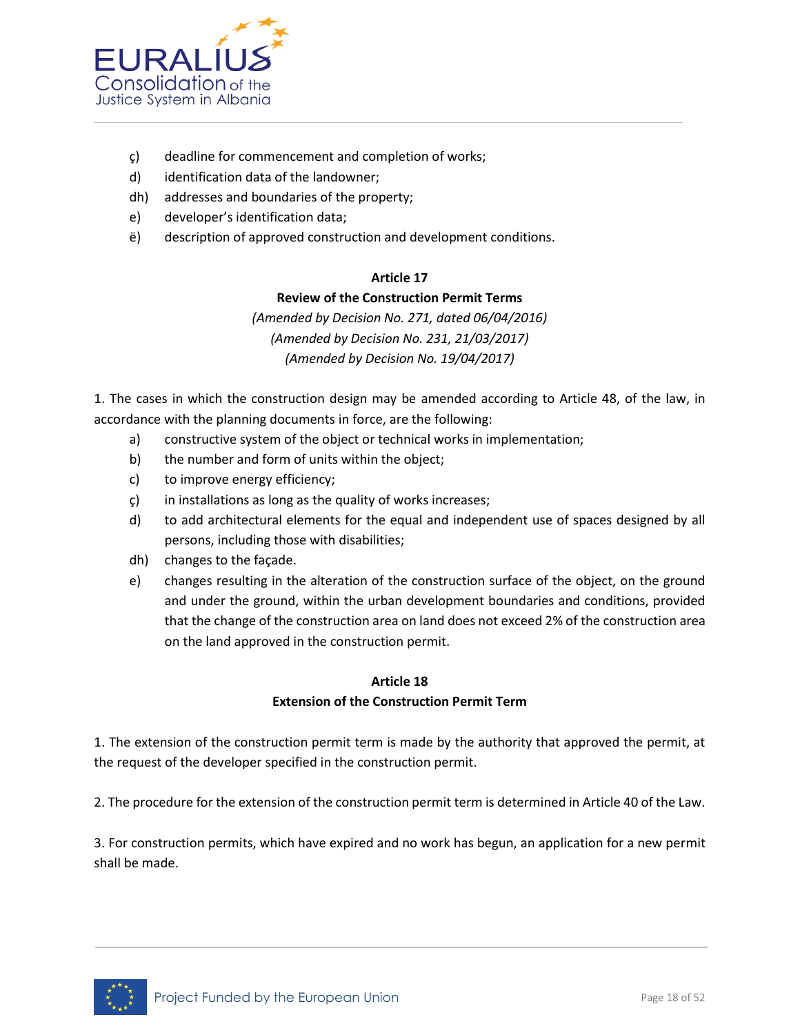ç) deadline for commencement and completion of works;

d) identification data of the landowner;

dh) addresses and boundaries of the property;

e) developer's identification data;

ë) description of approved construction and development conditions.

### Article 17
### Review of the Construction Permit Terms

*(Amended by Decision No. 271, dated 06/04/2016)*
*(Amended by Decision No. 231, 21/03/2017)*
*(Amended by Decision No. 19/04/2017)*

1. The cases in which the construction design may be amended according to Article 48, of the law, in accordance with the planning documents in force, are the following:

a) constructive system of the object or technical works in implementation;

b) the number and form of units within the object;

c) to improve energy efficiency;

ç) in installations as long as the quality of works increases;

d) to add architectural elements for the equal and independent use of spaces designed by all persons, including those with disabilities;

dh) changes to the façade.

e) changes resulting in the alteration of the construction surface of the object, on the ground and under the ground, within the urban development boundaries and conditions, provided that the change of the construction area on land does not exceed 2% of the construction area on the land approved in the construction permit.

### Article 18
### Extension of the Construction Permit Term

1. The extension of the construction permit term is made by the authority that approved the permit, at the request of the developer specified in the construction permit.

2. The procedure for the extension of the construction permit term is determined in Article 40 of the Law.

3. For construction permits, which have expired and no work has begun, an application for a new permit shall be made.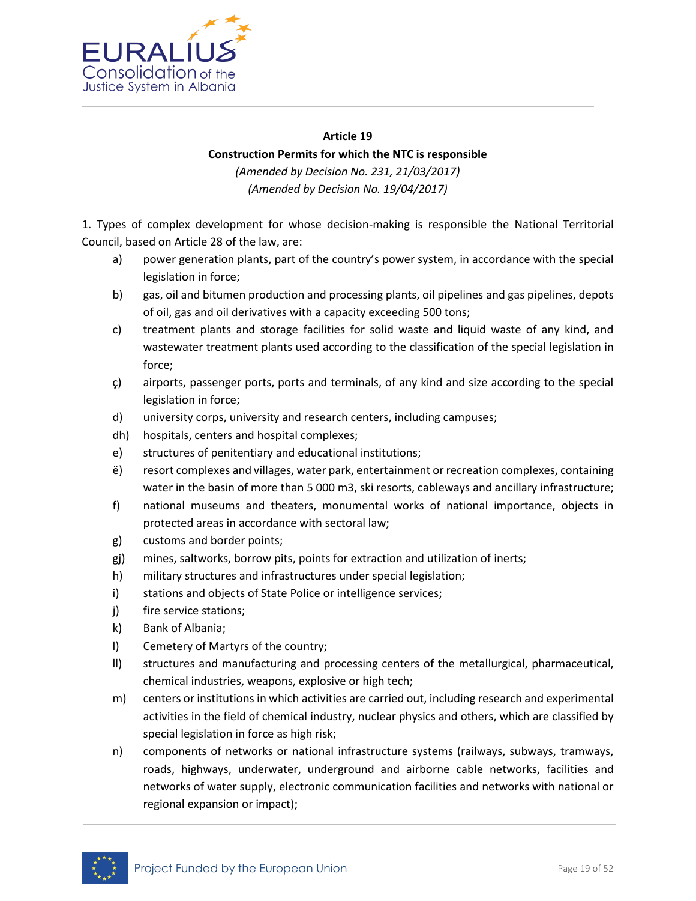**Article 19**

**Construction Permits for which the NTC is responsible**

*(Amended by Decision No. 231, 21/03/2017)*

*(Amended by Decision No. 19/04/2017)*

1. Types of complex development for whose decision-making is responsible the National Territorial Council, based on Article 28 of the law, are:

a) power generation plants, part of the country's power system, in accordance with the special legislation in force;

b) gas, oil and bitumen production and processing plants, oil pipelines and gas pipelines, depots of oil, gas and oil derivatives with a capacity exceeding 500 tons;

c) treatment plants and storage facilities for solid waste and liquid waste of any kind, and wastewater treatment plants used according to the classification of the special legislation in force;

ç) airports, passenger ports, ports and terminals, of any kind and size according to the special legislation in force;

d) university corps, university and research centers, including campuses;

dh) hospitals, centers and hospital complexes;

e) structures of penitentiary and educational institutions;

ë) resort complexes and villages, water park, entertainment or recreation complexes, containing water in the basin of more than 5 000 m3, ski resorts, cableways and ancillary infrastructure;

f) national museums and theaters, monumental works of national importance, objects in protected areas in accordance with sectoral law;

g) customs and border points;

gj) mines, saltworks, borrow pits, points for extraction and utilization of inerts;

h) military structures and infrastructures under special legislation;

i) stations and objects of State Police or intelligence services;

j) fire service stations;

k) Bank of Albania;

l) Cemetery of Martyrs of the country;

ll) structures and manufacturing and processing centers of the metallurgical, pharmaceutical, chemical industries, weapons, explosive or high tech;

m) centers or institutions in which activities are carried out, including research and experimental activities in the field of chemical industry, nuclear physics and others, which are classified by special legislation in force as high risk;

n) components of networks or national infrastructure systems (railways, subways, tramways, roads, highways, underwater, underground and airborne cable networks, facilities and networks of water supply, electronic communication facilities and networks with national or regional expansion or impact);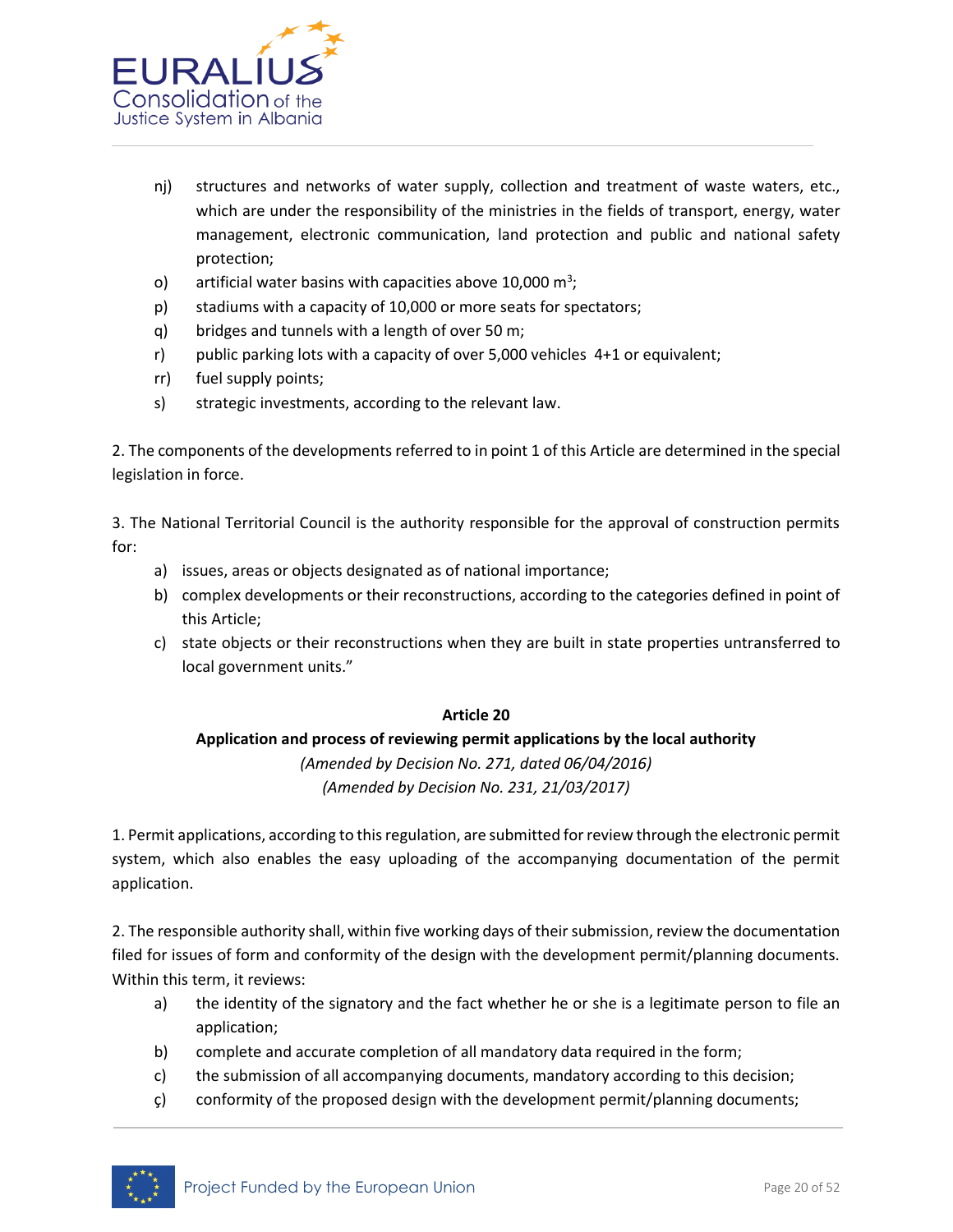nj) structures and networks of water supply, collection and treatment of waste waters, etc., which are under the responsibility of the ministries in the fields of transport, energy, water management, electronic communication, land protection and public and national safety protection;

o) artificial water basins with capacities above 10,000 $m^3$;

p) stadiums with a capacity of 10,000 or more seats for spectators;

q) bridges and tunnels with a length of over 50 m;

r) public parking lots with a capacity of over 5,000 vehicles 4+1 or equivalent;

rr) fuel supply points;

s) strategic investments, according to the relevant law.

2. The components of the developments referred to in point 1 of this Article are determined in the special legislation in force.

3. The National Territorial Council is the authority responsible for the approval of construction permits for:

a) issues, areas or objects designated as of national importance;

b) complex developments or their reconstructions, according to the categories defined in point of this Article;

c) state objects or their reconstructions when they are built in state properties untransferred to local government units."

**Article 20**

**Application and process of reviewing permit applications by the local authority**

*(Amended by Decision No. 271, dated 06/04/2016)*

*(Amended by Decision No. 231, 21/03/2017)*

1. Permit applications, according to this regulation, are submitted for review through the electronic permit system, which also enables the easy uploading of the accompanying documentation of the permit application.

2. The responsible authority shall, within five working days of their submission, review the documentation filed for issues of form and conformity of the design with the development permit/planning documents. Within this term, it reviews:

a) the identity of the signatory and the fact whether he or she is a legitimate person to file an application;

b) complete and accurate completion of all mandatory data required in the form;

c) the submission of all accompanying documents, mandatory according to this decision;

ç) conformity of the proposed design with the development permit/planning documents;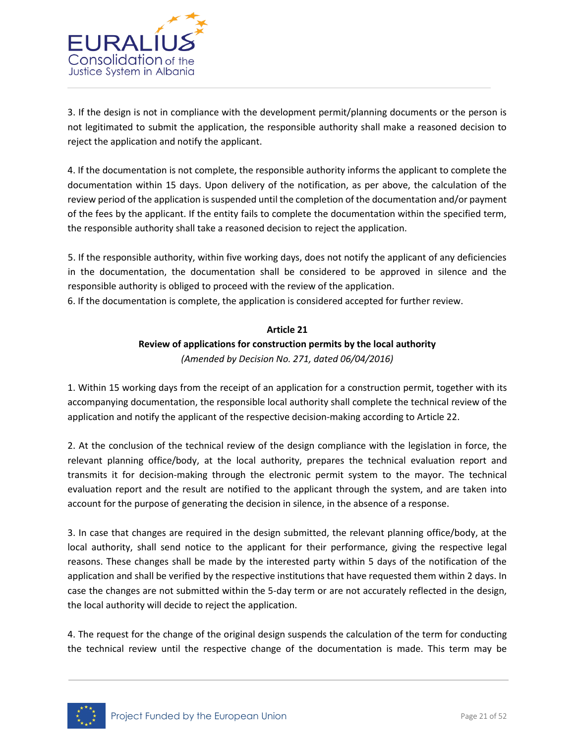3. If the design is not in compliance with the development permit/planning documents or the person is not legitimated to submit the application, the responsible authority shall make a reasoned decision to reject the application and notify the applicant.

4. If the documentation is not complete, the responsible authority informs the applicant to complete the documentation within 15 days. Upon delivery of the notification, as per above, the calculation of the review period of the application is suspended until the completion of the documentation and/or payment of the fees by the applicant. If the entity fails to complete the documentation within the specified term, the responsible authority shall take a reasoned decision to reject the application.

5. If the responsible authority, within five working days, does not notify the applicant of any deficiencies in the documentation, the documentation shall be considered to be approved in silence and the responsible authority is obliged to proceed with the review of the application.

6. If the documentation is complete, the application is considered accepted for further review.

**Article 21**

**Review of applications for construction permits by the local authority**

*(Amended by Decision No. 271, dated 06/04/2016)*

1. Within 15 working days from the receipt of an application for a construction permit, together with its accompanying documentation, the responsible local authority shall complete the technical review of the application and notify the applicant of the respective decision-making according to Article 22.

2. At the conclusion of the technical review of the design compliance with the legislation in force, the relevant planning office/body, at the local authority, prepares the technical evaluation report and transmits it for decision-making through the electronic permit system to the mayor. The technical evaluation report and the result are notified to the applicant through the system, and are taken into account for the purpose of generating the decision in silence, in the absence of a response.

3. In case that changes are required in the design submitted, the relevant planning office/body, at the local authority, shall send notice to the applicant for their performance, giving the respective legal reasons. These changes shall be made by the interested party within 5 days of the notification of the application and shall be verified by the respective institutions that have requested them within 2 days. In case the changes are not submitted within the 5-day term or are not accurately reflected in the design, the local authority will decide to reject the application.

4. The request for the change of the original design suspends the calculation of the term for conducting the technical review until the respective change of the documentation is made. This term may be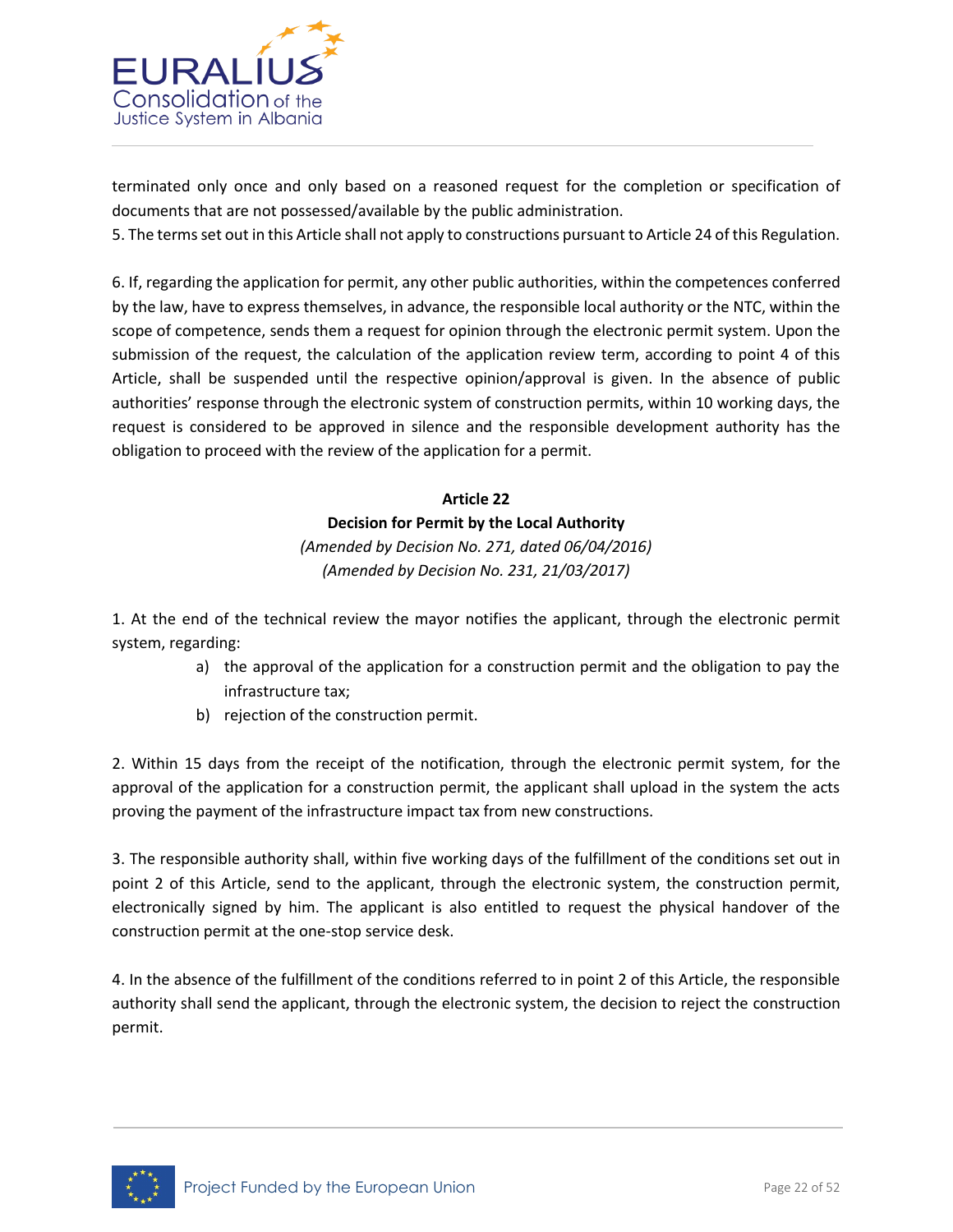terminated only once and only based on a reasoned request for the completion or specification of documents that are not possessed/available by the public administration.

5. The terms set out in this Article shall not apply to constructions pursuant to Article 24 of this Regulation.

6. If, regarding the application for permit, any other public authorities, within the competences conferred by the law, have to express themselves, in advance, the responsible local authority or the NTC, within the scope of competence, sends them a request for opinion through the electronic permit system. Upon the submission of the request, the calculation of the application review term, according to point 4 of this Article, shall be suspended until the respective opinion/approval is given. In the absence of public authorities' response through the electronic system of construction permits, within 10 working days, the request is considered to be approved in silence and the responsible development authority has the obligation to proceed with the review of the application for a permit.

### Article 22

### Decision for Permit by the Local Authority

*(Amended by Decision No. 271, dated 06/04/2016)*

*(Amended by Decision No. 231, 21/03/2017)*

1. At the end of the technical review the mayor notifies the applicant, through the electronic permit system, regarding:

   a) the approval of the application for a construction permit and the obligation to pay the infrastructure tax;

   b) rejection of the construction permit.

2. Within 15 days from the receipt of the notification, through the electronic permit system, for the approval of the application for a construction permit, the applicant shall upload in the system the acts proving the payment of the infrastructure impact tax from new constructions.

3. The responsible authority shall, within five working days of the fulfillment of the conditions set out in point 2 of this Article, send to the applicant, through the electronic system, the construction permit, electronically signed by him. The applicant is also entitled to request the physical handover of the construction permit at the one-stop service desk.

4. In the absence of the fulfillment of the conditions referred to in point 2 of this Article, the responsible authority shall send the applicant, through the electronic system, the decision to reject the construction permit.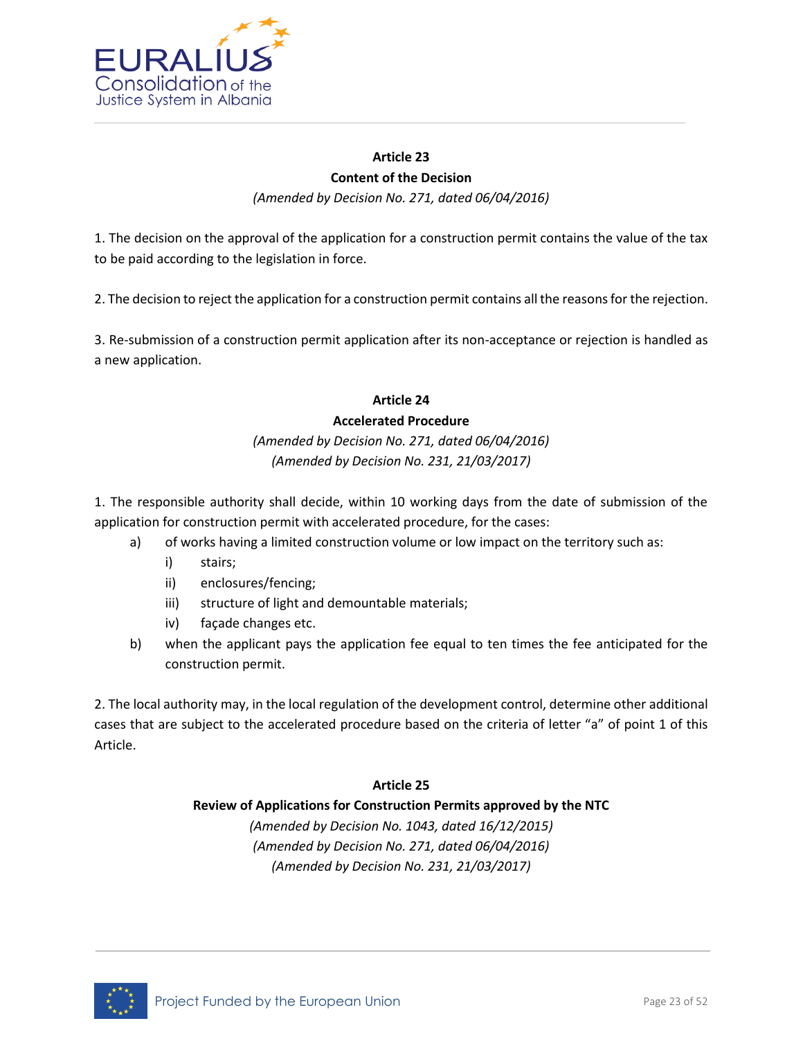### Article 23
### Content of the Decision

*(Amended by Decision No. 271, dated 06/04/2016)*

1. The decision on the approval of the application for a construction permit contains the value of the tax to be paid according to the legislation in force.

2. The decision to reject the application for a construction permit contains all the reasons for the rejection.

3. Re-submission of a construction permit application after its non-acceptance or rejection is handled as a new application.

### Article 24
### Accelerated Procedure

*(Amended by Decision No. 271, dated 06/04/2016)*
*(Amended by Decision No. 231, 21/03/2017)*

1. The responsible authority shall decide, within 10 working days from the date of submission of the application for construction permit with accelerated procedure, for the cases:
   - a) of works having a limited construction volume or low impact on the territory such as:
     - i) stairs;
     - ii) enclosures/fencing;
     - iii) structure of light and demountable materials;
     - iv) façade changes etc.
   - b) when the applicant pays the application fee equal to ten times the fee anticipated for the construction permit.

2. The local authority may, in the local regulation of the development control, determine other additional cases that are subject to the accelerated procedure based on the criteria of letter "a" of point 1 of this Article.

### Article 25
### Review of Applications for Construction Permits approved by the NTC

*(Amended by Decision No. 1043, dated 16/12/2015)*
*(Amended by Decision No. 271, dated 06/04/2016)*
*(Amended by Decision No. 231, 21/03/2017)*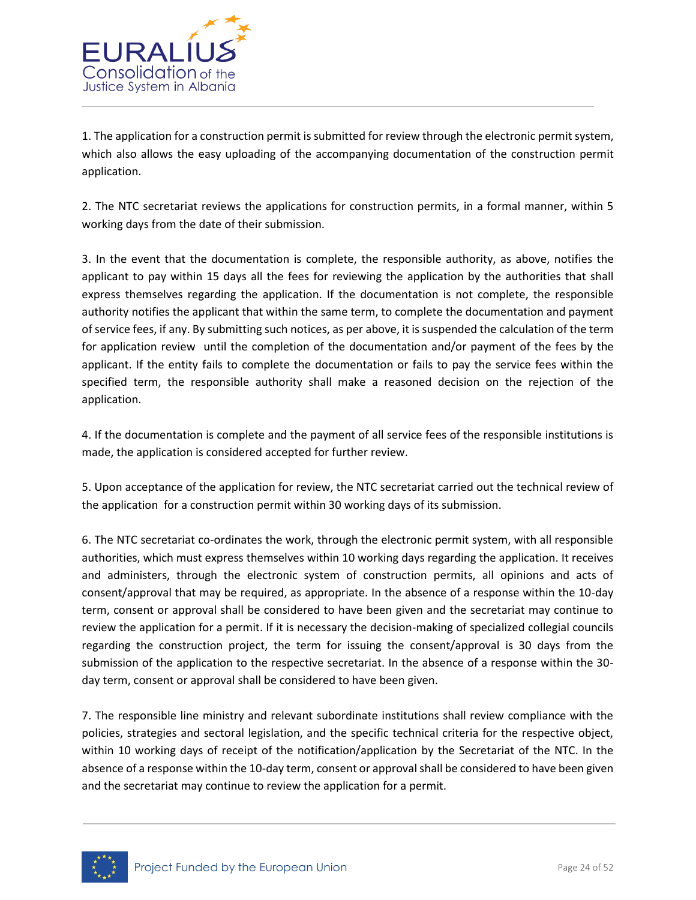1. The application for a construction permit is submitted for review through the electronic permit system, which also allows the easy uploading of the accompanying documentation of the construction permit application.

2. The NTC secretariat reviews the applications for construction permits, in a formal manner, within 5 working days from the date of their submission.

3. In the event that the documentation is complete, the responsible authority, as above, notifies the applicant to pay within 15 days all the fees for reviewing the application by the authorities that shall express themselves regarding the application. If the documentation is not complete, the responsible authority notifies the applicant that within the same term, to complete the documentation and payment of service fees, if any. By submitting such notices, as per above, it is suspended the calculation of the term for application review until the completion of the documentation and/or payment of the fees by the applicant. If the entity fails to complete the documentation or fails to pay the service fees within the specified term, the responsible authority shall make a reasoned decision on the rejection of the application.

4. If the documentation is complete and the payment of all service fees of the responsible institutions is made, the application is considered accepted for further review.

5. Upon acceptance of the application for review, the NTC secretariat carried out the technical review of the application for a construction permit within 30 working days of its submission.

6. The NTC secretariat co-ordinates the work, through the electronic permit system, with all responsible authorities, which must express themselves within 10 working days regarding the application. It receives and administers, through the electronic system of construction permits, all opinions and acts of consent/approval that may be required, as appropriate. In the absence of a response within the 10-day term, consent or approval shall be considered to have been given and the secretariat may continue to review the application for a permit. If it is necessary the decision-making of specialized collegial councils regarding the construction project, the term for issuing the consent/approval is 30 days from the submission of the application to the respective secretariat. In the absence of a response within the 30-day term, consent or approval shall be considered to have been given.

7. The responsible line ministry and relevant subordinate institutions shall review compliance with the policies, strategies and sectoral legislation, and the specific technical criteria for the respective object, within 10 working days of receipt of the notification/application by the Secretariat of the NTC. In the absence of a response within the 10-day term, consent or approval shall be considered to have been given and the secretariat may continue to review the application for a permit.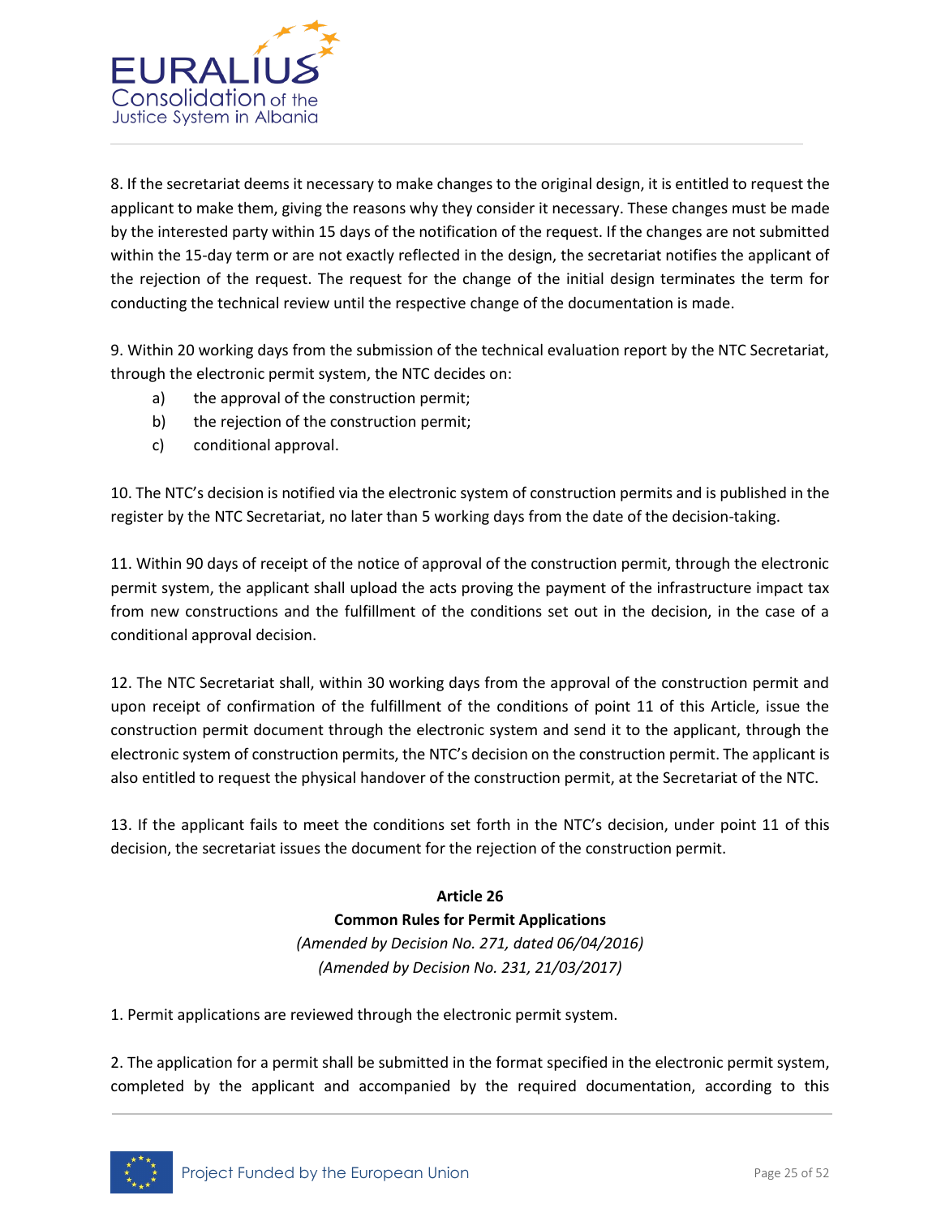8. If the secretariat deems it necessary to make changes to the original design, it is entitled to request the applicant to make them, giving the reasons why they consider it necessary. These changes must be made by the interested party within 15 days of the notification of the request. If the changes are not submitted within the 15-day term or are not exactly reflected in the design, the secretariat notifies the applicant of the rejection of the request. The request for the change of the initial design terminates the term for conducting the technical review until the respective change of the documentation is made.

9. Within 20 working days from the submission of the technical evaluation report by the NTC Secretariat, through the electronic permit system, the NTC decides on:

a) the approval of the construction permit;
b) the rejection of the construction permit;
c) conditional approval.

10. The NTC's decision is notified via the electronic system of construction permits and is published in the register by the NTC Secretariat, no later than 5 working days from the date of the decision-taking.

11. Within 90 days of receipt of the notice of approval of the construction permit, through the electronic permit system, the applicant shall upload the acts proving the payment of the infrastructure impact tax from new constructions and the fulfillment of the conditions set out in the decision, in the case of a conditional approval decision.

12. The NTC Secretariat shall, within 30 working days from the approval of the construction permit and upon receipt of confirmation of the fulfillment of the conditions of point 11 of this Article, issue the construction permit document through the electronic system and send it to the applicant, through the electronic system of construction permits, the NTC's decision on the construction permit. The applicant is also entitled to request the physical handover of the construction permit, at the Secretariat of the NTC.

13. If the applicant fails to meet the conditions set forth in the NTC's decision, under point 11 of this decision, the secretariat issues the document for the rejection of the construction permit.

**Article 26**
**Common Rules for Permit Applications**
*(Amended by Decision No. 271, dated 06/04/2016)*
*(Amended by Decision No. 231, 21/03/2017)*

1. Permit applications are reviewed through the electronic permit system.

2. The application for a permit shall be submitted in the format specified in the electronic permit system, completed by the applicant and accompanied by the required documentation, according to this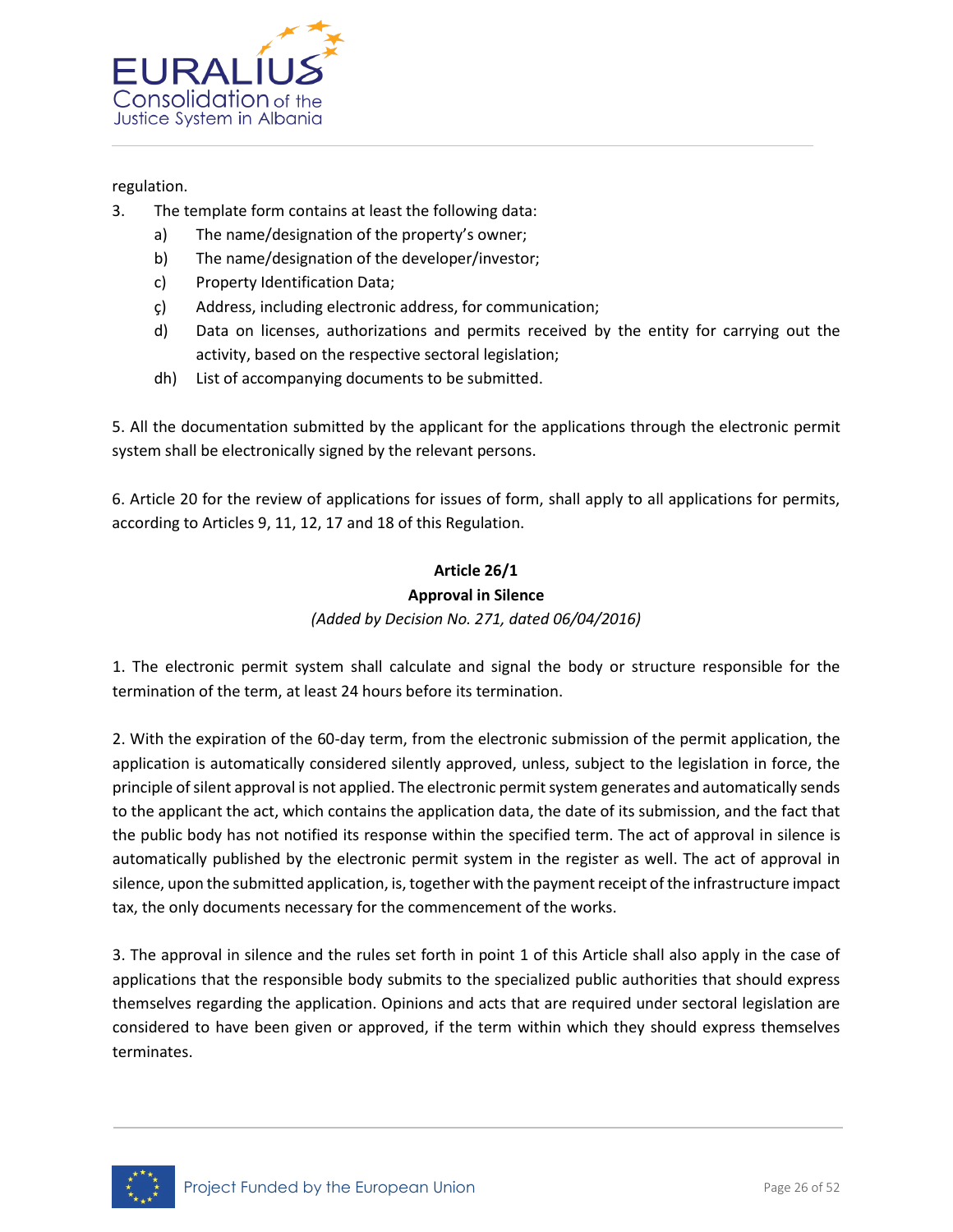regulation.

3. The template form contains at least the following data:
   a) The name/designation of the property's owner;
   b) The name/designation of the developer/investor;
   c) Property Identification Data;
   ç) Address, including electronic address, for communication;
   d) Data on licenses, authorizations and permits received by the entity for carrying out the activity, based on the respective sectoral legislation;
   dh) List of accompanying documents to be submitted.

5. All the documentation submitted by the applicant for the applications through the electronic permit system shall be electronically signed by the relevant persons.

6. Article 20 for the review of applications for issues of form, shall apply to all applications for permits, according to Articles 9, 11, 12, 17 and 18 of this Regulation.

**Article 26/1**

**Approval in Silence**

*(Added by Decision No. 271, dated 06/04/2016)*

1. The electronic permit system shall calculate and signal the body or structure responsible for the termination of the term, at least 24 hours before its termination.

2. With the expiration of the 60-day term, from the electronic submission of the permit application, the application is automatically considered silently approved, unless, subject to the legislation in force, the principle of silent approval is not applied. The electronic permit system generates and automatically sends to the applicant the act, which contains the application data, the date of its submission, and the fact that the public body has not notified its response within the specified term. The act of approval in silence is automatically published by the electronic permit system in the register as well. The act of approval in silence, upon the submitted application, is, together with the payment receipt of the infrastructure impact tax, the only documents necessary for the commencement of the works.

3. The approval in silence and the rules set forth in point 1 of this Article shall also apply in the case of applications that the responsible body submits to the specialized public authorities that should express themselves regarding the application. Opinions and acts that are required under sectoral legislation are considered to have been given or approved, if the term within which they should express themselves terminates.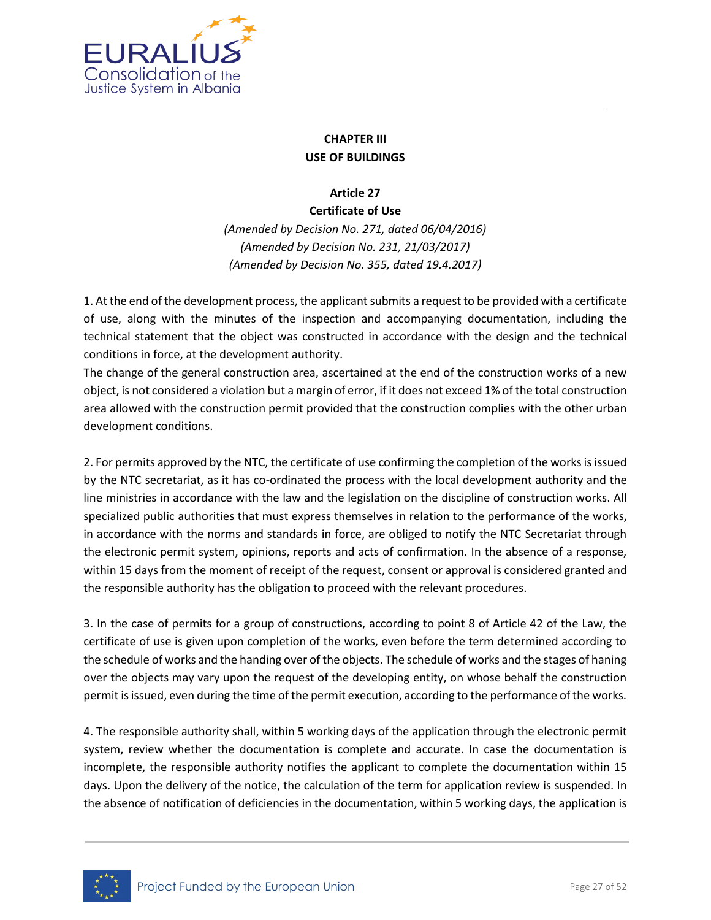## CHAPTER III
## USE OF BUILDINGS

### Article 27
### Certificate of Use

*(Amended by Decision No. 271, dated 06/04/2016)*
*(Amended by Decision No. 231, 21/03/2017)*
*(Amended by Decision No. 355, dated 19.4.2017)*

1. At the end of the development process, the applicant submits a request to be provided with a certificate of use, along with the minutes of the inspection and accompanying documentation, including the technical statement that the object was constructed in accordance with the design and the technical conditions in force, at the development authority.
The change of the general construction area, ascertained at the end of the construction works of a new object, is not considered a violation but a margin of error, if it does not exceed 1% of the total construction area allowed with the construction permit provided that the construction complies with the other urban development conditions.

2. For permits approved by the NTC, the certificate of use confirming the completion of the works is issued by the NTC secretariat, as it has co-ordinated the process with the local development authority and the line ministries in accordance with the law and the legislation on the discipline of construction works. All specialized public authorities that must express themselves in relation to the performance of the works, in accordance with the norms and standards in force, are obliged to notify the NTC Secretariat through the electronic permit system, opinions, reports and acts of confirmation. In the absence of a response, within 15 days from the moment of receipt of the request, consent or approval is considered granted and the responsible authority has the obligation to proceed with the relevant procedures.

3. In the case of permits for a group of constructions, according to point 8 of Article 42 of the Law, the certificate of use is given upon completion of the works, even before the term determined according to the schedule of works and the handing over of the objects. The schedule of works and the stages of haning over the objects may vary upon the request of the developing entity, on whose behalf the construction permit is issued, even during the time of the permit execution, according to the performance of the works.

4. The responsible authority shall, within 5 working days of the application through the electronic permit system, review whether the documentation is complete and accurate. In case the documentation is incomplete, the responsible authority notifies the applicant to complete the documentation within 15 days. Upon the delivery of the notice, the calculation of the term for application review is suspended. In the absence of notification of deficiencies in the documentation, within 5 working days, the application is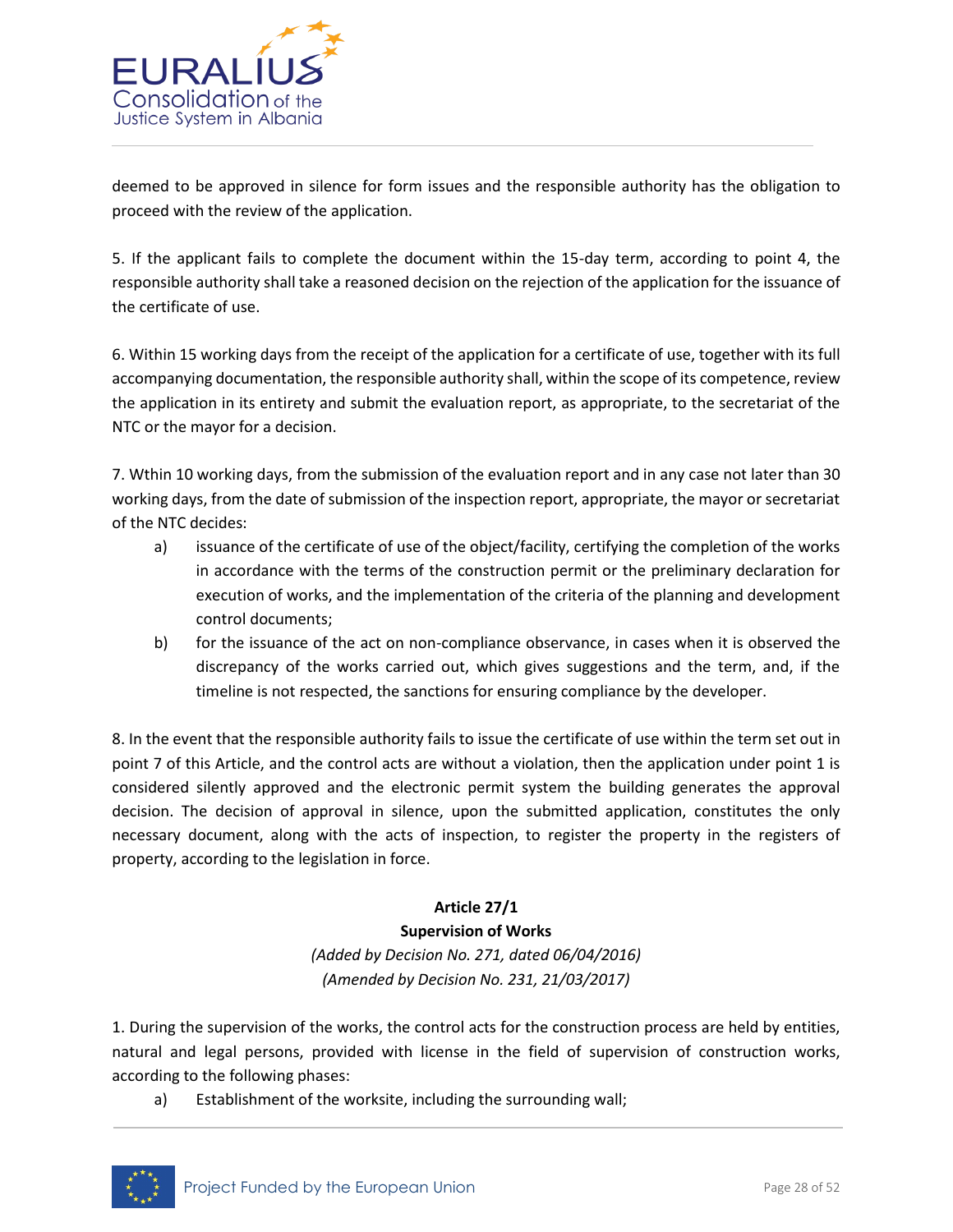deemed to be approved in silence for form issues and the responsible authority has the obligation to proceed with the review of the application.

5. If the applicant fails to complete the document within the 15-day term, according to point 4, the responsible authority shall take a reasoned decision on the rejection of the application for the issuance of the certificate of use.

6. Within 15 working days from the receipt of the application for a certificate of use, together with its full accompanying documentation, the responsible authority shall, within the scope of its competence, review the application in its entirety and submit the evaluation report, as appropriate, to the secretariat of the NTC or the mayor for a decision.

7. Wthin 10 working days, from the submission of the evaluation report and in any case not later than 30 working days, from the date of submission of the inspection report, appropriate, the mayor or secretariat of the NTC decides:

a) issuance of the certificate of use of the object/facility, certifying the completion of the works in accordance with the terms of the construction permit or the preliminary declaration for execution of works, and the implementation of the criteria of the planning and development control documents;

b) for the issuance of the act on non-compliance observance, in cases when it is observed the discrepancy of the works carried out, which gives suggestions and the term, and, if the timeline is not respected, the sanctions for ensuring compliance by the developer.

8. In the event that the responsible authority fails to issue the certificate of use within the term set out in point 7 of this Article, and the control acts are without a violation, then the application under point 1 is considered silently approved and the electronic permit system the building generates the approval decision. The decision of approval in silence, upon the submitted application, constitutes the only necessary document, along with the acts of inspection, to register the property in the registers of property, according to the legislation in force.

**Article 27/1**

**Supervision of Works**

*(Added by Decision No. 271, dated 06/04/2016)*

*(Amended by Decision No. 231, 21/03/2017)*

1. During the supervision of the works, the control acts for the construction process are held by entities, natural and legal persons, provided with license in the field of supervision of construction works, according to the following phases:

a) Establishment of the worksite, including the surrounding wall;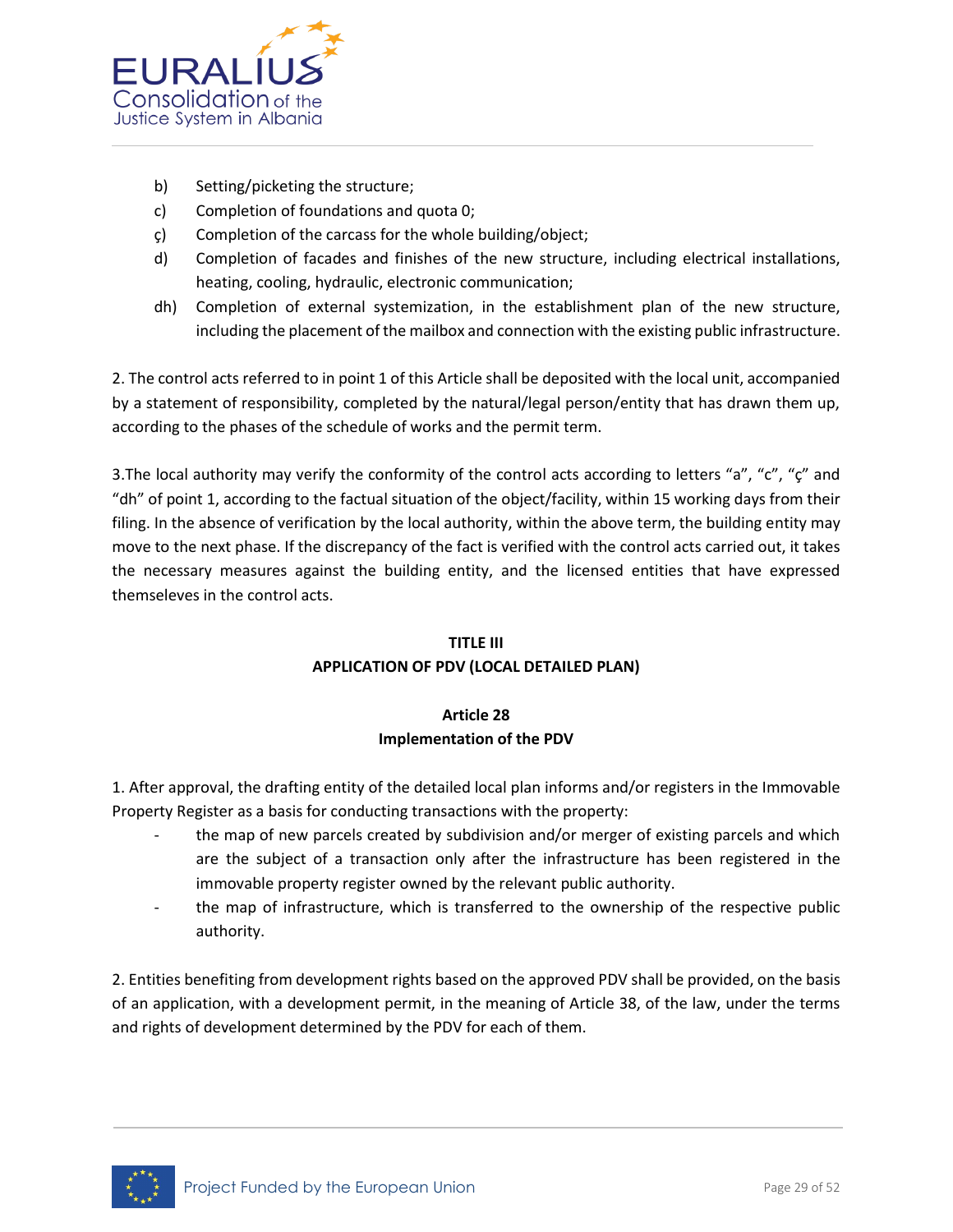b) Setting/picketing the structure;

c) Completion of foundations and quota 0;

ç) Completion of the carcass for the whole building/object;

d) Completion of facades and finishes of the new structure, including electrical installations, heating, cooling, hydraulic, electronic communication;

dh) Completion of external systemization, in the establishment plan of the new structure, including the placement of the mailbox and connection with the existing public infrastructure.

2. The control acts referred to in point 1 of this Article shall be deposited with the local unit, accompanied by a statement of responsibility, completed by the natural/legal person/entity that has drawn them up, according to the phases of the schedule of works and the permit term.

3.The local authority may verify the conformity of the control acts according to letters "a", "c", "ç" and "dh" of point 1, according to the factual situation of the object/facility, within 15 working days from their filing. In the absence of verification by the local authority, within the above term, the building entity may move to the next phase. If the discrepancy of the fact is verified with the control acts carried out, it takes the necessary measures against the building entity, and the licensed entities that have expressed themseleves in the control acts.

## TITLE III
## APPLICATION OF PDV (LOCAL DETAILED PLAN)

### Article 28
### Implementation of the PDV

1. After approval, the drafting entity of the detailed local plan informs and/or registers in the Immovable Property Register as a basis for conducting transactions with the property:

- the map of new parcels created by subdivision and/or merger of existing parcels and which are the subject of a transaction only after the infrastructure has been registered in the immovable property register owned by the relevant public authority.
- the map of infrastructure, which is transferred to the ownership of the respective public authority.

2. Entities benefiting from development rights based on the approved PDV shall be provided, on the basis of an application, with a development permit, in the meaning of Article 38, of the law, under the terms and rights of development determined by the PDV for each of them.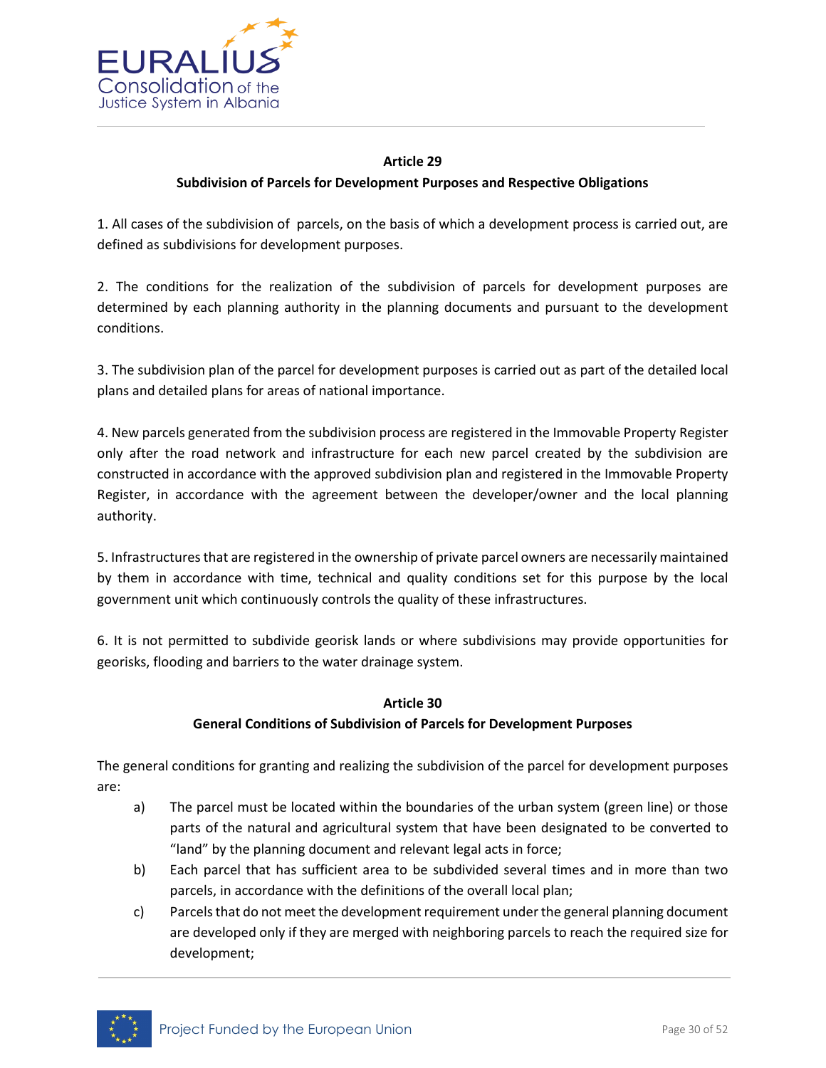### Article 29
### Subdivision of Parcels for Development Purposes and Respective Obligations

1. All cases of the subdivision of parcels, on the basis of which a development process is carried out, are defined as subdivisions for development purposes.

2. The conditions for the realization of the subdivision of parcels for development purposes are determined by each planning authority in the planning documents and pursuant to the development conditions.

3. The subdivision plan of the parcel for development purposes is carried out as part of the detailed local plans and detailed plans for areas of national importance.

4. New parcels generated from the subdivision process are registered in the Immovable Property Register only after the road network and infrastructure for each new parcel created by the subdivision are constructed in accordance with the approved subdivision plan and registered in the Immovable Property Register, in accordance with the agreement between the developer/owner and the local planning authority.

5. Infrastructures that are registered in the ownership of private parcel owners are necessarily maintained by them in accordance with time, technical and quality conditions set for this purpose by the local government unit which continuously controls the quality of these infrastructures.

6. It is not permitted to subdivide georisk lands or where subdivisions may provide opportunities for georisks, flooding and barriers to the water drainage system.

### Article 30
### General Conditions of Subdivision of Parcels for Development Purposes

The general conditions for granting and realizing the subdivision of the parcel for development purposes are:

a) The parcel must be located within the boundaries of the urban system (green line) or those parts of the natural and agricultural system that have been designated to be converted to "land" by the planning document and relevant legal acts in force;

b) Each parcel that has sufficient area to be subdivided several times and in more than two parcels, in accordance with the definitions of the overall local plan;

c) Parcels that do not meet the development requirement under the general planning document are developed only if they are merged with neighboring parcels to reach the required size for development;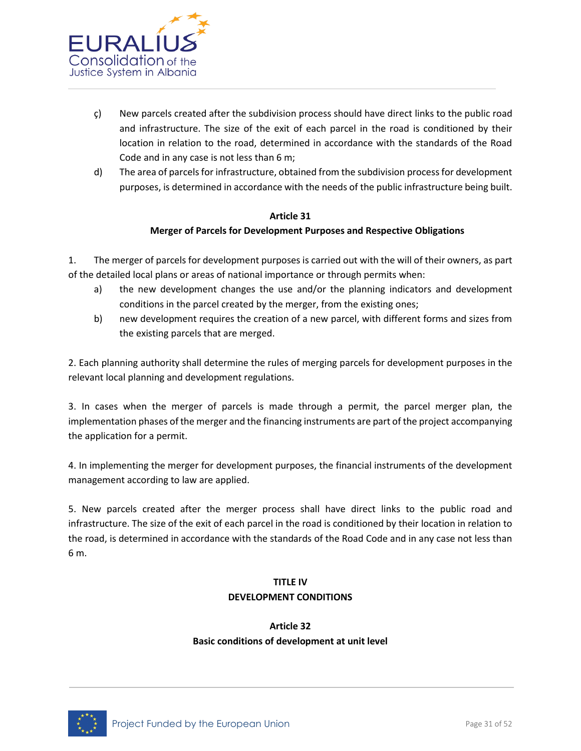ç) New parcels created after the subdivision process should have direct links to the public road and infrastructure. The size of the exit of each parcel in the road is conditioned by their location in relation to the road, determined in accordance with the standards of the Road Code and in any case is not less than 6 m;

d) The area of parcels for infrastructure, obtained from the subdivision process for development purposes, is determined in accordance with the needs of the public infrastructure being built.

**Article 31**
**Merger of Parcels for Development Purposes and Respective Obligations**

1. The merger of parcels for development purposes is carried out with the will of their owners, as part of the detailed local plans or areas of national importance or through permits when:

   a) the new development changes the use and/or the planning indicators and development conditions in the parcel created by the merger, from the existing ones;

   b) new development requires the creation of a new parcel, with different forms and sizes from the existing parcels that are merged.

2. Each planning authority shall determine the rules of merging parcels for development purposes in the relevant local planning and development regulations.

3. In cases when the merger of parcels is made through a permit, the parcel merger plan, the implementation phases of the merger and the financing instruments are part of the project accompanying the application for a permit.

4. In implementing the merger for development purposes, the financial instruments of the development management according to law are applied.

5. New parcels created after the merger process shall have direct links to the public road and infrastructure. The size of the exit of each parcel in the road is conditioned by their location in relation to the road, is determined in accordance with the standards of the Road Code and in any case not less than 6 m.

## TITLE IV
## DEVELOPMENT CONDITIONS

**Article 32**
**Basic conditions of development at unit level**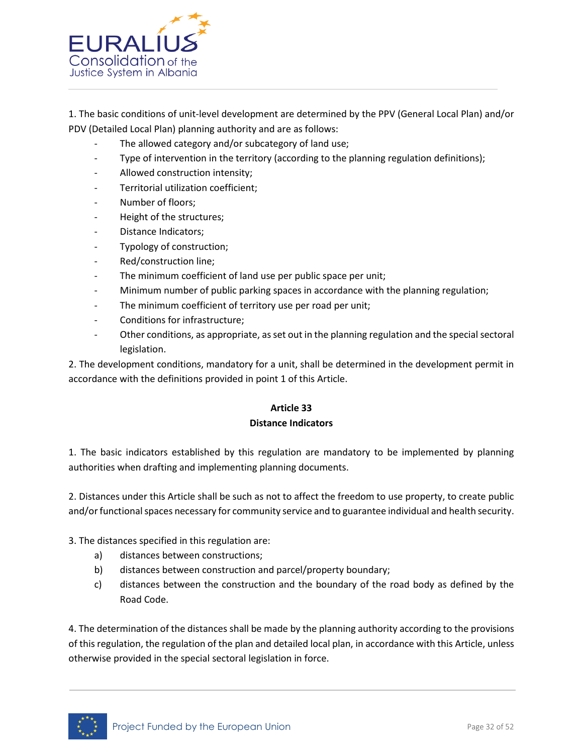1. The basic conditions of unit-level development are determined by the PPV (General Local Plan) and/or PDV (Detailed Local Plan) planning authority and are as follows:

- The allowed category and/or subcategory of land use;
- Type of intervention in the territory (according to the planning regulation definitions);
- Allowed construction intensity;
- Territorial utilization coefficient;
- Number of floors;
- Height of the structures;
- Distance Indicators;
- Typology of construction;
- Red/construction line;
- The minimum coefficient of land use per public space per unit;
- Minimum number of public parking spaces in accordance with the planning regulation;
- The minimum coefficient of territory use per road per unit;
- Conditions for infrastructure;
- Other conditions, as appropriate, as set out in the planning regulation and the special sectoral legislation.

2. The development conditions, mandatory for a unit, shall be determined in the development permit in accordance with the definitions provided in point 1 of this Article.

### Article 33
### Distance Indicators

1. The basic indicators established by this regulation are mandatory to be implemented by planning authorities when drafting and implementing planning documents.

2. Distances under this Article shall be such as not to affect the freedom to use property, to create public and/or functional spaces necessary for community service and to guarantee individual and health security.

3. The distances specified in this regulation are:

a) distances between constructions;

b) distances between construction and parcel/property boundary;

c) distances between the construction and the boundary of the road body as defined by the Road Code.

4. The determination of the distances shall be made by the planning authority according to the provisions of this regulation, the regulation of the plan and detailed local plan, in accordance with this Article, unless otherwise provided in the special sectoral legislation in force.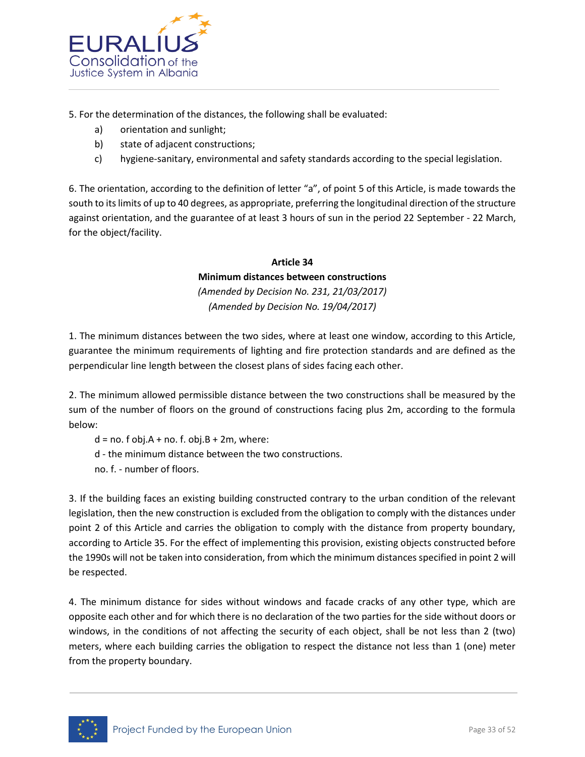5. For the determination of the distances, the following shall be evaluated:

a) orientation and sunlight;

b) state of adjacent constructions;

c) hygiene-sanitary, environmental and safety standards according to the special legislation.

6. The orientation, according to the definition of letter “a”, of point 5 of this Article, is made towards the south to its limits of up to 40 degrees, as appropriate, preferring the longitudinal direction of the structure against orientation, and the guarantee of at least 3 hours of sun in the period 22 September - 22 March, for the object/facility.

**Article 34**

**Minimum distances between constructions**

*(Amended by Decision No. 231, 21/03/2017)*

*(Amended by Decision No. 19/04/2017)*

1. The minimum distances between the two sides, where at least one window, according to this Article, guarantee the minimum requirements of lighting and fire protection standards and are defined as the perpendicular line length between the closest plans of sides facing each other.

2. The minimum allowed permissible distance between the two constructions shall be measured by the sum of the number of floors on the ground of constructions facing plus 2m, according to the formula below:

d = no. f obj.A + no. f. obj.B + 2m, where:

d - the minimum distance between the two constructions.

no. f. - number of floors.

3. If the building faces an existing building constructed contrary to the urban condition of the relevant legislation, then the new construction is excluded from the obligation to comply with the distances under point 2 of this Article and carries the obligation to comply with the distance from property boundary, according to Article 35. For the effect of implementing this provision, existing objects constructed before the 1990s will not be taken into consideration, from which the minimum distances specified in point 2 will be respected.

4. The minimum distance for sides without windows and facade cracks of any other type, which are opposite each other and for which there is no declaration of the two parties for the side without doors or windows, in the conditions of not affecting the security of each object, shall be not less than 2 (two) meters, where each building carries the obligation to respect the distance not less than 1 (one) meter from the property boundary.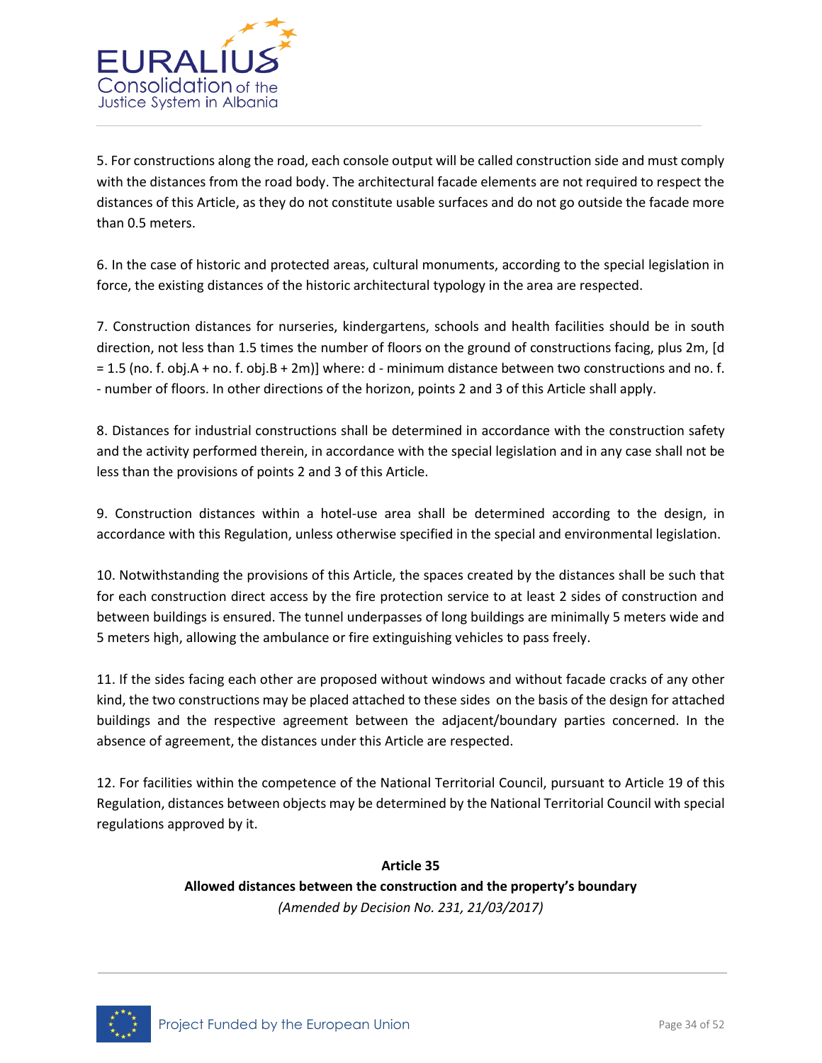5. For constructions along the road, each console output will be called construction side and must comply with the distances from the road body. The architectural facade elements are not required to respect the distances of this Article, as they do not constitute usable surfaces and do not go outside the facade more than 0.5 meters.

6. In the case of historic and protected areas, cultural monuments, according to the special legislation in force, the existing distances of the historic architectural typology in the area are respected.

7. Construction distances for nurseries, kindergartens, schools and health facilities should be in south direction, not less than 1.5 times the number of floors on the ground of constructions facing, plus 2m, [d = 1.5 (no. f. obj.A + no. f. obj.B + 2m)] where: d - minimum distance between two constructions and no. f. - number of floors. In other directions of the horizon, points 2 and 3 of this Article shall apply.

8. Distances for industrial constructions shall be determined in accordance with the construction safety and the activity performed therein, in accordance with the special legislation and in any case shall not be less than the provisions of points 2 and 3 of this Article.

9. Construction distances within a hotel-use area shall be determined according to the design, in accordance with this Regulation, unless otherwise specified in the special and environmental legislation.

10. Notwithstanding the provisions of this Article, the spaces created by the distances shall be such that for each construction direct access by the fire protection service to at least 2 sides of construction and between buildings is ensured. The tunnel underpasses of long buildings are minimally 5 meters wide and 5 meters high, allowing the ambulance or fire extinguishing vehicles to pass freely.

11. If the sides facing each other are proposed without windows and without facade cracks of any other kind, the two constructions may be placed attached to these sides on the basis of the design for attached buildings and the respective agreement between the adjacent/boundary parties concerned. In the absence of agreement, the distances under this Article are respected.

12. For facilities within the competence of the National Territorial Council, pursuant to Article 19 of this Regulation, distances between objects may be determined by the National Territorial Council with special regulations approved by it.

## Article 35
### Allowed distances between the construction and the property's boundary
*(Amended by Decision No. 231, 21/03/2017)*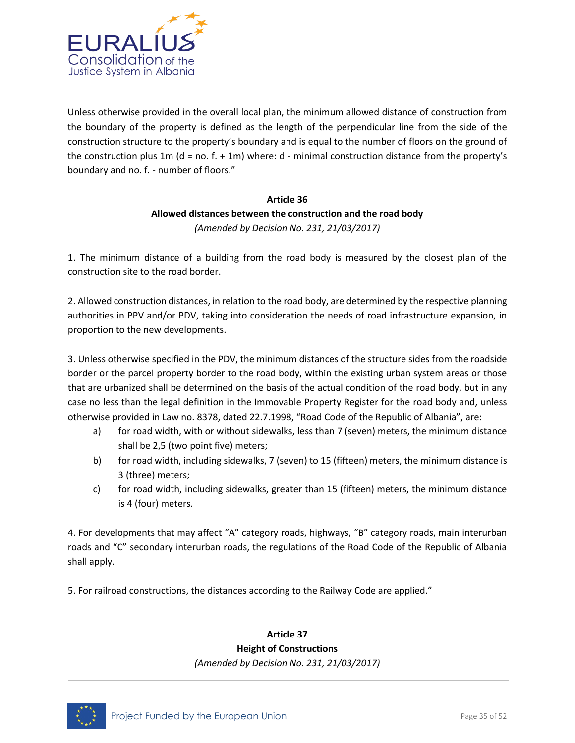Unless otherwise provided in the overall local plan, the minimum allowed distance of construction from the boundary of the property is defined as the length of the perpendicular line from the side of the construction structure to the property's boundary and is equal to the number of floors on the ground of the construction plus 1m (d = no. f. + 1m) where: d - minimal construction distance from the property's boundary and no. f. - number of floors."

### Article 36
### Allowed distances between the construction and the road body

*(Amended by Decision No. 231, 21/03/2017)*

1. The minimum distance of a building from the road body is measured by the closest plan of the construction site to the road border.

2. Allowed construction distances, in relation to the road body, are determined by the respective planning authorities in PPV and/or PDV, taking into consideration the needs of road infrastructure expansion, in proportion to the new developments.

3. Unless otherwise specified in the PDV, the minimum distances of the structure sides from the roadside border or the parcel property border to the road body, within the existing urban system areas or those that are urbanized shall be determined on the basis of the actual condition of the road body, but in any case no less than the legal definition in the Immovable Property Register for the road body and, unless otherwise provided in Law no. 8378, dated 22.7.1998, "Road Code of the Republic of Albania", are:

   a) for road width, with or without sidewalks, less than 7 (seven) meters, the minimum distance shall be 2,5 (two point five) meters;

   b) for road width, including sidewalks, 7 (seven) to 15 (fifteen) meters, the minimum distance is 3 (three) meters;

   c) for road width, including sidewalks, greater than 15 (fifteen) meters, the minimum distance is 4 (four) meters.

4. For developments that may affect "A" category roads, highways, "B" category roads, main interurban roads and "C" secondary interurban roads, the regulations of the Road Code of the Republic of Albania shall apply.

5. For railroad constructions, the distances according to the Railway Code are applied."

### Article 37
### Height of Constructions

*(Amended by Decision No. 231, 21/03/2017)*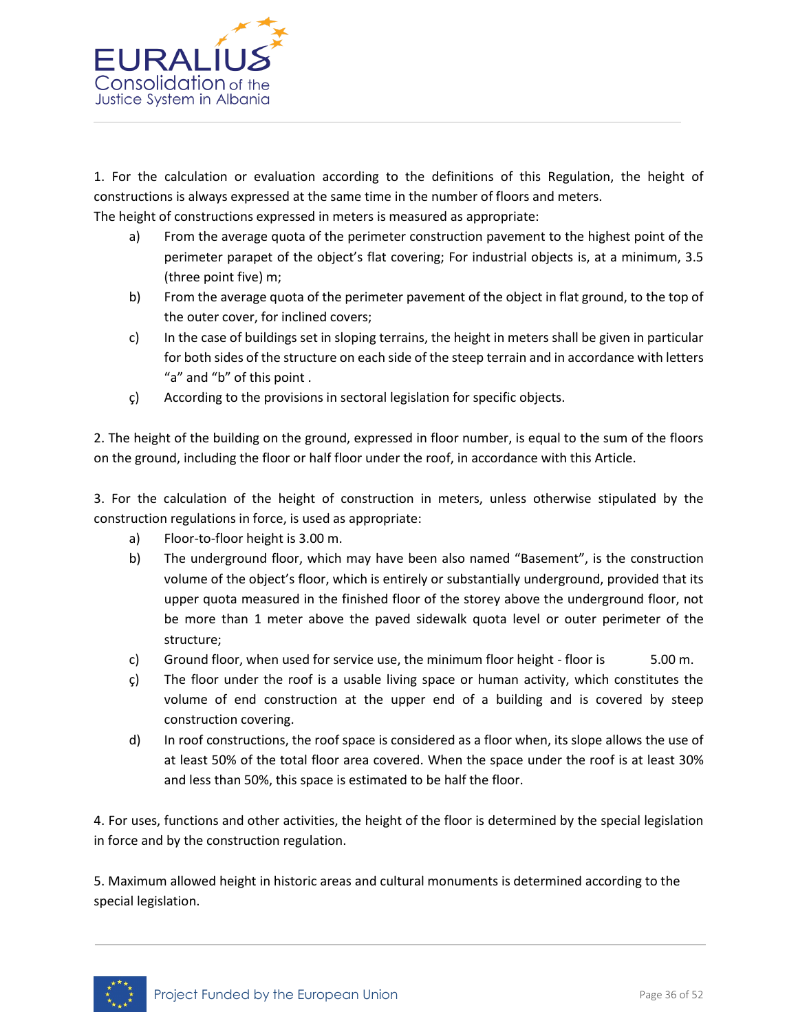1. For the calculation or evaluation according to the definitions of this Regulation, the height of constructions is always expressed at the same time in the number of floors and meters.
The height of constructions expressed in meters is measured as appropriate:

a) From the average quota of the perimeter construction pavement to the highest point of the perimeter parapet of the object's flat covering; For industrial objects is, at a minimum, 3.5 (three point five) m;

b) From the average quota of the perimeter pavement of the object in flat ground, to the top of the outer cover, for inclined covers;

c) In the case of buildings set in sloping terrains, the height in meters shall be given in particular for both sides of the structure on each side of the steep terrain and in accordance with letters "a" and "b" of this point .

ç) According to the provisions in sectoral legislation for specific objects.

2. The height of the building on the ground, expressed in floor number, is equal to the sum of the floors on the ground, including the floor or half floor under the roof, in accordance with this Article.

3. For the calculation of the height of construction in meters, unless otherwise stipulated by the construction regulations in force, is used as appropriate:

a) Floor-to-floor height is 3.00 m.

b) The underground floor, which may have been also named "Basement", is the construction volume of the object's floor, which is entirely or substantially underground, provided that its upper quota measured in the finished floor of the storey above the underground floor, not be more than 1 meter above the paved sidewalk quota level or outer perimeter of the structure;

c) Ground floor, when used for service use, the minimum floor height - floor is 5.00 m.

ç) The floor under the roof is a usable living space or human activity, which constitutes the volume of end construction at the upper end of a building and is covered by steep construction covering.

d) In roof constructions, the roof space is considered as a floor when, its slope allows the use of at least 50% of the total floor area covered. When the space under the roof is at least 30% and less than 50%, this space is estimated to be half the floor.

4. For uses, functions and other activities, the height of the floor is determined by the special legislation in force and by the construction regulation.

5. Maximum allowed height in historic areas and cultural monuments is determined according to the special legislation.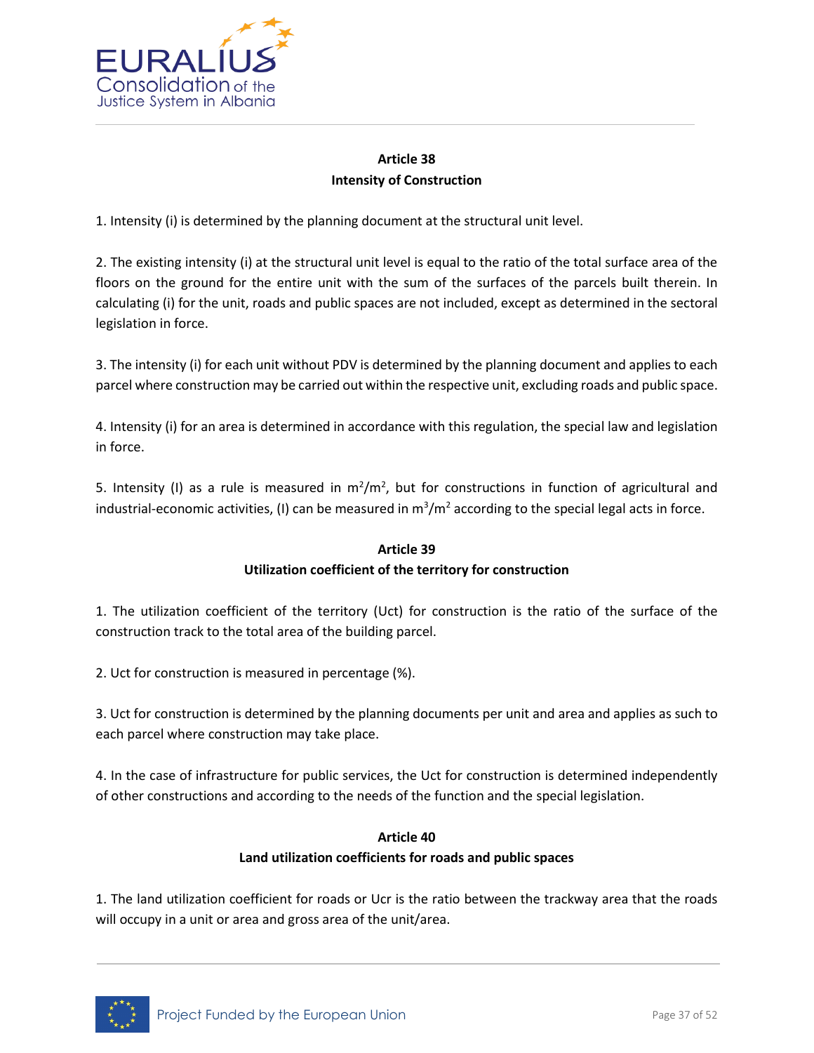**Article 38**
**Intensity of Construction**

1. Intensity (i) is determined by the planning document at the structural unit level.

2. The existing intensity (i) at the structural unit level is equal to the ratio of the total surface area of the floors on the ground for the entire unit with the sum of the surfaces of the parcels built therein. In calculating (i) for the unit, roads and public spaces are not included, except as determined in the sectoral legislation in force.

3. The intensity (i) for each unit without PDV is determined by the planning document and applies to each parcel where construction may be carried out within the respective unit, excluding roads and public space.

4. Intensity (i) for an area is determined in accordance with this regulation, the special law and legislation in force.

5. Intensity (I) as a rule is measured in $m^2/m^2$, but for constructions in function of agricultural and industrial-economic activities, (I) can be measured in $m^3/m^2$ according to the special legal acts in force.

**Article 39**
**Utilization coefficient of the territory for construction**

1. The utilization coefficient of the territory (Uct) for construction is the ratio of the surface of the construction track to the total area of the building parcel.

2. Uct for construction is measured in percentage (%).

3. Uct for construction is determined by the planning documents per unit and area and applies as such to each parcel where construction may take place.

4. In the case of infrastructure for public services, the Uct for construction is determined independently of other constructions and according to the needs of the function and the special legislation.

**Article 40**
**Land utilization coefficients for roads and public spaces**

1. The land utilization coefficient for roads or Ucr is the ratio between the trackway area that the roads will occupy in a unit or area and gross area of the unit/area.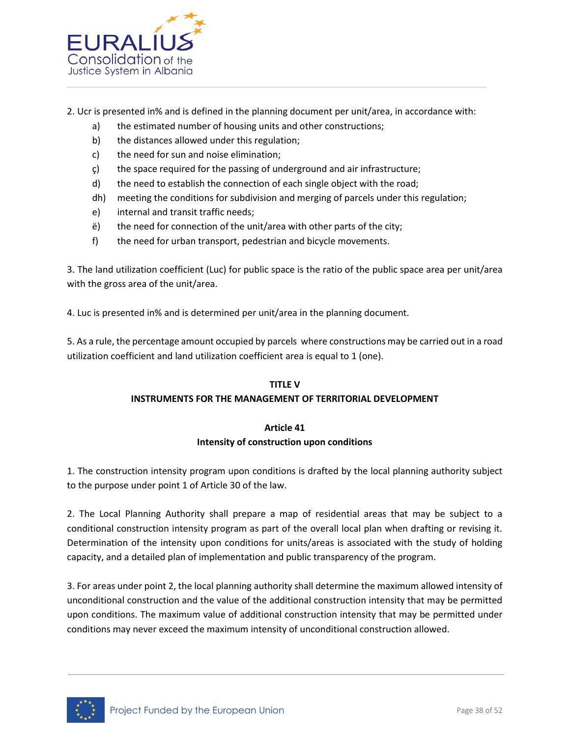2. Ucr is presented in% and is defined in the planning document per unit/area, in accordance with:

- a) the estimated number of housing units and other constructions;
- b) the distances allowed under this regulation;
- c) the need for sun and noise elimination;
- ç) the space required for the passing of underground and air infrastructure;
- d) the need to establish the connection of each single object with the road;
- dh) meeting the conditions for subdivision and merging of parcels under this regulation;
- e) internal and transit traffic needs;
- ë) the need for connection of the unit/area with other parts of the city;
- f) the need for urban transport, pedestrian and bicycle movements.

3. The land utilization coefficient (Luc) for public space is the ratio of the public space area per unit/area with the gross area of the unit/area.

4. Luc is presented in% and is determined per unit/area in the planning document.

5. As a rule, the percentage amount occupied by parcels where constructions may be carried out in a road utilization coefficient and land utilization coefficient area is equal to 1 (one).

## TITLE V
## INSTRUMENTS FOR THE MANAGEMENT OF TERRITORIAL DEVELOPMENT

### Article 41
### Intensity of construction upon conditions

1. The construction intensity program upon conditions is drafted by the local planning authority subject to the purpose under point 1 of Article 30 of the law.

2. The Local Planning Authority shall prepare a map of residential areas that may be subject to a conditional construction intensity program as part of the overall local plan when drafting or revising it. Determination of the intensity upon conditions for units/areas is associated with the study of holding capacity, and a detailed plan of implementation and public transparency of the program.

3. For areas under point 2, the local planning authority shall determine the maximum allowed intensity of unconditional construction and the value of the additional construction intensity that may be permitted upon conditions. The maximum value of additional construction intensity that may be permitted under conditions may never exceed the maximum intensity of unconditional construction allowed.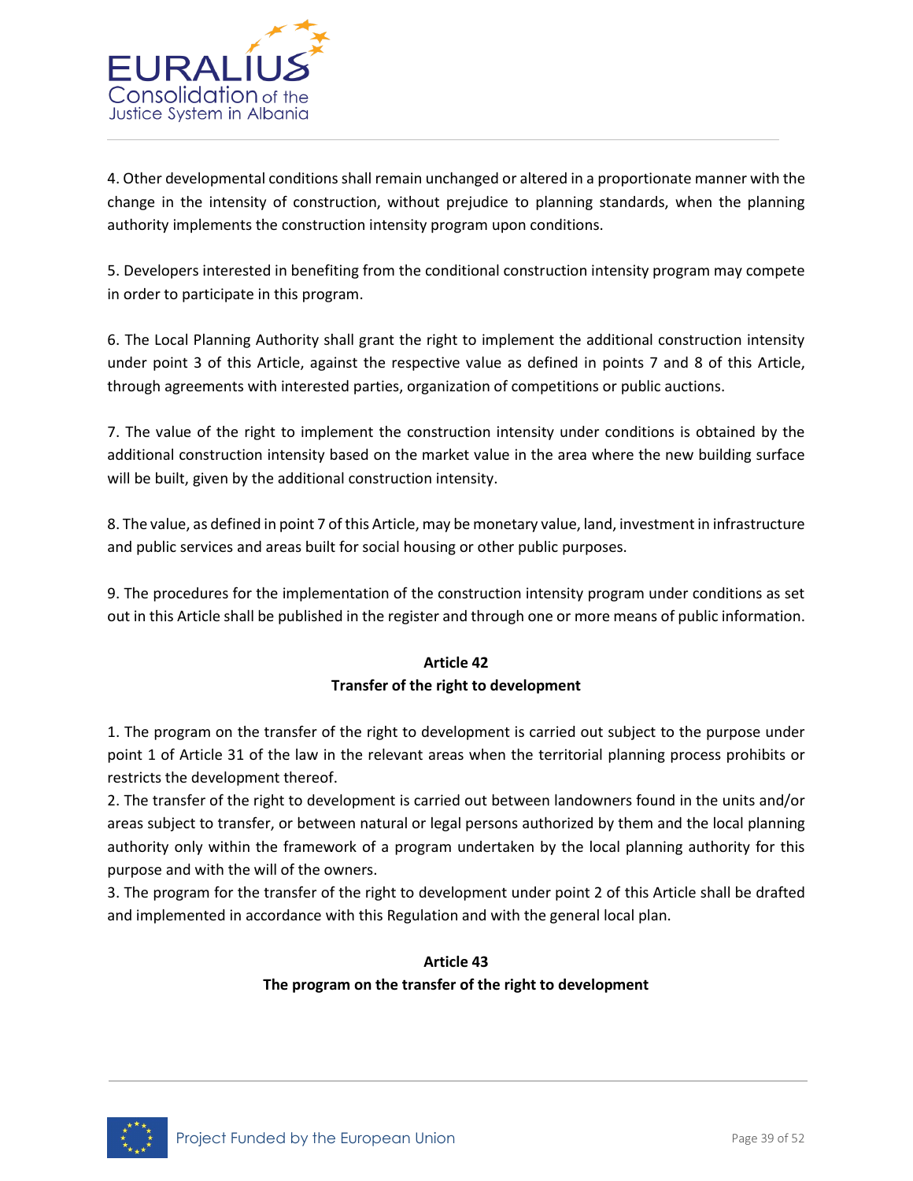4. Other developmental conditions shall remain unchanged or altered in a proportionate manner with the change in the intensity of construction, without prejudice to planning standards, when the planning authority implements the construction intensity program upon conditions.

5. Developers interested in benefiting from the conditional construction intensity program may compete in order to participate in this program.

6. The Local Planning Authority shall grant the right to implement the additional construction intensity under point 3 of this Article, against the respective value as defined in points 7 and 8 of this Article, through agreements with interested parties, organization of competitions or public auctions.

7. The value of the right to implement the construction intensity under conditions is obtained by the additional construction intensity based on the market value in the area where the new building surface will be built, given by the additional construction intensity.

8. The value, as defined in point 7 of this Article, may be monetary value, land, investment in infrastructure and public services and areas built for social housing or other public purposes.

9. The procedures for the implementation of the construction intensity program under conditions as set out in this Article shall be published in the register and through one or more means of public information.

## Article 42
## Transfer of the right to development

1. The program on the transfer of the right to development is carried out subject to the purpose under point 1 of Article 31 of the law in the relevant areas when the territorial planning process prohibits or restricts the development thereof.
2. The transfer of the right to development is carried out between landowners found in the units and/or areas subject to transfer, or between natural or legal persons authorized by them and the local planning authority only within the framework of a program undertaken by the local planning authority for this purpose and with the will of the owners.
3. The program for the transfer of the right to development under point 2 of this Article shall be drafted and implemented in accordance with this Regulation and with the general local plan.

## Article 43
## The program on the transfer of the right to development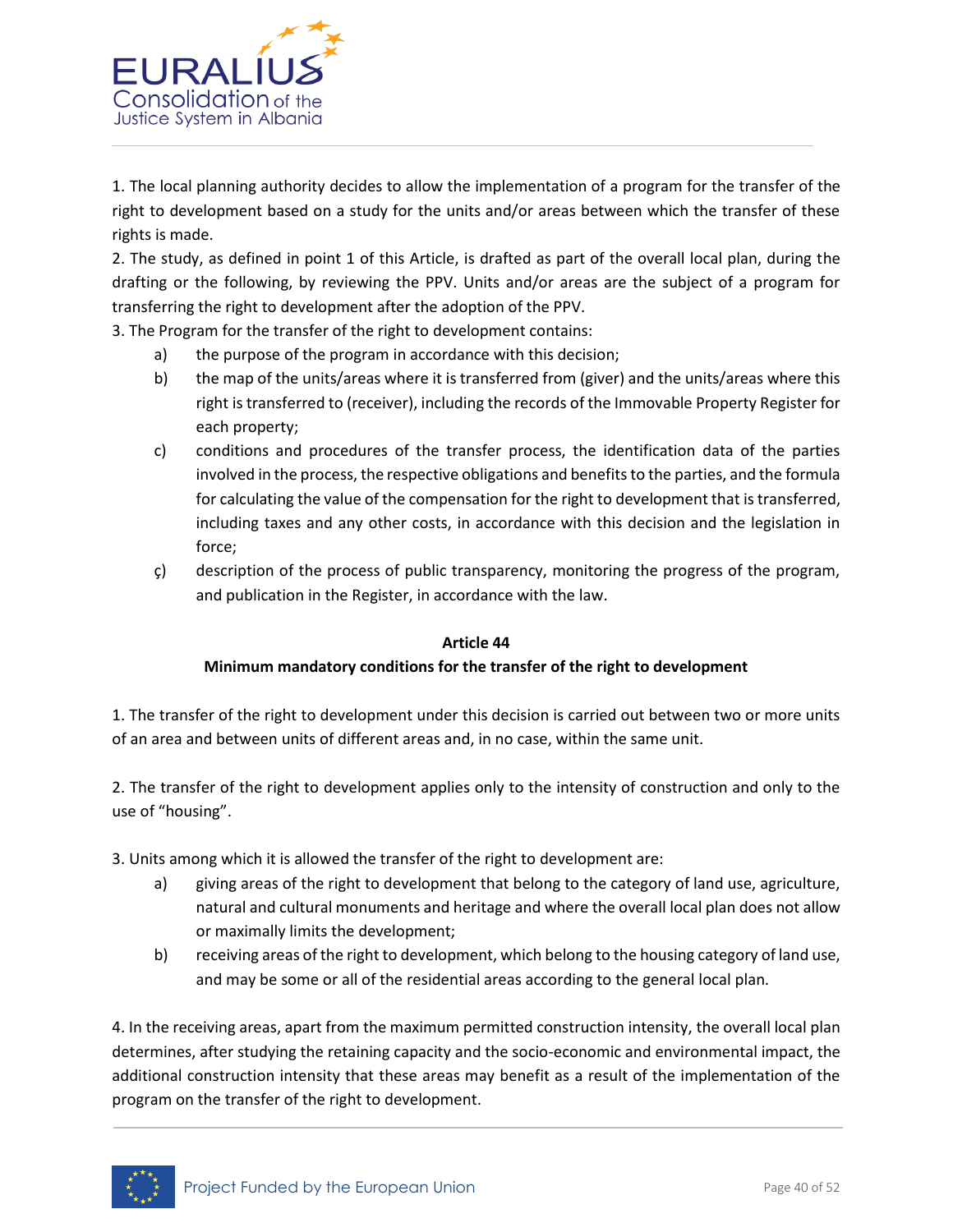1. The local planning authority decides to allow the implementation of a program for the transfer of the right to development based on a study for the units and/or areas between which the transfer of these rights is made.
2. The study, as defined in point 1 of this Article, is drafted as part of the overall local plan, during the drafting or the following, by reviewing the PPV. Units and/or areas are the subject of a program for transferring the right to development after the adoption of the PPV.
3. The Program for the transfer of the right to development contains:

a) the purpose of the program in accordance with this decision;

b) the map of the units/areas where it is transferred from (giver) and the units/areas where this right is transferred to (receiver), including the records of the Immovable Property Register for each property;

c) conditions and procedures of the transfer process, the identification data of the parties involved in the process, the respective obligations and benefits to the parties, and the formula for calculating the value of the compensation for the right to development that is transferred, including taxes and any other costs, in accordance with this decision and the legislation in force;

ç) description of the process of public transparency, monitoring the progress of the program, and publication in the Register, in accordance with the law.

**Article 44**

**Minimum mandatory conditions for the transfer of the right to development**

1. The transfer of the right to development under this decision is carried out between two or more units of an area and between units of different areas and, in no case, within the same unit.

2. The transfer of the right to development applies only to the intensity of construction and only to the use of “housing”.

3. Units among which it is allowed the transfer of the right to development are:

a) giving areas of the right to development that belong to the category of land use, agriculture, natural and cultural monuments and heritage and where the overall local plan does not allow or maximally limits the development;

b) receiving areas of the right to development, which belong to the housing category of land use, and may be some or all of the residential areas according to the general local plan.

4. In the receiving areas, apart from the maximum permitted construction intensity, the overall local plan determines, after studying the retaining capacity and the socio-economic and environmental impact, the additional construction intensity that these areas may benefit as a result of the implementation of the program on the transfer of the right to development.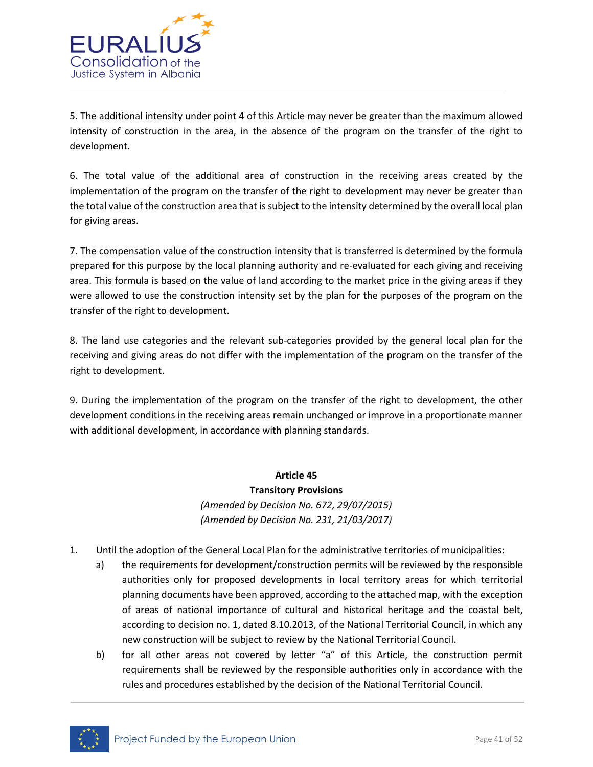5. The additional intensity under point 4 of this Article may never be greater than the maximum allowed intensity of construction in the area, in the absence of the program on the transfer of the right to development.

6. The total value of the additional area of construction in the receiving areas created by the implementation of the program on the transfer of the right to development may never be greater than the total value of the construction area that is subject to the intensity determined by the overall local plan for giving areas.

7. The compensation value of the construction intensity that is transferred is determined by the formula prepared for this purpose by the local planning authority and re-evaluated for each giving and receiving area. This formula is based on the value of land according to the market price in the giving areas if they were allowed to use the construction intensity set by the plan for the purposes of the program on the transfer of the right to development.

8. The land use categories and the relevant sub-categories provided by the general local plan for the receiving and giving areas do not differ with the implementation of the program on the transfer of the right to development.

9. During the implementation of the program on the transfer of the right to development, the other development conditions in the receiving areas remain unchanged or improve in a proportionate manner with additional development, in accordance with planning standards.

## Article 45
## Transitory Provisions

*(Amended by Decision No. 672, 29/07/2015)*
*(Amended by Decision No. 231, 21/03/2017)*

1. Until the adoption of the General Local Plan for the administrative territories of municipalities:
   a) the requirements for development/construction permits will be reviewed by the responsible authorities only for proposed developments in local territory areas for which territorial planning documents have been approved, according to the attached map, with the exception of areas of national importance of cultural and historical heritage and the coastal belt, according to decision no. 1, dated 8.10.2013, of the National Territorial Council, in which any new construction will be subject to review by the National Territorial Council.
   b) for all other areas not covered by letter "a" of this Article, the construction permit requirements shall be reviewed by the responsible authorities only in accordance with the rules and procedures established by the decision of the National Territorial Council.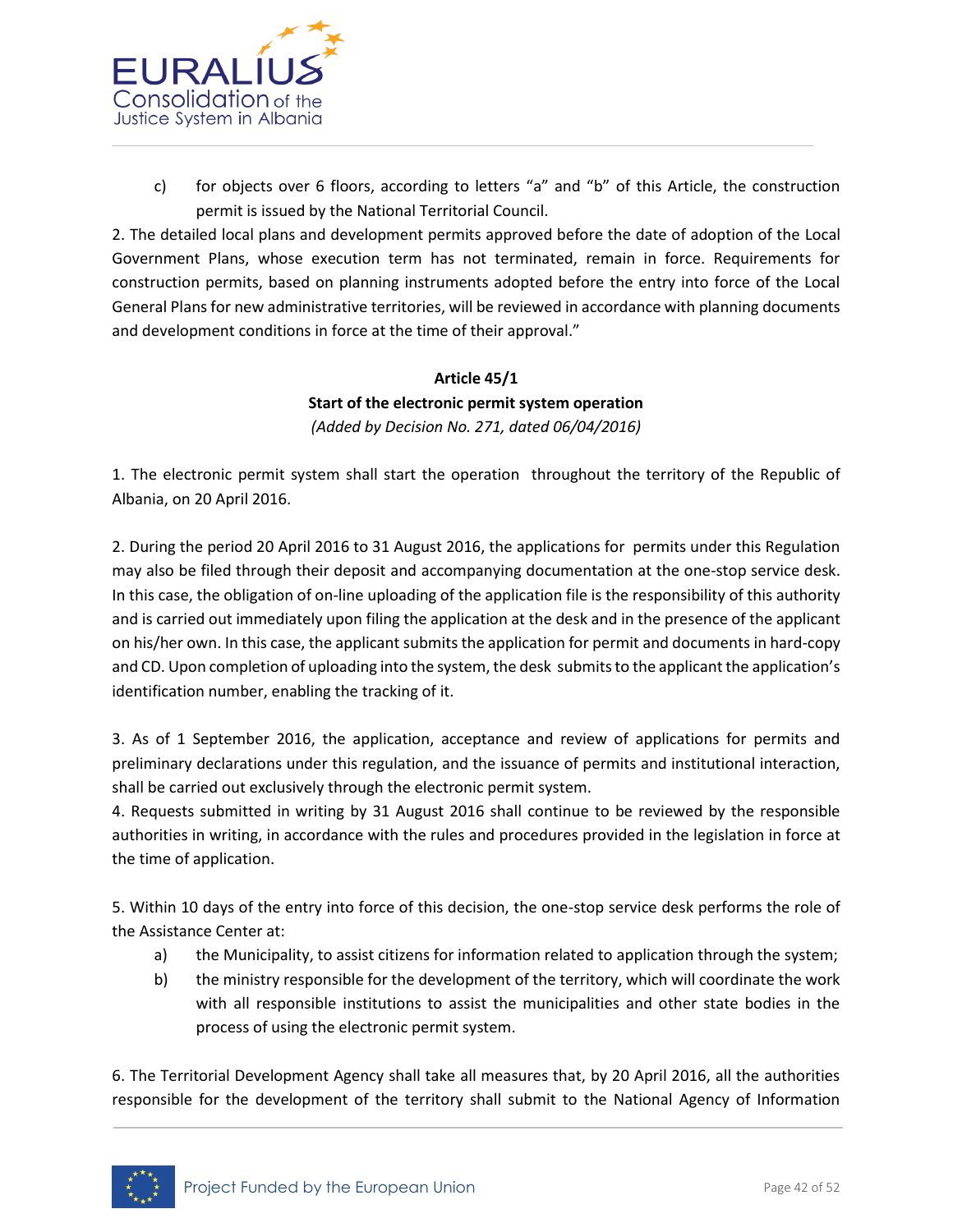c) for objects over 6 floors, according to letters "a" and "b" of this Article, the construction permit is issued by the National Territorial Council.

2. The detailed local plans and development permits approved before the date of adoption of the Local Government Plans, whose execution term has not terminated, remain in force. Requirements for construction permits, based on planning instruments adopted before the entry into force of the Local General Plans for new administrative territories, will be reviewed in accordance with planning documents and development conditions in force at the time of their approval."

**Article 45/1**

**Start of the electronic permit system operation**

*(Added by Decision No. 271, dated 06/04/2016)*

1. The electronic permit system shall start the operation throughout the territory of the Republic of Albania, on 20 April 2016.

2. During the period 20 April 2016 to 31 August 2016, the applications for permits under this Regulation may also be filed through their deposit and accompanying documentation at the one-stop service desk. In this case, the obligation of on-line uploading of the application file is the responsibility of this authority and is carried out immediately upon filing the application at the desk and in the presence of the applicant on his/her own. In this case, the applicant submits the application for permit and documents in hard-copy and CD. Upon completion of uploading into the system, the desk submits to the applicant the application's identification number, enabling the tracking of it.

3. As of 1 September 2016, the application, acceptance and review of applications for permits and preliminary declarations under this regulation, and the issuance of permits and institutional interaction, shall be carried out exclusively through the electronic permit system.

4. Requests submitted in writing by 31 August 2016 shall continue to be reviewed by the responsible authorities in writing, in accordance with the rules and procedures provided in the legislation in force at the time of application.

5. Within 10 days of the entry into force of this decision, the one-stop service desk performs the role of the Assistance Center at:

a) the Municipality, to assist citizens for information related to application through the system;

b) the ministry responsible for the development of the territory, which will coordinate the work with all responsible institutions to assist the municipalities and other state bodies in the process of using the electronic permit system.

6. The Territorial Development Agency shall take all measures that, by 20 April 2016, all the authorities responsible for the development of the territory shall submit to the National Agency of Information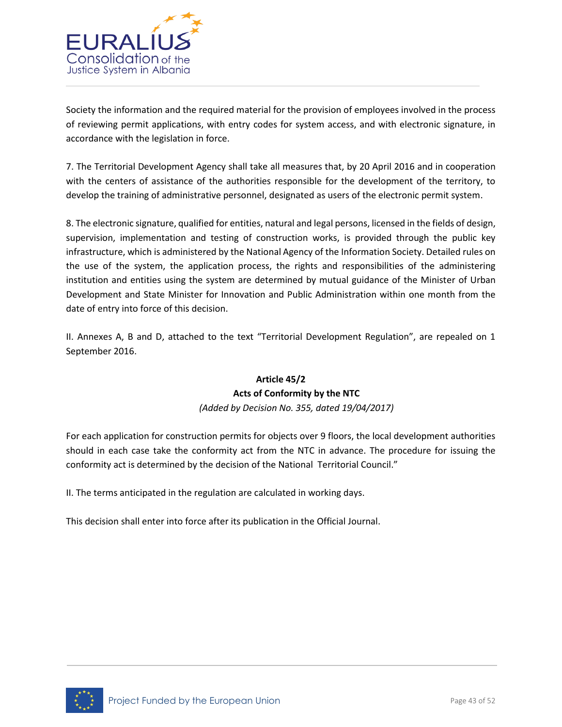Society the information and the required material for the provision of employees involved in the process of reviewing permit applications, with entry codes for system access, and with electronic signature, in accordance with the legislation in force.

7. The Territorial Development Agency shall take all measures that, by 20 April 2016 and in cooperation with the centers of assistance of the authorities responsible for the development of the territory, to develop the training of administrative personnel, designated as users of the electronic permit system.

8. The electronic signature, qualified for entities, natural and legal persons, licensed in the fields of design, supervision, implementation and testing of construction works, is provided through the public key infrastructure, which is administered by the National Agency of the Information Society. Detailed rules on the use of the system, the application process, the rights and responsibilities of the administering institution and entities using the system are determined by mutual guidance of the Minister of Urban Development and State Minister for Innovation and Public Administration within one month from the date of entry into force of this decision.

II. Annexes A, B and D, attached to the text "Territorial Development Regulation", are repealed on 1 September 2016.

**Article 45/2**
**Acts of Conformity by the NTC**
*(Added by Decision No. 355, dated 19/04/2017)*

For each application for construction permits for objects over 9 floors, the local development authorities should in each case take the conformity act from the NTC in advance. The procedure for issuing the conformity act is determined by the decision of the National Territorial Council."

II. The terms anticipated in the regulation are calculated in working days.

This decision shall enter into force after its publication in the Official Journal.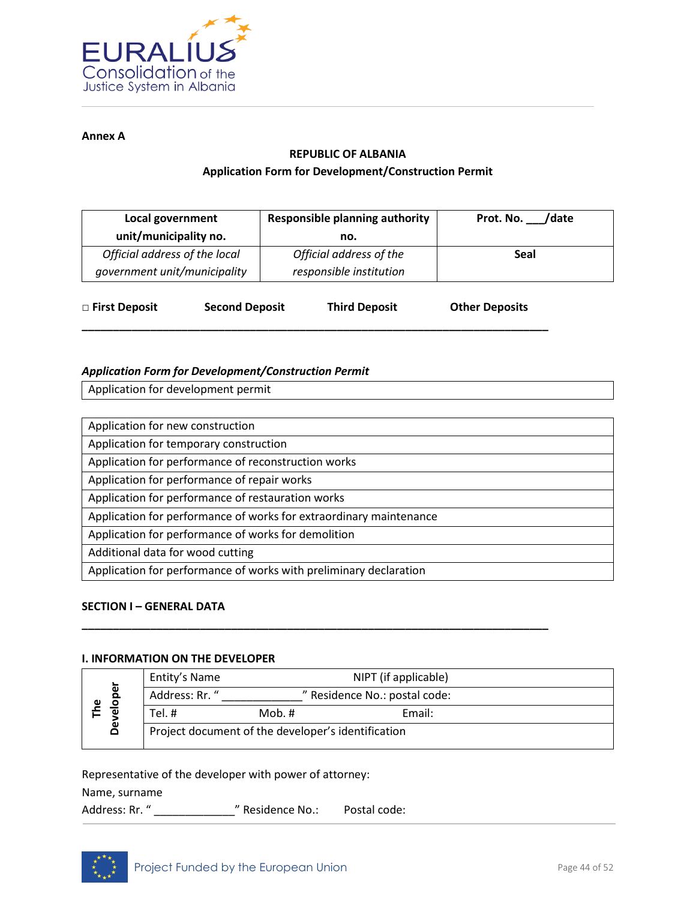Annex A

**REPUBLIC OF ALBANIA**
**Application Form for Development/Construction Permit**

| Local government unit/municipality no. | Responsible planning authority no. | Prot. No. ___/date |
|---|---|---|
| *Official address of the local government unit/municipality* | *Official address of the responsible institution* | **Seal** |

□ **First Deposit** **Second Deposit** **Third Deposit** **Other Deposits**

________________________________________________________________________

***Application Form for Development/Construction Permit***

| Application for development permit |
|---|

| Application for new construction |
|---|
| Application for temporary construction |
| Application for performance of reconstruction works |
| Application for performance of repair works |
| Application for performance of restauration works |
| Application for performance of works for extraordinary maintenance |
| Application for performance of works for demolition |
| Additional data for wood cutting |
| Application for performance of works with preliminary declaration |

**SECTION I – GENERAL DATA**

________________________________________________________________________

**I. INFORMATION ON THE DEVELOPER**

| **The Developer** | Entity's Name NIPT (if applicable) |
|---|---|
| | Address: Rr. " _____________" Residence No.: postal code: |
| | Tel. # Mob. # Email: |
| | Project document of the developer's identification |

Representative of the developer with power of attorney:
Name, surname
Address: Rr. " _____________" Residence No.: Postal code: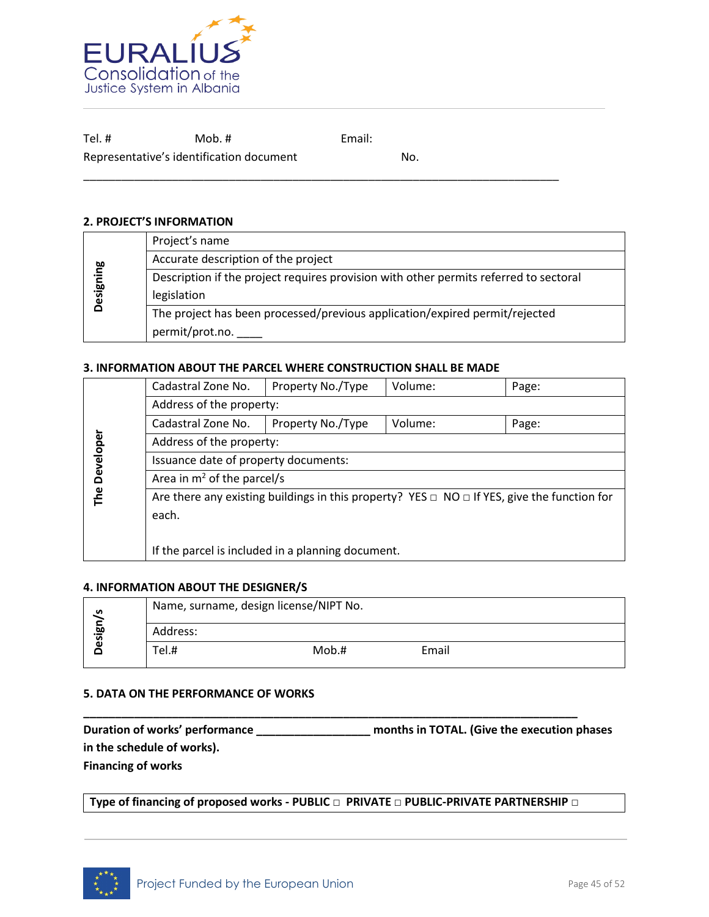Tel. # Mob. # Email:

Representative's identification document No.

________________________________________________________________________________

**2. PROJECT'S INFORMATION**

| | |
|---|---|
| **Designing** | Project's name |
| | Accurate description of the project |
| | Description if the project requires provision with other permits referred to sectoral legislation |
| | The project has been processed/previous application/expired permit/rejected permit/prot.no. ____ |

**3. INFORMATION ABOUT THE PARCEL WHERE CONSTRUCTION SHALL BE MADE**

| | | | | |
|---|---|---|---|---|
| **The Developer** | Cadastral Zone No. | Property No./Type | Volume: | Page: |
| | Address of the property: | | | |
| | Cadastral Zone No. | Property No./Type | Volume: | Page: |
| | Address of the property: | | | |
| | Issuance date of property documents: | | | |
| | Area in $m^2$ of the parcel/s | | | |
| | Are there any existing buildings in this property? YES □ NO □ If YES, give the function for each.<br><br>If the parcel is included in a planning document. | | | |

**4. INFORMATION ABOUT THE DESIGNER/S**

| | | | |
|---|---|---|---|
| **Design/s** | Name, surname, design license/NIPT No. | | |
| | Address: | | |
| | Tel.# | Mob.# | Email |

**5. DATA ON THE PERFORMANCE OF WORKS**

________________________________________________________________________________

**Duration of works' performance __________________ months in TOTAL. (Give the execution phases in the schedule of works).**

**Financing of works**

| |
|---|
| **Type of financing of proposed works - PUBLIC □ PRIVATE □ PUBLIC-PRIVATE PARTNERSHIP □** |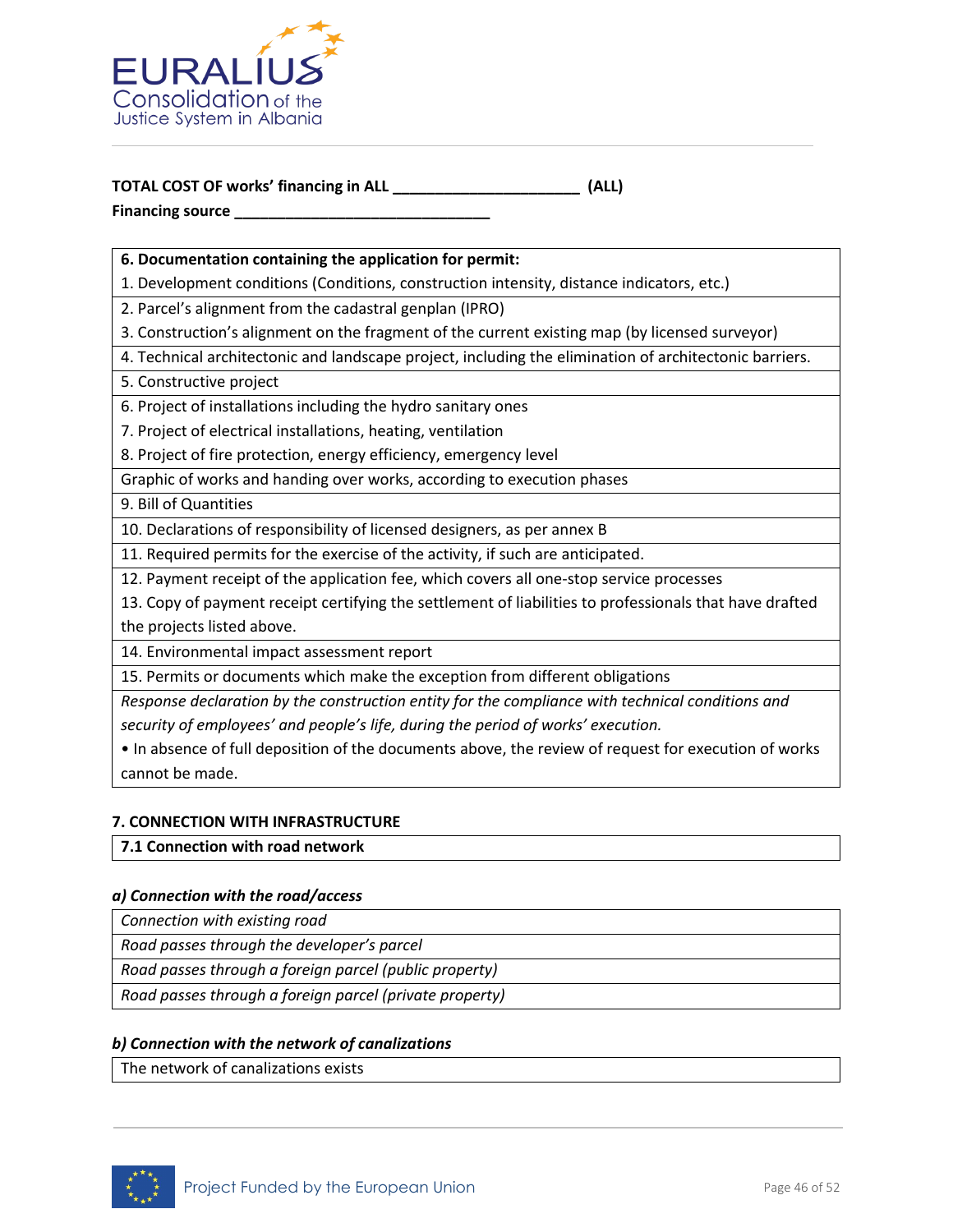**TOTAL COST OF works' financing in ALL _____________________ (ALL)**

**Financing source ____________________________**

| **6. Documentation containing the application for permit:** |
|---|
| 1. Development conditions (Conditions, construction intensity, distance indicators, etc.) |
| 2. Parcel's alignment from the cadastral genplan (IPRO)<br>3. Construction's alignment on the fragment of the current existing map (by licensed surveyor) |
| 4. Technical architectonic and landscape project, including the elimination of architectonic barriers. |
| 5. Constructive project |
| 6. Project of installations including the hydro sanitary ones<br>7. Project of electrical installations, heating, ventilation<br>8. Project of fire protection, energy efficiency, emergency level |
| Graphic of works and handing over works, according to execution phases |
| 9. Bill of Quantities |
| 10. Declarations of responsibility of licensed designers, as per annex B |
| 11. Required permits for the exercise of the activity, if such are anticipated. |
| 12. Payment receipt of the application fee, which covers all one-stop service processes<br>13. Copy of payment receipt certifying the settlement of liabilities to professionals that have drafted the projects listed above. |
| 14. Environmental impact assessment report |
| 15. Permits or documents which make the exception from different obligations |
| *Response declaration by the construction entity for the compliance with technical conditions and security of employees' and people's life, during the period of works' execution.*<br>• In absence of full deposition of the documents above, the review of request for execution of works cannot be made. |

**7. CONNECTION WITH INFRASTRUCTURE**

| **7.1 Connection with road network** |
|---|

***a) Connection with the road/access***

| *Connection with existing road* |
|---|
| *Road passes through the developer's parcel* |
| *Road passes through a foreign parcel (public property)* |
| *Road passes through a foreign parcel (private property)* |

***b) Connection with the network of canalizations***

| The network of canalizations exists |
|---|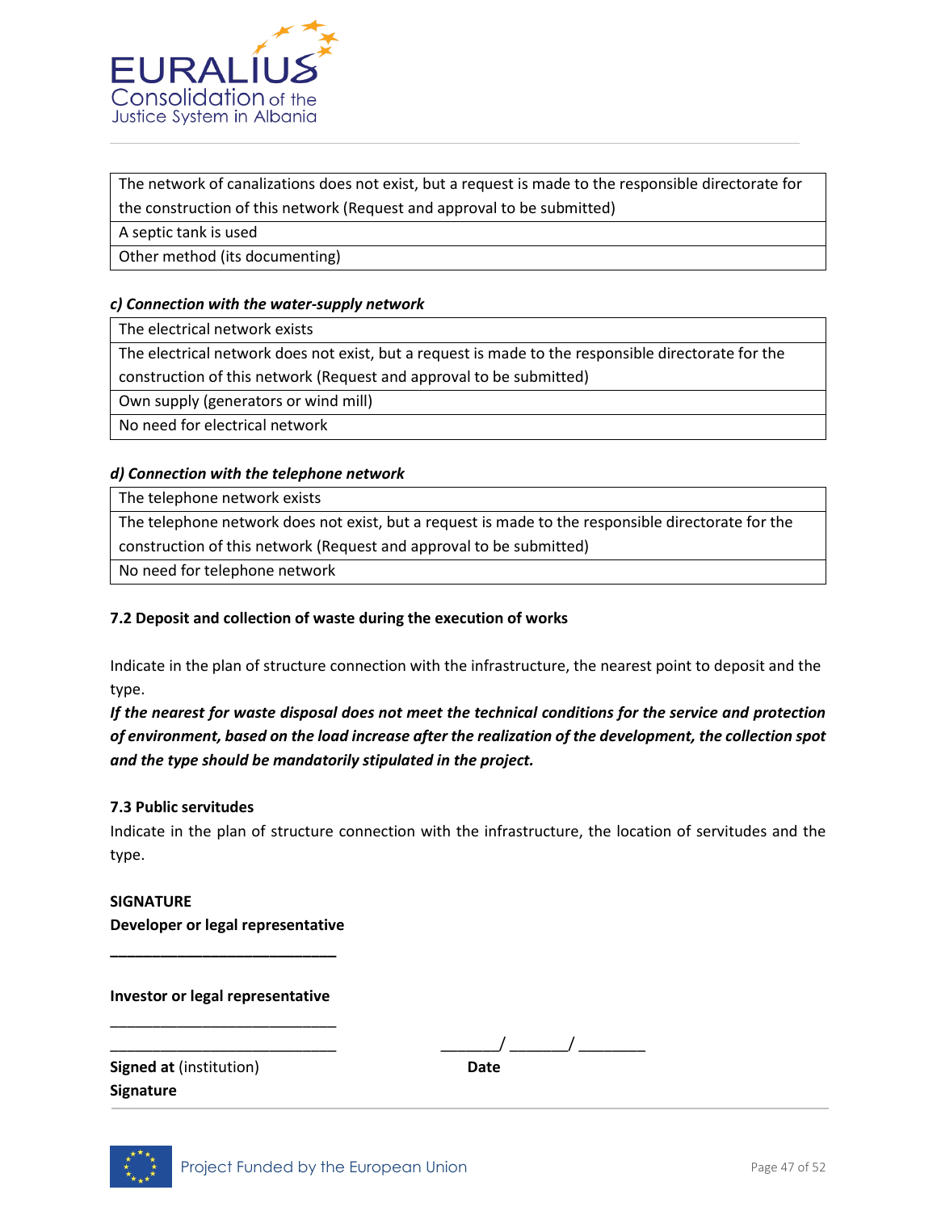| The network of canalizations does not exist, but a request is made to the responsible directorate for the construction of this network (Request and approval to be submitted) |
|---|
| A septic tank is used |
| Other method (its documenting) |

***c) Connection with the water-supply network***

| The electrical network exists |
|---|
| The electrical network does not exist, but a request is made to the responsible directorate for the construction of this network (Request and approval to be submitted) |
| Own supply (generators or wind mill) |
| No need for electrical network |

***d) Connection with the telephone network***

| The telephone network exists |
|---|
| The telephone network does not exist, but a request is made to the responsible directorate for the construction of this network (Request and approval to be submitted) |
| No need for telephone network |

**7.2 Deposit and collection of waste during the execution of works**

Indicate in the plan of structure connection with the infrastructure, the nearest point to deposit and the type.

***If the nearest for waste disposal does not meet the technical conditions for the service and protection of environment, based on the load increase after the realization of the development, the collection spot and the type should be mandatorily stipulated in the project.***

**7.3 Public servitudes**

Indicate in the plan of structure connection with the infrastructure, the location of servitudes and the type.

**SIGNATURE**

**Developer or legal representative**

___________________________

**Investor or legal representative**

___________________________

___________________________ _______/ _______/ ________

**Signed at** (institution) **Date**

**Signature**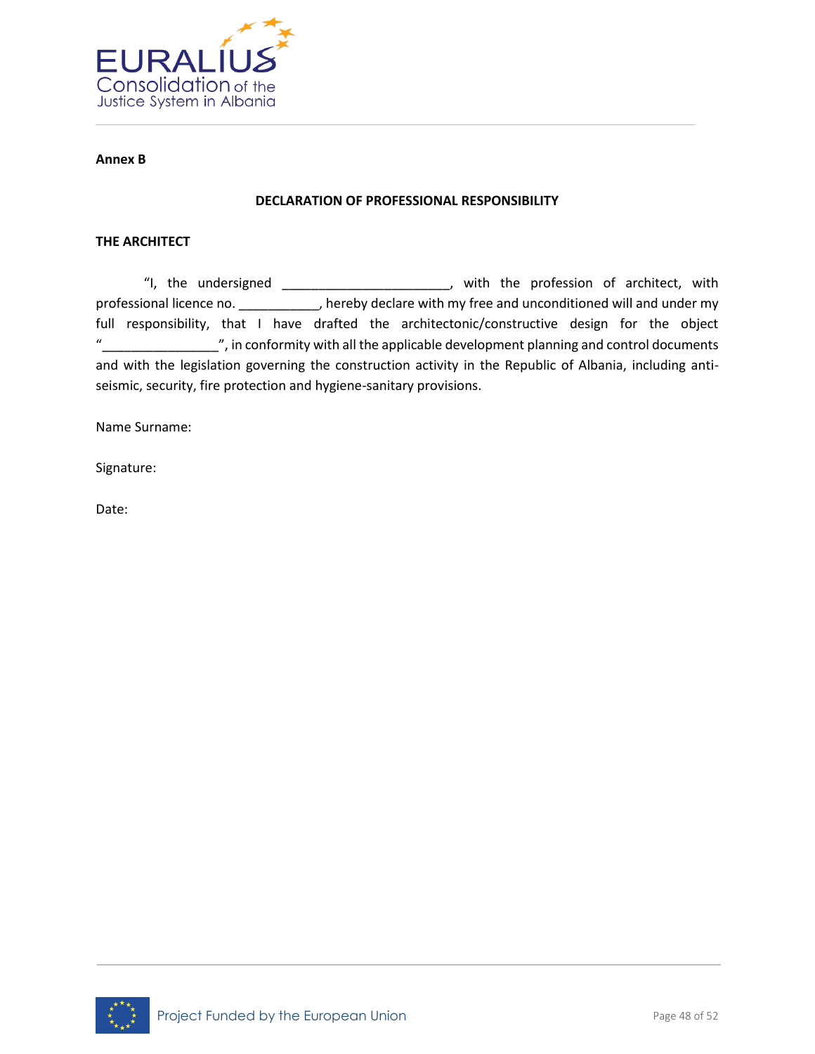**Annex B**

**DECLARATION OF PROFESSIONAL RESPONSIBILITY**

**THE ARCHITECT**

"I, the undersigned ______________________, with the profession of architect, with professional licence no. ___________, hereby declare with my free and unconditioned will and under my full responsibility, that I have drafted the architectonic/constructive design for the object "________________", in conformity with all the applicable development planning and control documents and with the legislation governing the construction activity in the Republic of Albania, including anti-seismic, security, fire protection and hygiene-sanitary provisions.

Name Surname:

Signature:

Date: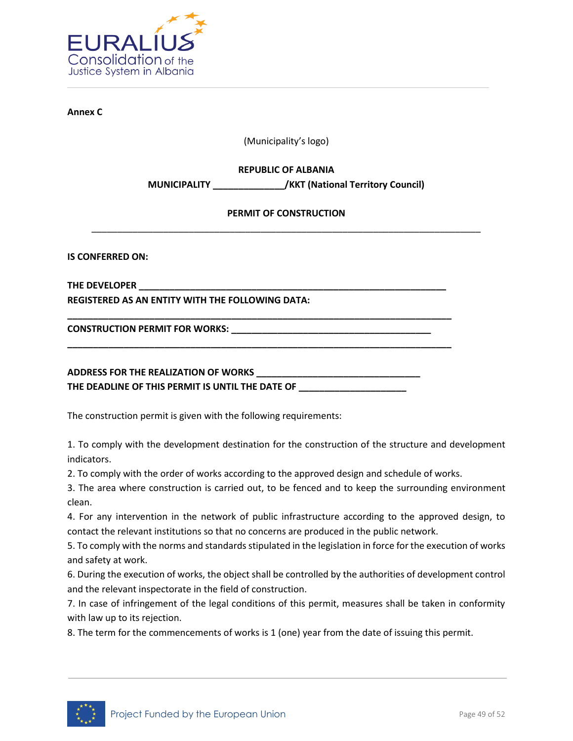**Annex C**

(Municipality's logo)

**REPUBLIC OF ALBANIA**

**MUNICIPALITY ______________/KKT (National Territory Council)**

**PERMIT OF CONSTRUCTION**

________________________________________________________________________________

**IS CONFERRED ON:**

**THE DEVELOPER _______________________________________________________________**

**REGISTERED AS AN ENTITY WITH THE FOLLOWING DATA:**

**________________________________________________________________________________**

**CONSTRUCTION PERMIT FOR WORKS: __________________________________________**

**________________________________________________________________________________**

**ADDRESS FOR THE REALIZATION OF WORKS _________________________________**

**THE DEADLINE OF THIS PERMIT IS UNTIL THE DATE OF _____________________**

The construction permit is given with the following requirements:

1. To comply with the development destination for the construction of the structure and development indicators.
2. To comply with the order of works according to the approved design and schedule of works.
3. The area where construction is carried out, to be fenced and to keep the surrounding environment clean.
4. For any intervention in the network of public infrastructure according to the approved design, to contact the relevant institutions so that no concerns are produced in the public network.
5. To comply with the norms and standards stipulated in the legislation in force for the execution of works and safety at work.
6. During the execution of works, the object shall be controlled by the authorities of development control and the relevant inspectorate in the field of construction.
7. In case of infringement of the legal conditions of this permit, measures shall be taken in conformity with law up to its rejection.
8. The term for the commencements of works is 1 (one) year from the date of issuing this permit.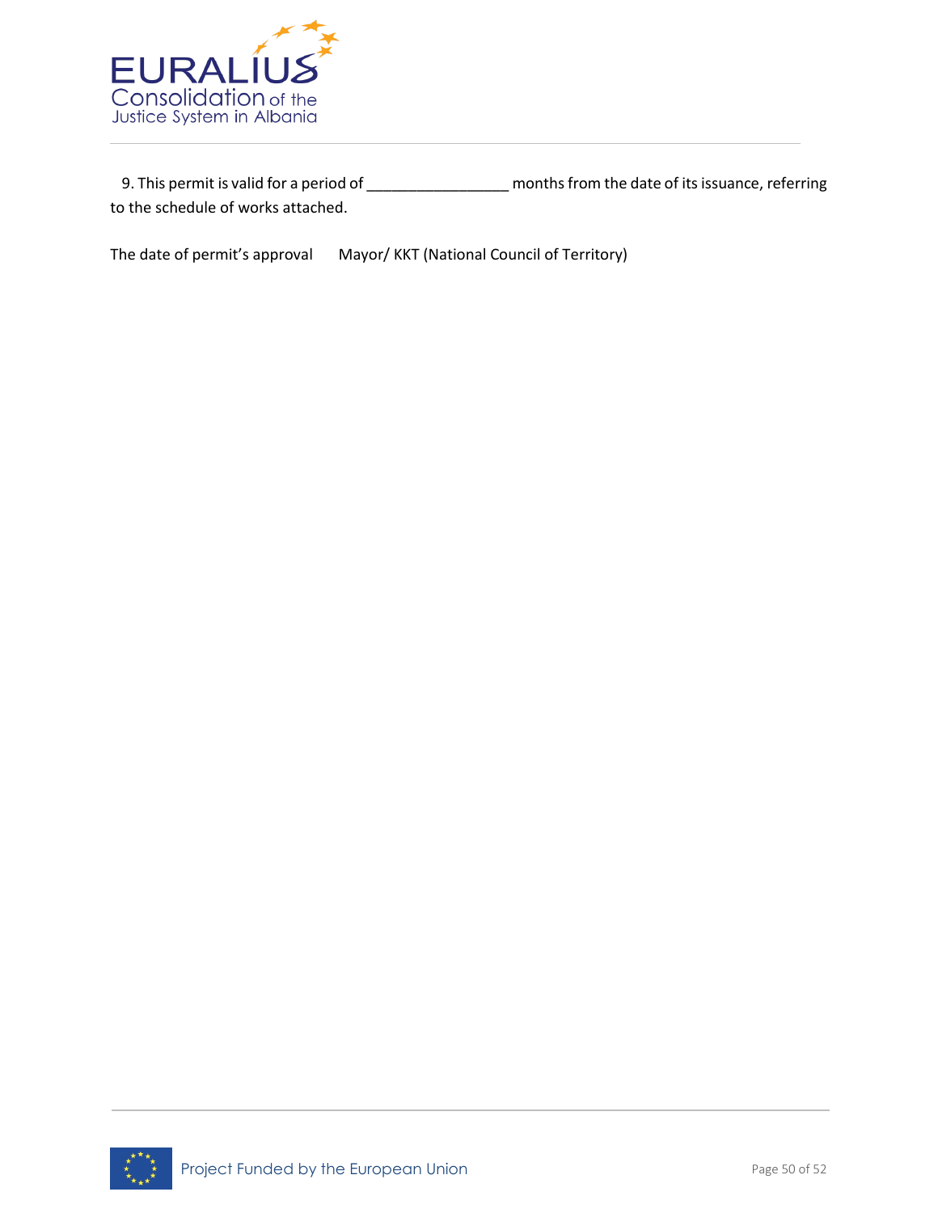9. This permit is valid for a period of ________________ months from the date of its issuance, referring to the schedule of works attached.

The date of permit's approval      Mayor/ KKT (National Council of Territory)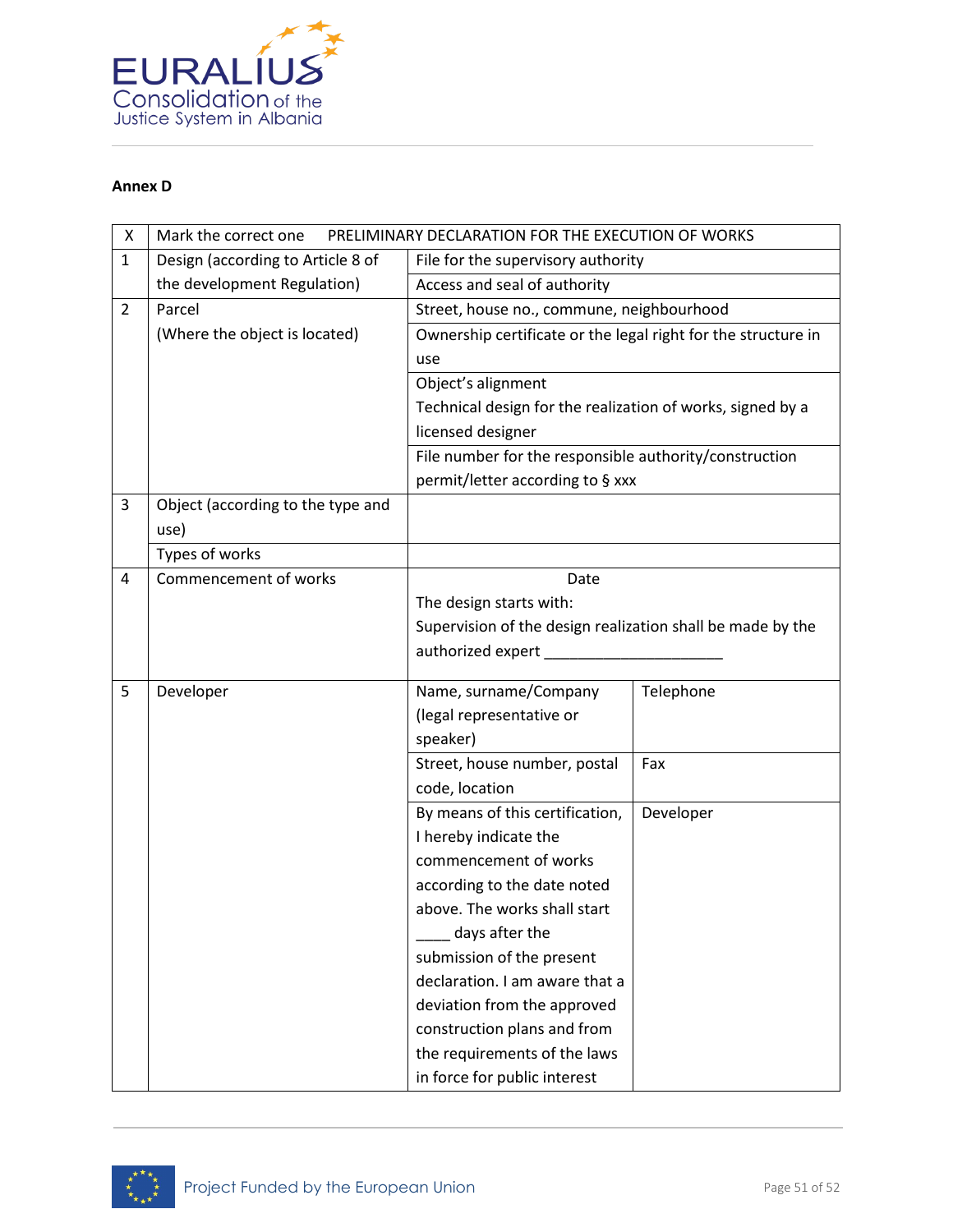**Annex D**

| X | Mark the correct one | PRELIMINARY DECLARATION FOR THE EXECUTION OF WORKS | |
|---|---|---|---|
| 1 | Design (according to Article 8 of the development Regulation) | File for the supervisory authority | |
| | | Access and seal of authority | |
| 2 | Parcel<br>(Where the object is located) | Street, house no., commune, neighbourhood | |
| | | Ownership certificate or the legal right for the structure in use | |
| | | Object's alignment<br>Technical design for the realization of works, signed by a licensed designer | |
| | | File number for the responsible authority/construction permit/letter according to § xxx | |
| 3 | Object (according to the type and use) | | |
| | Types of works | | |
| 4 | Commencement of works | Date<br>The design starts with:<br>Supervision of the design realization shall be made by the authorized expert ____________________ | |
| 5 | Developer | Name, surname/Company (legal representative or speaker) | Telephone |
| | | Street, house number, postal code, location | Fax |
| | | By means of this certification, I hereby indicate the commencement of works according to the date noted above. The works shall start ____ days after the submission of the present declaration. I am aware that a deviation from the approved construction plans and from the requirements of the laws in force for public interest | Developer |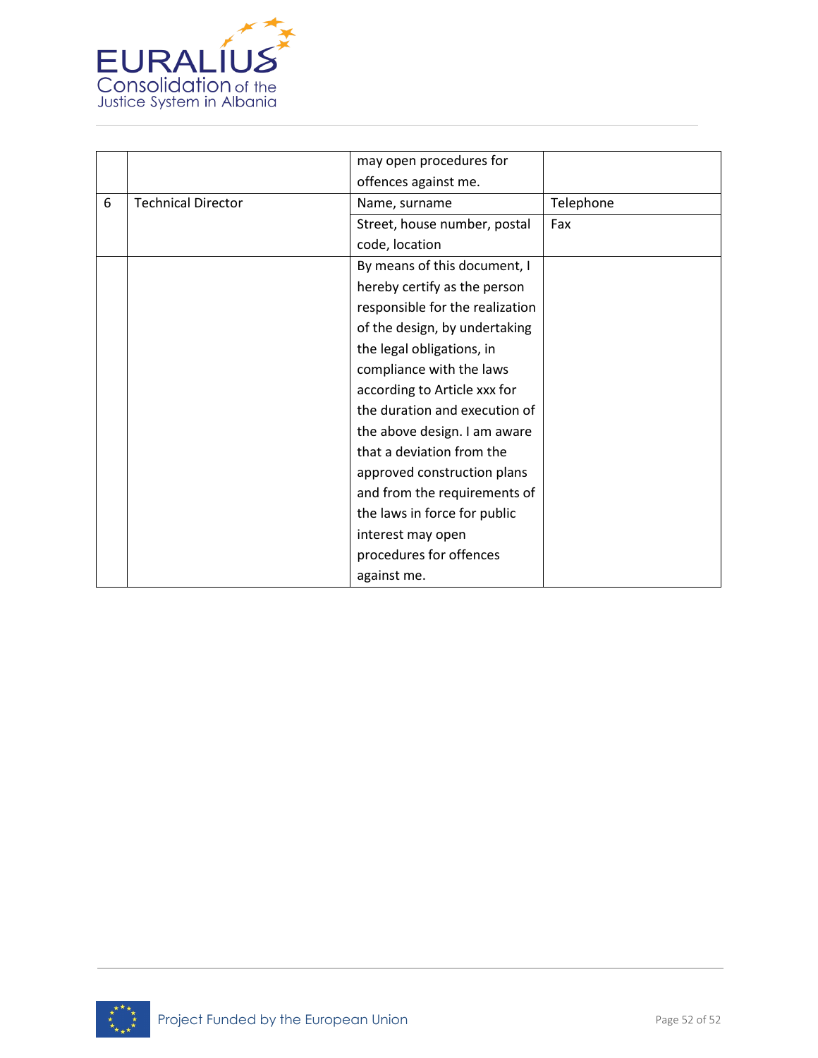| | | | |
|---|---|---|---|
| | | may open procedures for offences against me. | |
| 6 | Technical Director | Name, surname | Telephone |
| | | Street, house number, postal code, location | Fax |
| | | By means of this document, I hereby certify as the person responsible for the realization of the design, by undertaking the legal obligations, in compliance with the laws according to Article xxx for the duration and execution of the above design. I am aware that a deviation from the approved construction plans and from the requirements of the laws in force for public interest may open procedures for offences against me. | |